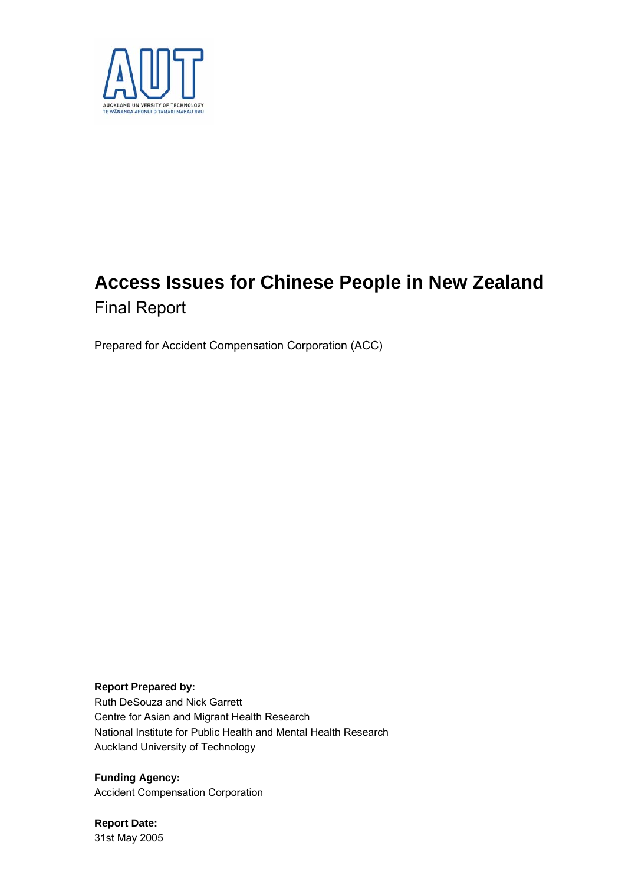AUT

AUCKLAND UNIVERSITY OF TECHNOLOGY
TE WĀNANGA ARONUI O TAMAKI MAKAU RAU

# Access Issues for Chinese People in New Zealand

## Final Report

Prepared for Accident Compensation Corporation (ACC)

**Report Prepared by:**
Ruth DeSouza and Nick Garrett
Centre for Asian and Migrant Health Research
National Institute for Public Health and Mental Health Research
Auckland University of Technology

**Funding Agency:**
Accident Compensation Corporation

**Report Date:**
31st May 2005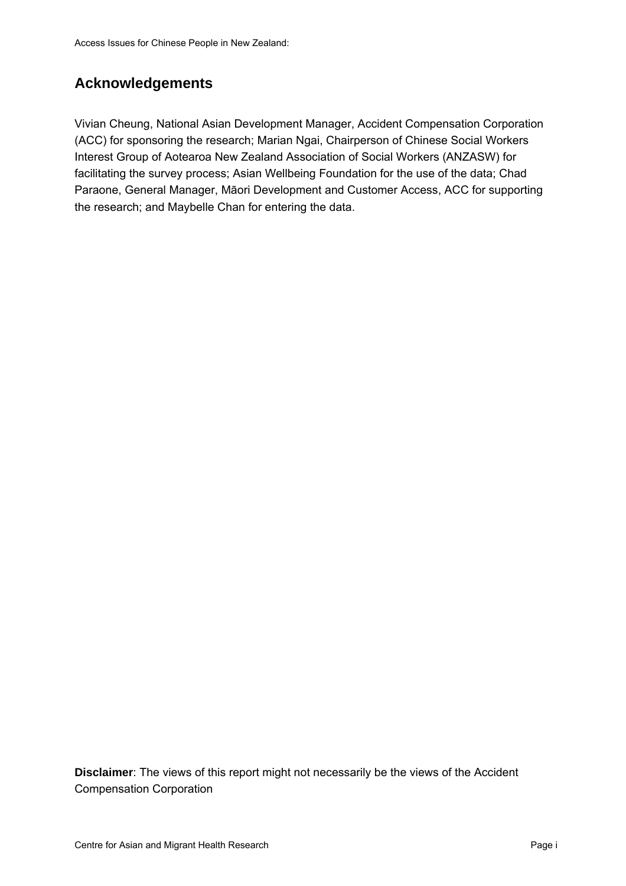## Acknowledgements

Vivian Cheung, National Asian Development Manager, Accident Compensation Corporation (ACC) for sponsoring the research; Marian Ngai, Chairperson of Chinese Social Workers Interest Group of Aotearoa New Zealand Association of Social Workers (ANZASW) for facilitating the survey process; Asian Wellbeing Foundation for the use of the data; Chad Paraone, General Manager, Māori Development and Customer Access, ACC for supporting the research; and Maybelle Chan for entering the data.

**Disclaimer**: The views of this report might not necessarily be the views of the Accident Compensation Corporation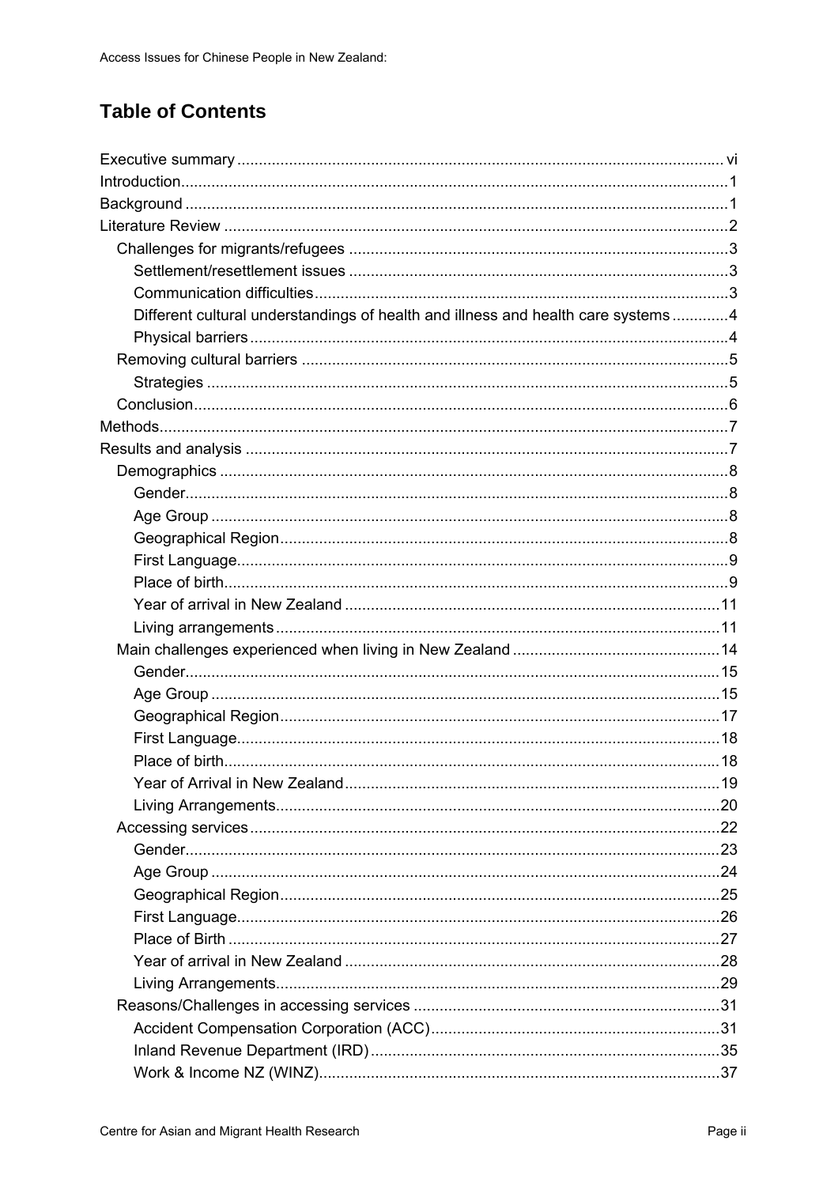# Table of Contents

Executive summary ........ vi
Introduction ........ 1
Background ........ 1
Literature Review ........ 2
- Challenges for migrants/refugees ........ 3
  - Settlement/resettlement issues ........ 3
  - Communication difficulties ........ 3
  - Different cultural understandings of health and illness and health care systems ........ 4
  - Physical barriers ........ 4
- Removing cultural barriers ........ 5
  - Strategies ........ 5
- Conclusion ........ 6

Methods ........ 7
Results and analysis ........ 7
- Demographics ........ 8
  - Gender ........ 8
  - Age Group ........ 8
  - Geographical Region ........ 8
  - First Language ........ 9
  - Place of birth ........ 9
  - Year of arrival in New Zealand ........ 11
  - Living arrangements ........ 11
- Main challenges experienced when living in New Zealand ........ 14
  - Gender ........ 15
  - Age Group ........ 15
  - Geographical Region ........ 17
  - First Language ........ 18
  - Place of birth ........ 18
  - Year of Arrival in New Zealand ........ 19
  - Living Arrangements ........ 20
- Accessing services ........ 22
  - Gender ........ 23
  - Age Group ........ 24
  - Geographical Region ........ 25
  - First Language ........ 26
  - Place of Birth ........ 27
  - Year of arrival in New Zealand ........ 28
  - Living Arrangements ........ 29
- Reasons/Challenges in accessing services ........ 31
  - Accident Compensation Corporation (ACC) ........ 31
  - Inland Revenue Department (IRD) ........ 35
  - Work & Income NZ (WINZ) ........ 37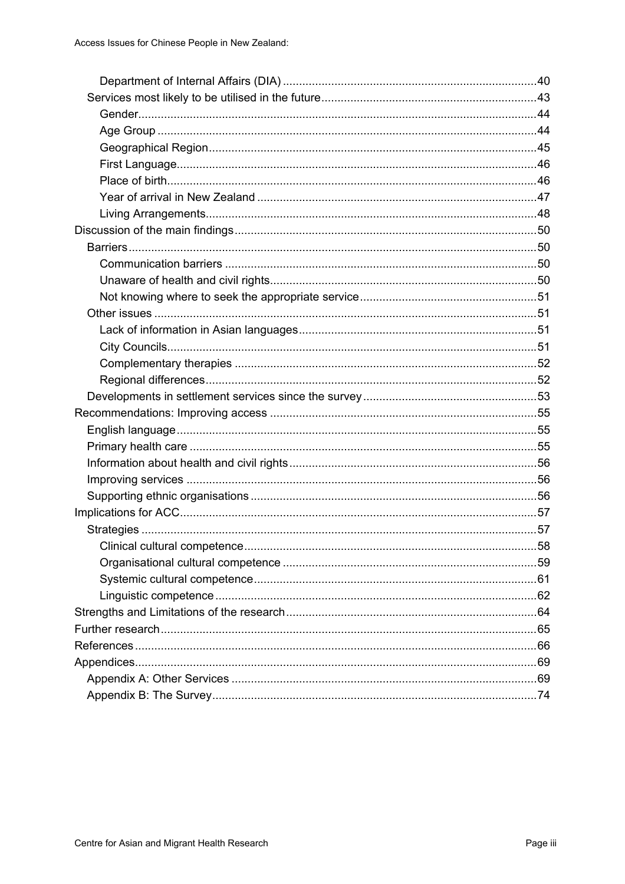Department of Internal Affairs (DIA) ....................................................................40

Services most likely to be utilised in the future....................................................43

Gender....................................................................................................44

Age Group ...............................................................................................44

Geographical Region................................................................................45

First Language.........................................................................................46

Place of birth............................................................................................46

Year of arrival in New Zealand ..................................................................47

Living Arrangements.................................................................................48

Discussion of the main findings..........................................................................50

Barriers...................................................................................................50

Communication barriers ............................................................................50

Unaware of health and civil rights..............................................................50

Not knowing where to seek the appropriate service........................................51

Other issues ............................................................................................51

Lack of information in Asian languages........................................................51

City Councils............................................................................................51

Complementary therapies ..........................................................................52

Regional differences.................................................................................52

Developments in settlement services since the survey.......................................53

Recommendations: Improving access ..................................................................55

English language......................................................................................55

Primary health care ..................................................................................55

Information about health and civil rights......................................................56

Improving services ...................................................................................56

Supporting ethnic organisations .................................................................56

Implications for ACC..........................................................................................57

Strategies ...............................................................................................57

Clinical cultural competence.......................................................................58

Organisational cultural competence ...........................................................59

Systemic cultural competence.....................................................................61

Linguistic competence ..............................................................................62

Strengths and Limitations of the research.............................................................64

Further research................................................................................................65

References.......................................................................................................66

Appendices.......................................................................................................69

Appendix A: Other Services .......................................................................69

Appendix B: The Survey............................................................................74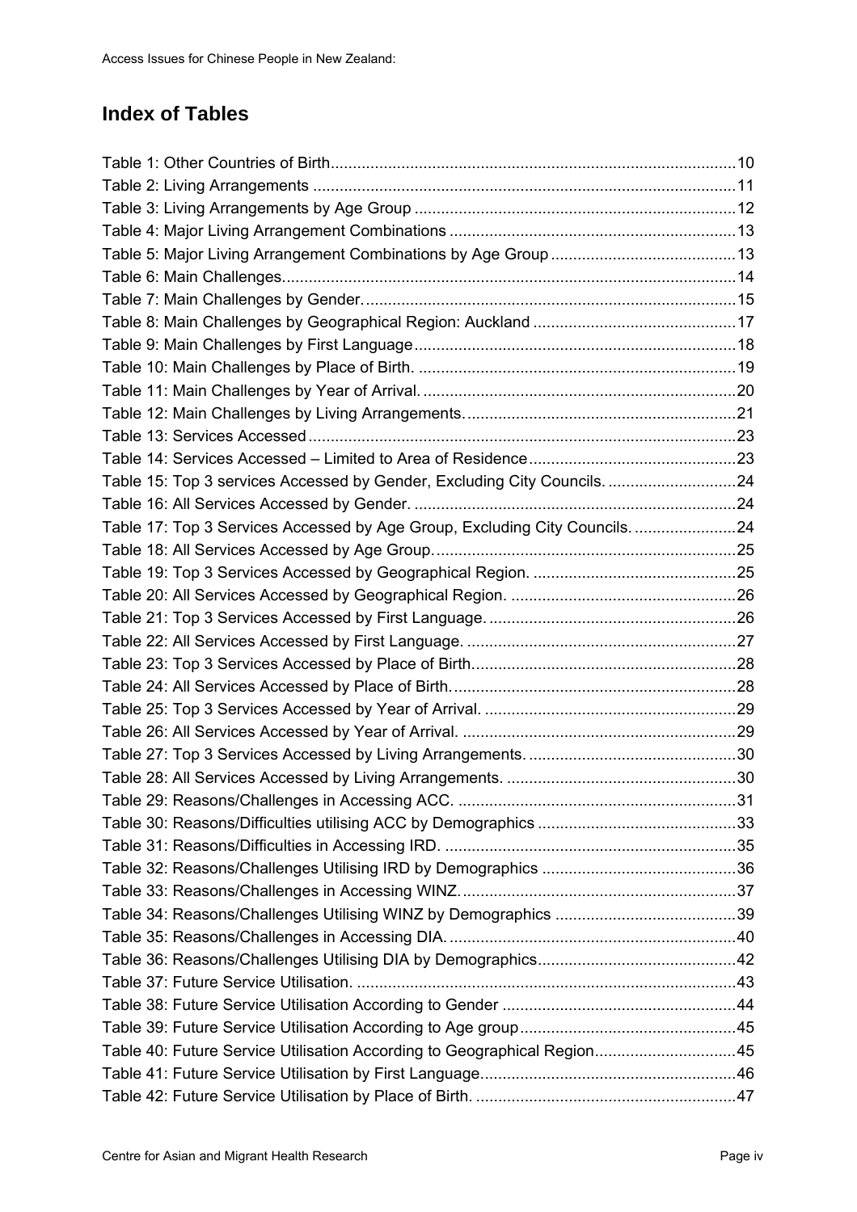## Index of Tables

Table 1: Other Countries of Birth ........................................................................................10
Table 2: Living Arrangements ..............................................................................................11
Table 3: Living Arrangements by Age Group ........................................................................12
Table 4: Major Living Arrangement Combinations ................................................................13
Table 5: Major Living Arrangement Combinations by Age Group ..........................................13
Table 6: Main Challenges.....................................................................................................14
Table 7: Main Challenges by Gender. ...................................................................................15
Table 8: Main Challenges by Geographical Region: Auckland .............................................17
Table 9: Main Challenges by First Language........................................................................18
Table 10: Main Challenges by Place of Birth. .......................................................................19
Table 11: Main Challenges by Year of Arrival. ......................................................................20
Table 12: Main Challenges by Living Arrangements. ............................................................21
Table 13: Services Accessed ...............................................................................................23
Table 14: Services Accessed – Limited to Area of Residence ..............................................23
Table 15: Top 3 services Accessed by Gender, Excluding City Councils. ............................24
Table 16: All Services Accessed by Gender. ........................................................................24
Table 17: Top 3 Services Accessed by Age Group, Excluding City Councils. .......................24
Table 18: All Services Accessed by Age Group. ...................................................................25
Table 19: Top 3 Services Accessed by Geographical Region. ..............................................25
Table 20: All Services Accessed by Geographical Region. ...................................................26
Table 21: Top 3 Services Accessed by First Language. ........................................................26
Table 22: All Services Accessed by First Language. ............................................................27
Table 23: Top 3 Services Accessed by Place of Birth. ..........................................................28
Table 24: All Services Accessed by Place of Birth. ...............................................................28
Table 25: Top 3 Services Accessed by Year of Arrival. .........................................................29
Table 26: All Services Accessed by Year of Arrival. .............................................................29
Table 27: Top 3 Services Accessed by Living Arrangements. ..............................................30
Table 28: All Services Accessed by Living Arrangements. ...................................................30
Table 29: Reasons/Challenges in Accessing ACC. ..............................................................31
Table 30: Reasons/Difficulties utilising ACC by Demographics ............................................33
Table 31: Reasons/Difficulties in Accessing IRD. .................................................................35
Table 32: Reasons/Challenges Utilising IRD by Demographics ............................................36
Table 33: Reasons/Challenges in Accessing WINZ. .............................................................37
Table 34: Reasons/Challenges Utilising WINZ by Demographics .........................................39
Table 35: Reasons/Challenges in Accessing DIA. ................................................................40
Table 36: Reasons/Challenges Utilising DIA by Demographics ............................................42
Table 37: Future Service Utilisation. .....................................................................................43
Table 38: Future Service Utilisation According to Gender ....................................................44
Table 39: Future Service Utilisation According to Age group ................................................45
Table 40: Future Service Utilisation According to Geographical Region ...............................45
Table 41: Future Service Utilisation by First Language.........................................................46
Table 42: Future Service Utilisation by Place of Birth. ..........................................................47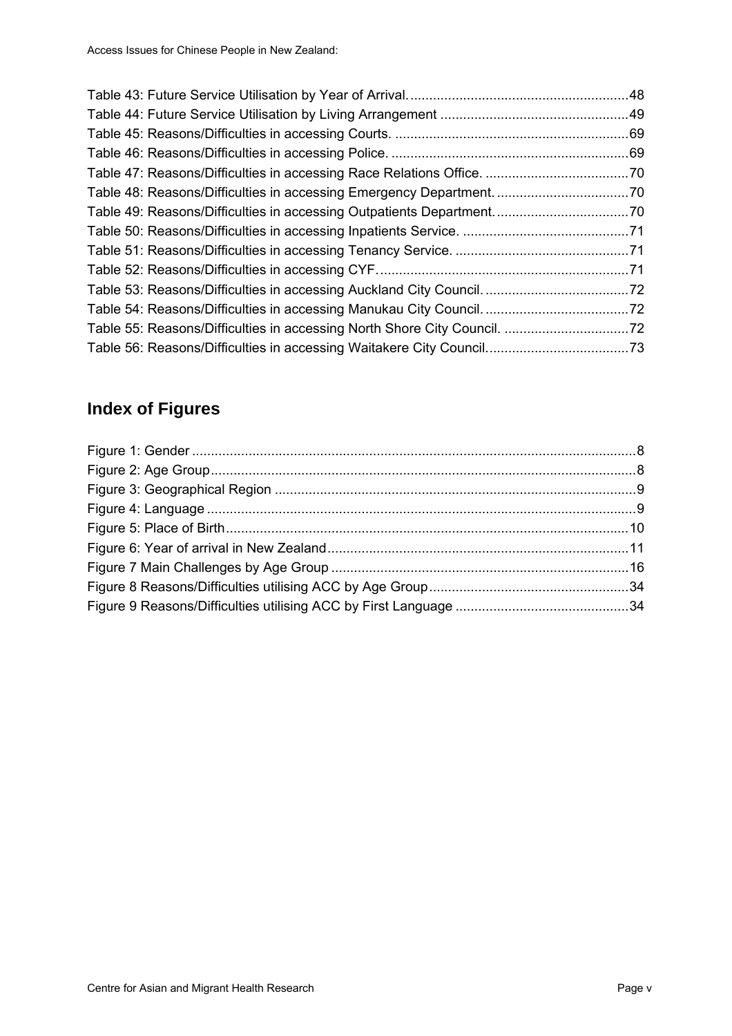Table 43: Future Service Utilisation by Year of Arrival. ........................................................48
Table 44: Future Service Utilisation by Living Arrangement ...................................................49
Table 45: Reasons/Difficulties in accessing Courts. ..............................................................69
Table 46: Reasons/Difficulties in accessing Police. ...............................................................69
Table 47: Reasons/Difficulties in accessing Race Relations Office. .......................................70
Table 48: Reasons/Difficulties in accessing Emergency Department. ....................................70
Table 49: Reasons/Difficulties in accessing Outpatients Department. ....................................70
Table 50: Reasons/Difficulties in accessing Inpatients Service. .............................................71
Table 51: Reasons/Difficulties in accessing Tenancy Service. ...............................................71
Table 52: Reasons/Difficulties in accessing CYF. ...................................................................71
Table 53: Reasons/Difficulties in accessing Auckland City Council. .......................................72
Table 54: Reasons/Difficulties in accessing Manukau City Council. .......................................72
Table 55: Reasons/Difficulties in accessing North Shore City Council. ..................................72
Table 56: Reasons/Difficulties in accessing Waitakere City Council. ......................................73

## Index of Figures

Figure 1: Gender .......................................................................................................................8
Figure 2: Age Group ..................................................................................................................8
Figure 3: Geographical Region .................................................................................................9
Figure 4: Language ...................................................................................................................9
Figure 5: Place of Birth ............................................................................................................10
Figure 6: Year of arrival in New Zealand .................................................................................11
Figure 7 Main Challenges by Age Group ................................................................................16
Figure 8 Reasons/Difficulties utilising ACC by Age Group .....................................................34
Figure 9 Reasons/Difficulties utilising ACC by First Language ..............................................34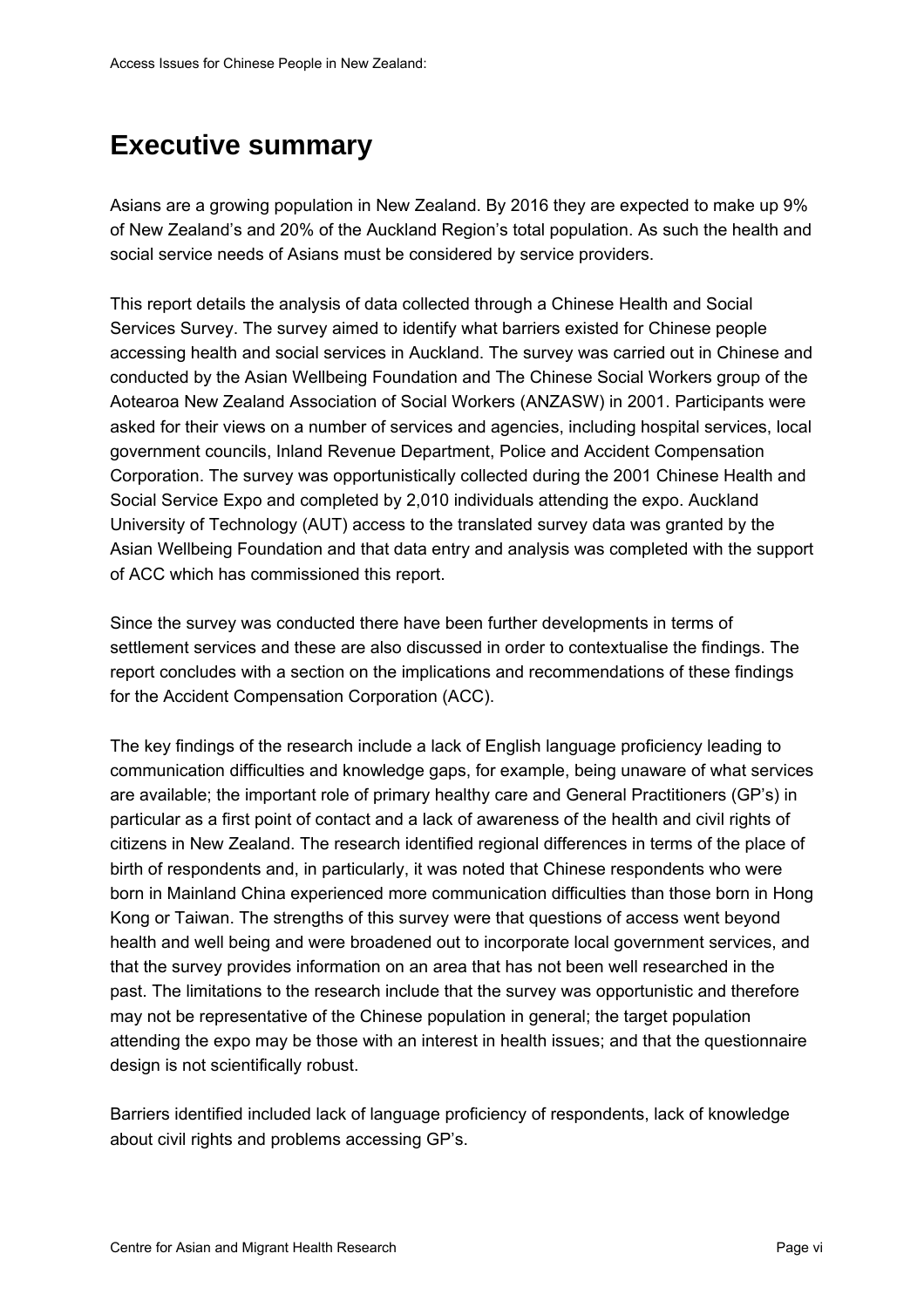# Executive summary

Asians are a growing population in New Zealand. By 2016 they are expected to make up 9% of New Zealand's and 20% of the Auckland Region's total population. As such the health and social service needs of Asians must be considered by service providers.

This report details the analysis of data collected through a Chinese Health and Social Services Survey. The survey aimed to identify what barriers existed for Chinese people accessing health and social services in Auckland. The survey was carried out in Chinese and conducted by the Asian Wellbeing Foundation and The Chinese Social Workers group of the Aotearoa New Zealand Association of Social Workers (ANZASW) in 2001. Participants were asked for their views on a number of services and agencies, including hospital services, local government councils, Inland Revenue Department, Police and Accident Compensation Corporation. The survey was opportunistically collected during the 2001 Chinese Health and Social Service Expo and completed by 2,010 individuals attending the expo. Auckland University of Technology (AUT) access to the translated survey data was granted by the Asian Wellbeing Foundation and that data entry and analysis was completed with the support of ACC which has commissioned this report.

Since the survey was conducted there have been further developments in terms of settlement services and these are also discussed in order to contextualise the findings. The report concludes with a section on the implications and recommendations of these findings for the Accident Compensation Corporation (ACC).

The key findings of the research include a lack of English language proficiency leading to communication difficulties and knowledge gaps, for example, being unaware of what services are available; the important role of primary healthy care and General Practitioners (GP's) in particular as a first point of contact and a lack of awareness of the health and civil rights of citizens in New Zealand. The research identified regional differences in terms of the place of birth of respondents and, in particularly, it was noted that Chinese respondents who were born in Mainland China experienced more communication difficulties than those born in Hong Kong or Taiwan. The strengths of this survey were that questions of access went beyond health and well being and were broadened out to incorporate local government services, and that the survey provides information on an area that has not been well researched in the past. The limitations to the research include that the survey was opportunistic and therefore may not be representative of the Chinese population in general; the target population attending the expo may be those with an interest in health issues; and that the questionnaire design is not scientifically robust.

Barriers identified included lack of language proficiency of respondents, lack of knowledge about civil rights and problems accessing GP's.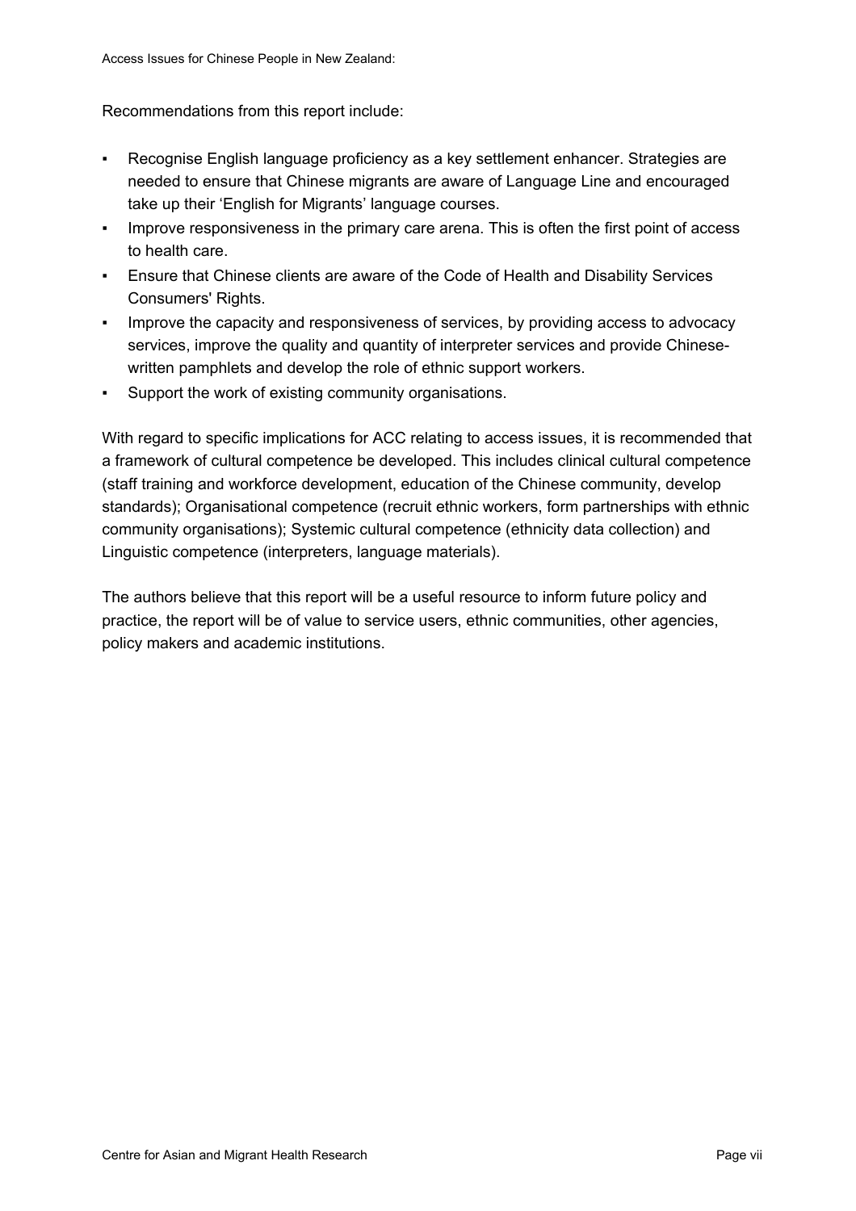Recommendations from this report include:

- Recognise English language proficiency as a key settlement enhancer. Strategies are needed to ensure that Chinese migrants are aware of Language Line and encouraged take up their 'English for Migrants' language courses.
- Improve responsiveness in the primary care arena. This is often the first point of access to health care.
- Ensure that Chinese clients are aware of the Code of Health and Disability Services Consumers' Rights.
- Improve the capacity and responsiveness of services, by providing access to advocacy services, improve the quality and quantity of interpreter services and provide Chinese-written pamphlets and develop the role of ethnic support workers.
- Support the work of existing community organisations.

With regard to specific implications for ACC relating to access issues, it is recommended that a framework of cultural competence be developed. This includes clinical cultural competence (staff training and workforce development, education of the Chinese community, develop standards); Organisational competence (recruit ethnic workers, form partnerships with ethnic community organisations); Systemic cultural competence (ethnicity data collection) and Linguistic competence (interpreters, language materials).

The authors believe that this report will be a useful resource to inform future policy and practice, the report will be of value to service users, ethnic communities, other agencies, policy makers and academic institutions.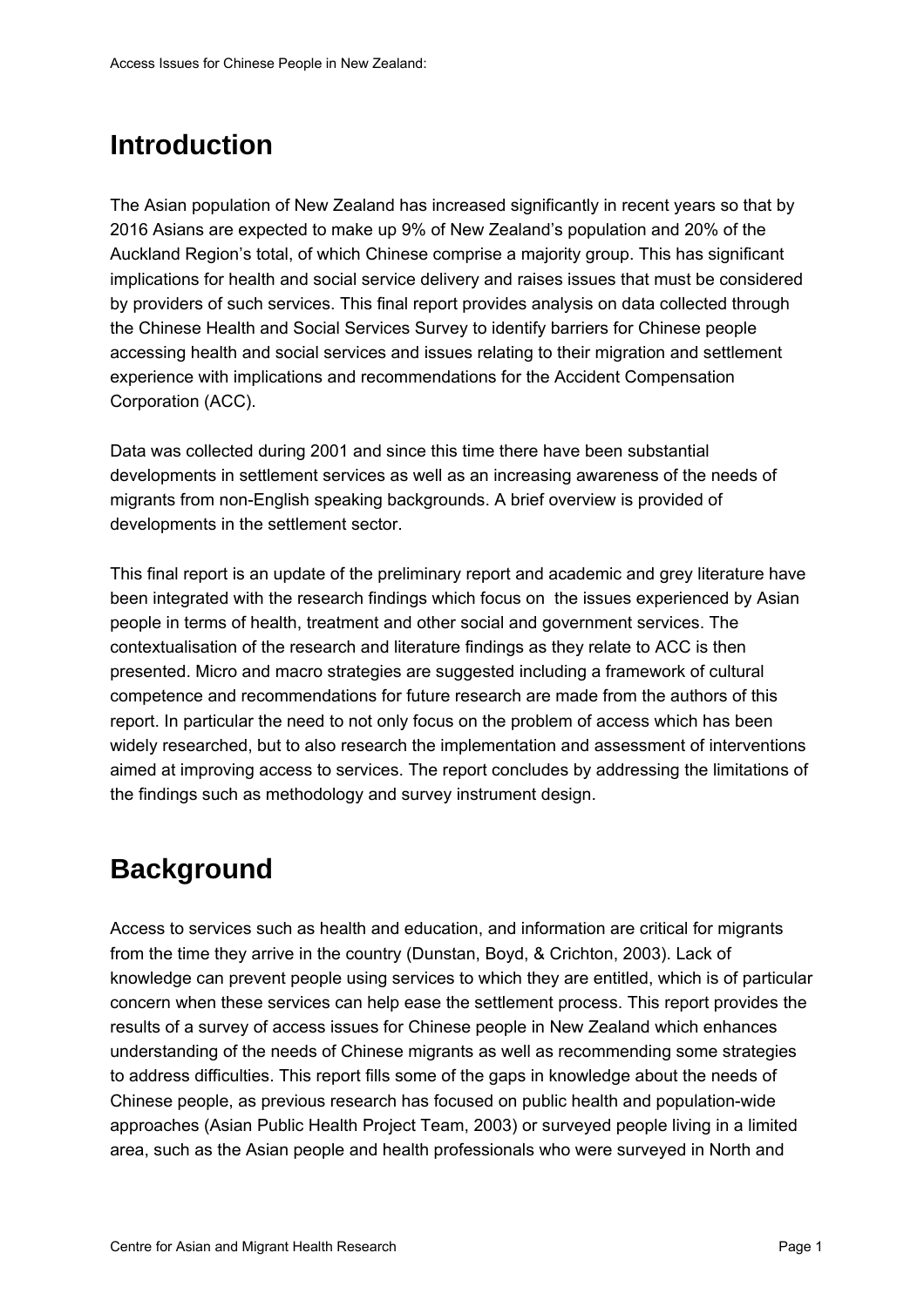# Introduction

The Asian population of New Zealand has increased significantly in recent years so that by 2016 Asians are expected to make up 9% of New Zealand's population and 20% of the Auckland Region's total, of which Chinese comprise a majority group. This has significant implications for health and social service delivery and raises issues that must be considered by providers of such services. This final report provides analysis on data collected through the Chinese Health and Social Services Survey to identify barriers for Chinese people accessing health and social services and issues relating to their migration and settlement experience with implications and recommendations for the Accident Compensation Corporation (ACC).

Data was collected during 2001 and since this time there have been substantial developments in settlement services as well as an increasing awareness of the needs of migrants from non-English speaking backgrounds. A brief overview is provided of developments in the settlement sector.

This final report is an update of the preliminary report and academic and grey literature have been integrated with the research findings which focus on the issues experienced by Asian people in terms of health, treatment and other social and government services. The contextualisation of the research and literature findings as they relate to ACC is then presented. Micro and macro strategies are suggested including a framework of cultural competence and recommendations for future research are made from the authors of this report. In particular the need to not only focus on the problem of access which has been widely researched, but to also research the implementation and assessment of interventions aimed at improving access to services. The report concludes by addressing the limitations of the findings such as methodology and survey instrument design.

# Background

Access to services such as health and education, and information are critical for migrants from the time they arrive in the country (Dunstan, Boyd, & Crichton, 2003). Lack of knowledge can prevent people using services to which they are entitled, which is of particular concern when these services can help ease the settlement process. This report provides the results of a survey of access issues for Chinese people in New Zealand which enhances understanding of the needs of Chinese migrants as well as recommending some strategies to address difficulties. This report fills some of the gaps in knowledge about the needs of Chinese people, as previous research has focused on public health and population-wide approaches (Asian Public Health Project Team, 2003) or surveyed people living in a limited area, such as the Asian people and health professionals who were surveyed in North and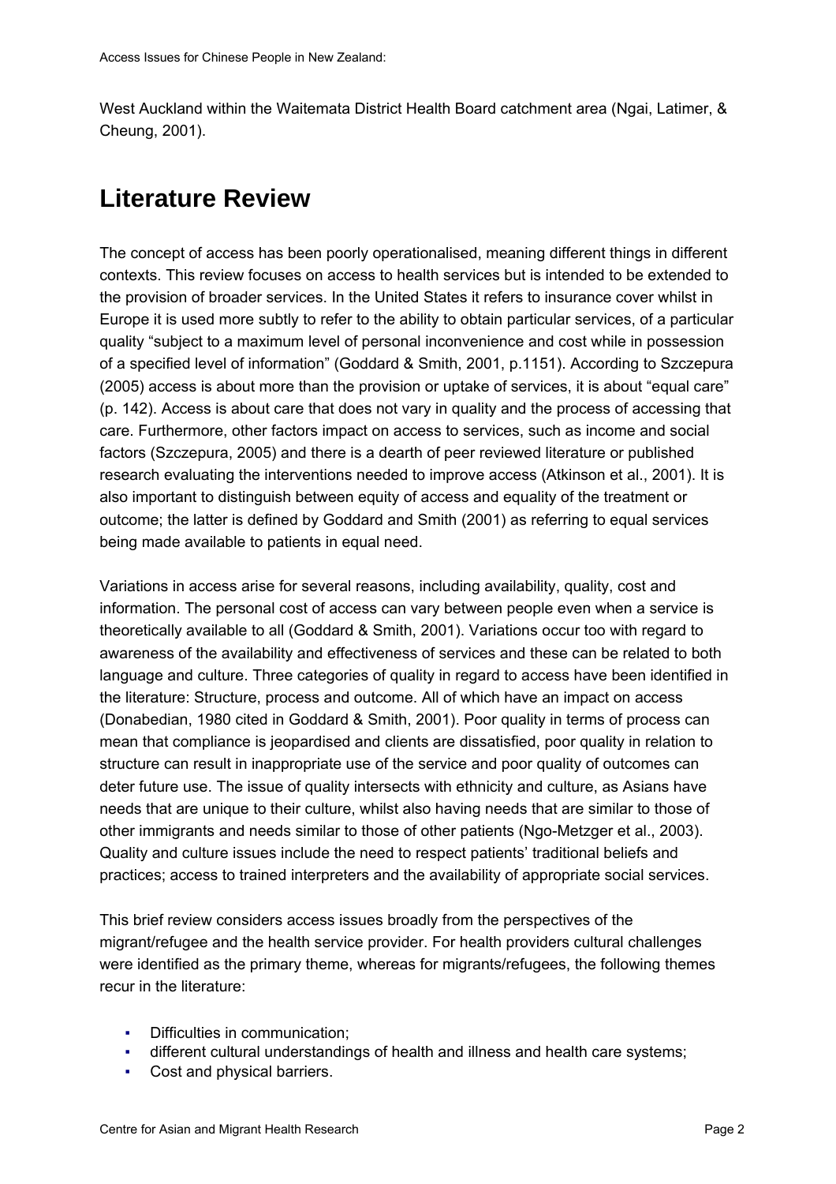West Auckland within the Waitemata District Health Board catchment area (Ngai, Latimer, & Cheung, 2001).

# Literature Review

The concept of access has been poorly operationalised, meaning different things in different contexts. This review focuses on access to health services but is intended to be extended to the provision of broader services. In the United States it refers to insurance cover whilst in Europe it is used more subtly to refer to the ability to obtain particular services, of a particular quality "subject to a maximum level of personal inconvenience and cost while in possession of a specified level of information" (Goddard & Smith, 2001, p.1151). According to Szczepura (2005) access is about more than the provision or uptake of services, it is about "equal care" (p. 142). Access is about care that does not vary in quality and the process of accessing that care. Furthermore, other factors impact on access to services, such as income and social factors (Szczepura, 2005) and there is a dearth of peer reviewed literature or published research evaluating the interventions needed to improve access (Atkinson et al., 2001). It is also important to distinguish between equity of access and equality of the treatment or outcome; the latter is defined by Goddard and Smith (2001) as referring to equal services being made available to patients in equal need.

Variations in access arise for several reasons, including availability, quality, cost and information. The personal cost of access can vary between people even when a service is theoretically available to all (Goddard & Smith, 2001). Variations occur too with regard to awareness of the availability and effectiveness of services and these can be related to both language and culture. Three categories of quality in regard to access have been identified in the literature: Structure, process and outcome. All of which have an impact on access (Donabedian, 1980 cited in Goddard & Smith, 2001). Poor quality in terms of process can mean that compliance is jeopardised and clients are dissatisfied, poor quality in relation to structure can result in inappropriate use of the service and poor quality of outcomes can deter future use. The issue of quality intersects with ethnicity and culture, as Asians have needs that are unique to their culture, whilst also having needs that are similar to those of other immigrants and needs similar to those of other patients (Ngo-Metzger et al., 2003). Quality and culture issues include the need to respect patients' traditional beliefs and practices; access to trained interpreters and the availability of appropriate social services.

This brief review considers access issues broadly from the perspectives of the migrant/refugee and the health service provider. For health providers cultural challenges were identified as the primary theme, whereas for migrants/refugees, the following themes recur in the literature:

- Difficulties in communication;
- different cultural understandings of health and illness and health care systems;
- Cost and physical barriers.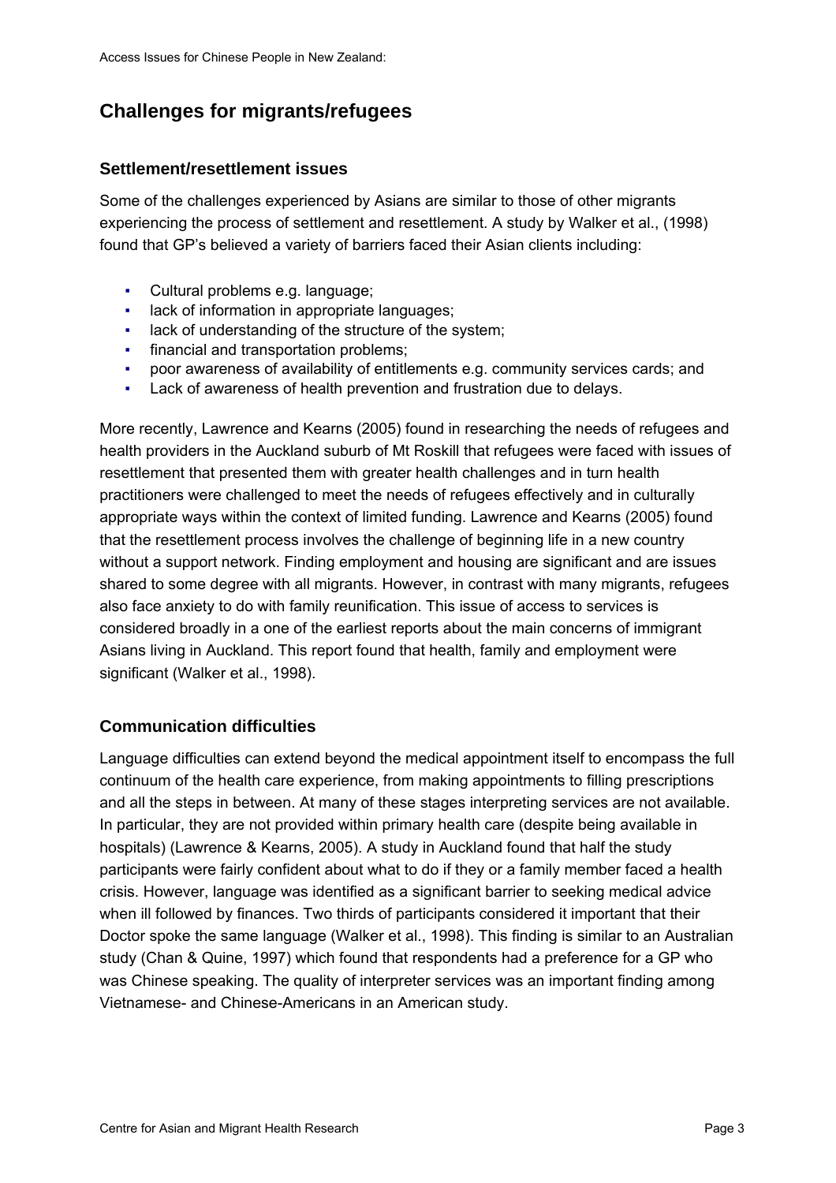## Challenges for migrants/refugees

### Settlement/resettlement issues

Some of the challenges experienced by Asians are similar to those of other migrants experiencing the process of settlement and resettlement. A study by Walker et al., (1998) found that GP's believed a variety of barriers faced their Asian clients including:

- Cultural problems e.g. language;
- lack of information in appropriate languages;
- lack of understanding of the structure of the system;
- financial and transportation problems;
- poor awareness of availability of entitlements e.g. community services cards; and
- Lack of awareness of health prevention and frustration due to delays.

More recently, Lawrence and Kearns (2005) found in researching the needs of refugees and health providers in the Auckland suburb of Mt Roskill that refugees were faced with issues of resettlement that presented them with greater health challenges and in turn health practitioners were challenged to meet the needs of refugees effectively and in culturally appropriate ways within the context of limited funding. Lawrence and Kearns (2005) found that the resettlement process involves the challenge of beginning life in a new country without a support network. Finding employment and housing are significant and are issues shared to some degree with all migrants. However, in contrast with many migrants, refugees also face anxiety to do with family reunification. This issue of access to services is considered broadly in a one of the earliest reports about the main concerns of immigrant Asians living in Auckland. This report found that health, family and employment were significant (Walker et al., 1998).

### Communication difficulties

Language difficulties can extend beyond the medical appointment itself to encompass the full continuum of the health care experience, from making appointments to filling prescriptions and all the steps in between. At many of these stages interpreting services are not available. In particular, they are not provided within primary health care (despite being available in hospitals) (Lawrence & Kearns, 2005). A study in Auckland found that half the study participants were fairly confident about what to do if they or a family member faced a health crisis. However, language was identified as a significant barrier to seeking medical advice when ill followed by finances. Two thirds of participants considered it important that their Doctor spoke the same language (Walker et al., 1998). This finding is similar to an Australian study (Chan & Quine, 1997) which found that respondents had a preference for a GP who was Chinese speaking. The quality of interpreter services was an important finding among Vietnamese- and Chinese-Americans in an American study.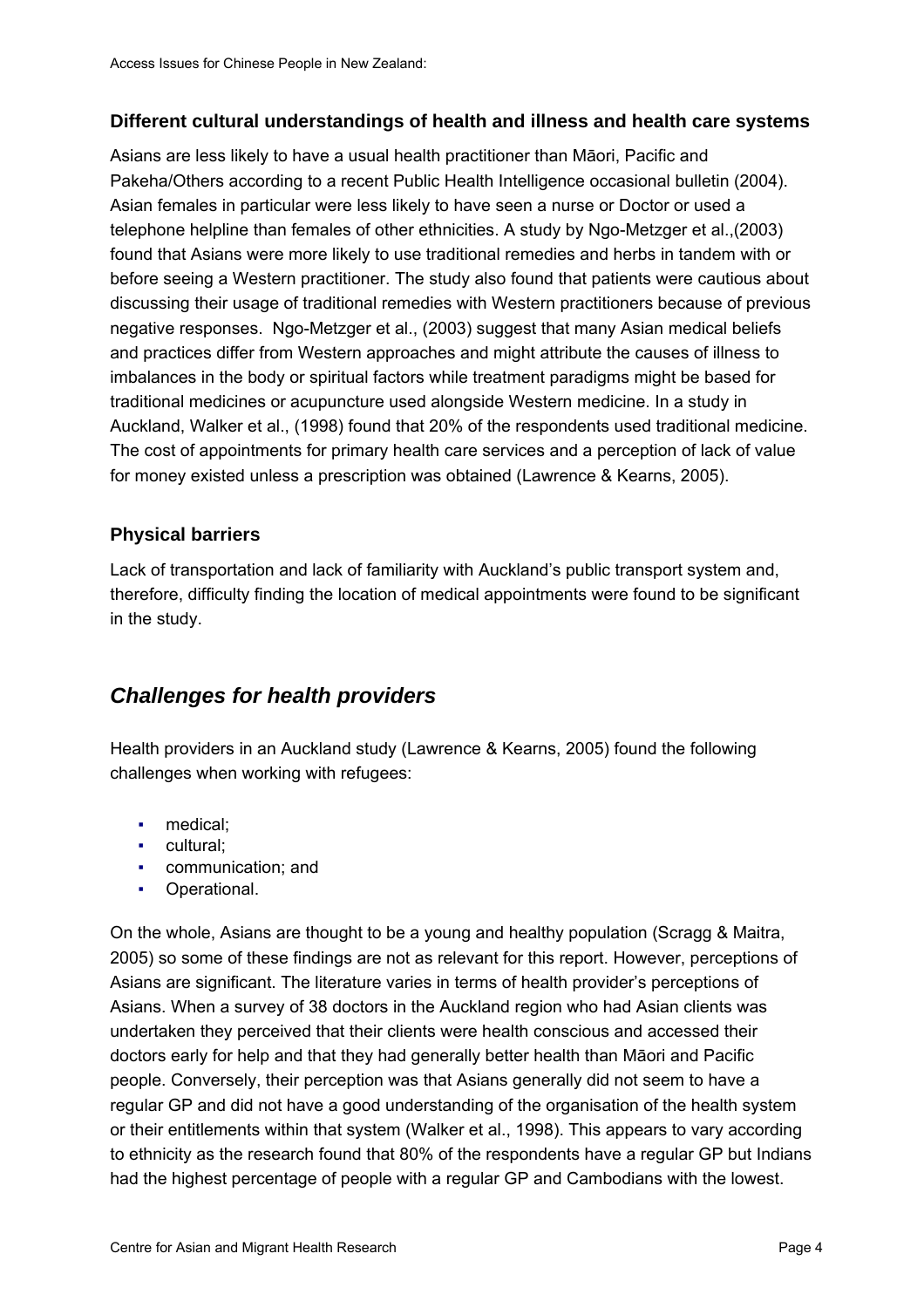### Different cultural understandings of health and illness and health care systems

Asians are less likely to have a usual health practitioner than Māori, Pacific and Pakeha/Others according to a recent Public Health Intelligence occasional bulletin (2004). Asian females in particular were less likely to have seen a nurse or Doctor or used a telephone helpline than females of other ethnicities. A study by Ngo-Metzger et al.,(2003) found that Asians were more likely to use traditional remedies and herbs in tandem with or before seeing a Western practitioner. The study also found that patients were cautious about discussing their usage of traditional remedies with Western practitioners because of previous negative responses. Ngo-Metzger et al., (2003) suggest that many Asian medical beliefs and practices differ from Western approaches and might attribute the causes of illness to imbalances in the body or spiritual factors while treatment paradigms might be based for traditional medicines or acupuncture used alongside Western medicine. In a study in Auckland, Walker et al., (1998) found that 20% of the respondents used traditional medicine. The cost of appointments for primary health care services and a perception of lack of value for money existed unless a prescription was obtained (Lawrence & Kearns, 2005).

### Physical barriers

Lack of transportation and lack of familiarity with Auckland's public transport system and, therefore, difficulty finding the location of medical appointments were found to be significant in the study.

## *Challenges for health providers*

Health providers in an Auckland study (Lawrence & Kearns, 2005) found the following challenges when working with refugees:

- medical;
- cultural;
- communication; and
- Operational.

On the whole, Asians are thought to be a young and healthy population (Scragg & Maitra, 2005) so some of these findings are not as relevant for this report. However, perceptions of Asians are significant. The literature varies in terms of health provider's perceptions of Asians. When a survey of 38 doctors in the Auckland region who had Asian clients was undertaken they perceived that their clients were health conscious and accessed their doctors early for help and that they had generally better health than Māori and Pacific people. Conversely, their perception was that Asians generally did not seem to have a regular GP and did not have a good understanding of the organisation of the health system or their entitlements within that system (Walker et al., 1998). This appears to vary according to ethnicity as the research found that 80% of the respondents have a regular GP but Indians had the highest percentage of people with a regular GP and Cambodians with the lowest.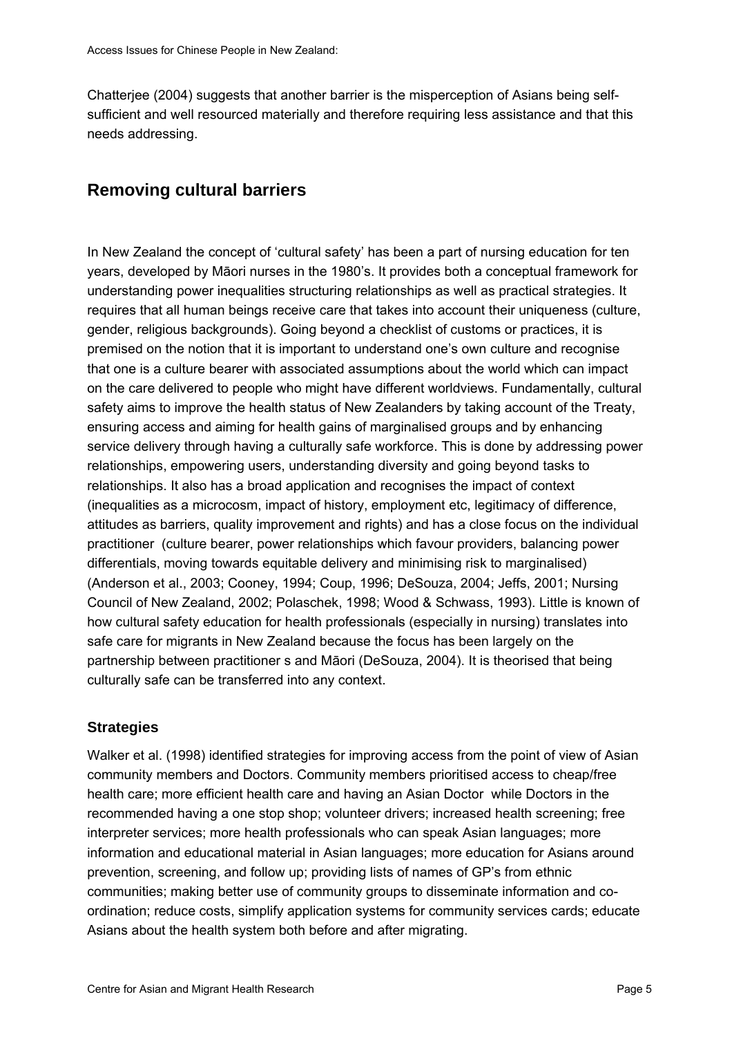Chatterjee (2004) suggests that another barrier is the misperception of Asians being self-sufficient and well resourced materially and therefore requiring less assistance and that this needs addressing.

## Removing cultural barriers

In New Zealand the concept of 'cultural safety' has been a part of nursing education for ten years, developed by Māori nurses in the 1980's. It provides both a conceptual framework for understanding power inequalities structuring relationships as well as practical strategies. It requires that all human beings receive care that takes into account their uniqueness (culture, gender, religious backgrounds). Going beyond a checklist of customs or practices, it is premised on the notion that it is important to understand one's own culture and recognise that one is a culture bearer with associated assumptions about the world which can impact on the care delivered to people who might have different worldviews. Fundamentally, cultural safety aims to improve the health status of New Zealanders by taking account of the Treaty, ensuring access and aiming for health gains of marginalised groups and by enhancing service delivery through having a culturally safe workforce. This is done by addressing power relationships, empowering users, understanding diversity and going beyond tasks to relationships. It also has a broad application and recognises the impact of context (inequalities as a microcosm, impact of history, employment etc, legitimacy of difference, attitudes as barriers, quality improvement and rights) and has a close focus on the individual practitioner (culture bearer, power relationships which favour providers, balancing power differentials, moving towards equitable delivery and minimising risk to marginalised) (Anderson et al., 2003; Cooney, 1994; Coup, 1996; DeSouza, 2004; Jeffs, 2001; Nursing Council of New Zealand, 2002; Polaschek, 1998; Wood & Schwass, 1993). Little is known of how cultural safety education for health professionals (especially in nursing) translates into safe care for migrants in New Zealand because the focus has been largely on the partnership between practitioner s and Māori (DeSouza, 2004). It is theorised that being culturally safe can be transferred into any context.

### Strategies

Walker et al. (1998) identified strategies for improving access from the point of view of Asian community members and Doctors. Community members prioritised access to cheap/free health care; more efficient health care and having an Asian Doctor while Doctors in the recommended having a one stop shop; volunteer drivers; increased health screening; free interpreter services; more health professionals who can speak Asian languages; more information and educational material in Asian languages; more education for Asians around prevention, screening, and follow up; providing lists of names of GP's from ethnic communities; making better use of community groups to disseminate information and co-ordination; reduce costs, simplify application systems for community services cards; educate Asians about the health system both before and after migrating.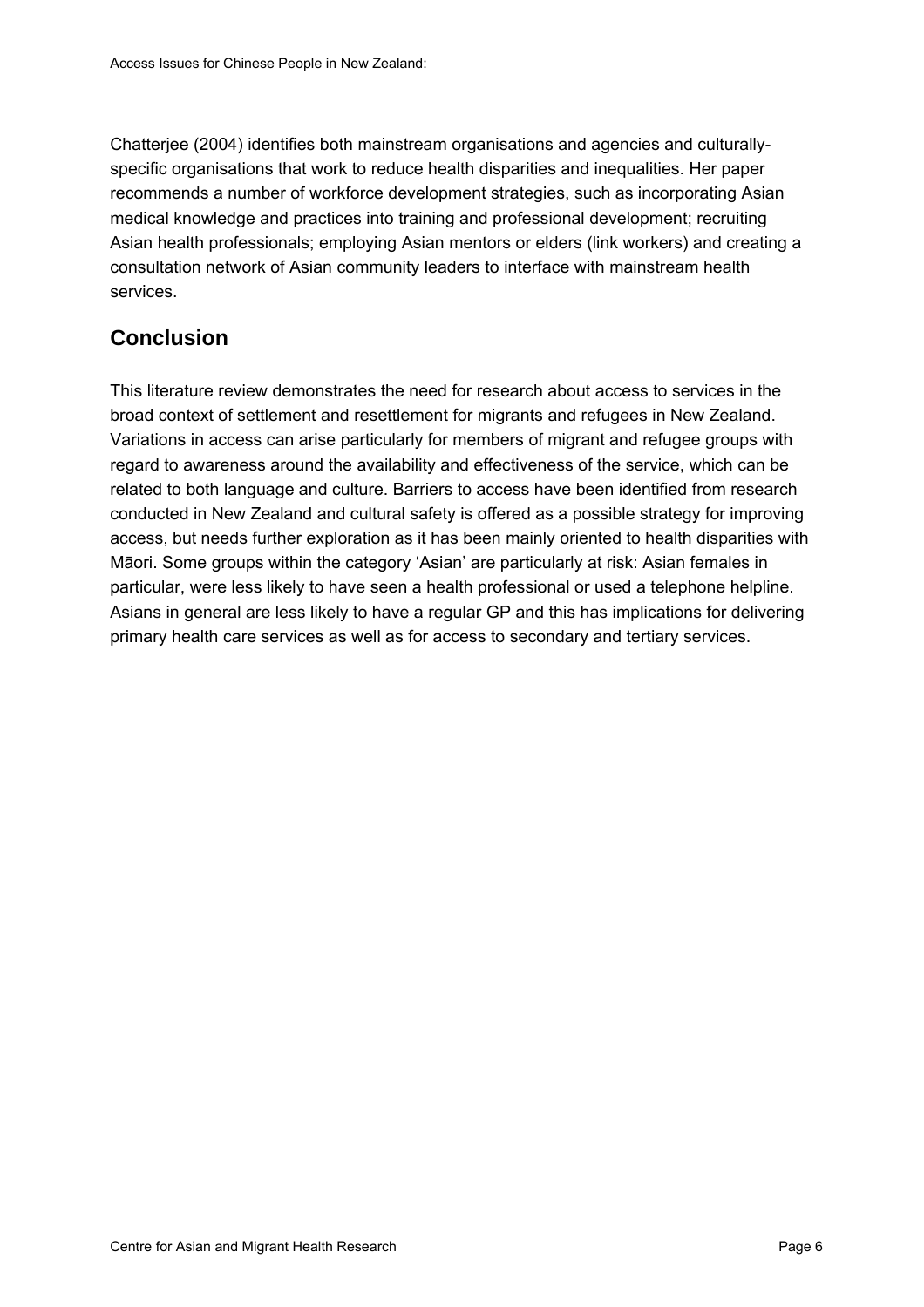Chatterjee (2004) identifies both mainstream organisations and agencies and culturally-specific organisations that work to reduce health disparities and inequalities. Her paper recommends a number of workforce development strategies, such as incorporating Asian medical knowledge and practices into training and professional development; recruiting Asian health professionals; employing Asian mentors or elders (link workers) and creating a consultation network of Asian community leaders to interface with mainstream health services.

## Conclusion

This literature review demonstrates the need for research about access to services in the broad context of settlement and resettlement for migrants and refugees in New Zealand. Variations in access can arise particularly for members of migrant and refugee groups with regard to awareness around the availability and effectiveness of the service, which can be related to both language and culture. Barriers to access have been identified from research conducted in New Zealand and cultural safety is offered as a possible strategy for improving access, but needs further exploration as it has been mainly oriented to health disparities with Māori. Some groups within the category 'Asian' are particularly at risk: Asian females in particular, were less likely to have seen a health professional or used a telephone helpline. Asians in general are less likely to have a regular GP and this has implications for delivering primary health care services as well as for access to secondary and tertiary services.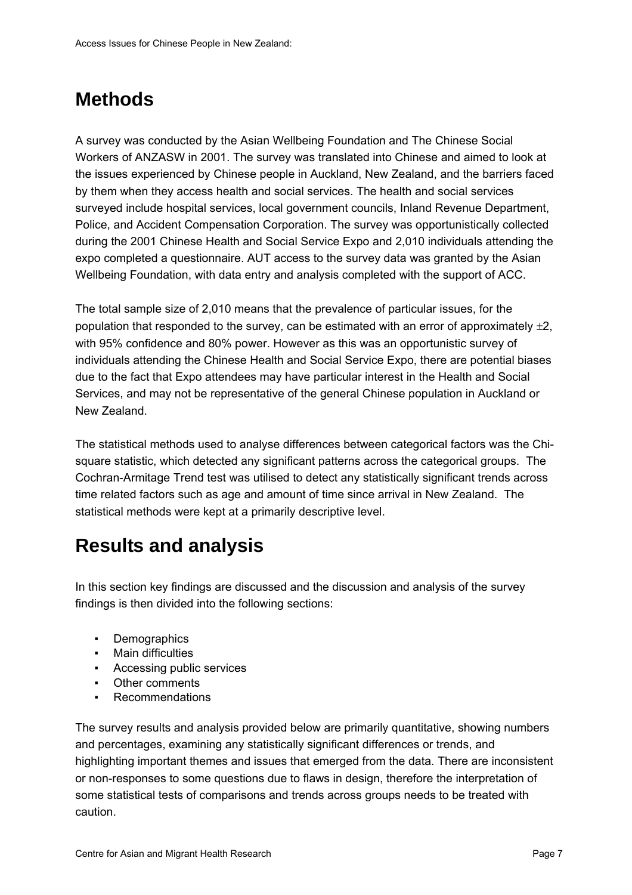## Methods

A survey was conducted by the Asian Wellbeing Foundation and The Chinese Social Workers of ANZASW in 2001. The survey was translated into Chinese and aimed to look at the issues experienced by Chinese people in Auckland, New Zealand, and the barriers faced by them when they access health and social services. The health and social services surveyed include hospital services, local government councils, Inland Revenue Department, Police, and Accident Compensation Corporation. The survey was opportunistically collected during the 2001 Chinese Health and Social Service Expo and 2,010 individuals attending the expo completed a questionnaire. AUT access to the survey data was granted by the Asian Wellbeing Foundation, with data entry and analysis completed with the support of ACC.

The total sample size of 2,010 means that the prevalence of particular issues, for the population that responded to the survey, can be estimated with an error of approximately $\pm 2$, with 95% confidence and 80% power. However as this was an opportunistic survey of individuals attending the Chinese Health and Social Service Expo, there are potential biases due to the fact that Expo attendees may have particular interest in the Health and Social Services, and may not be representative of the general Chinese population in Auckland or New Zealand.

The statistical methods used to analyse differences between categorical factors was the Chi-square statistic, which detected any significant patterns across the categorical groups. The Cochran-Armitage Trend test was utilised to detect any statistically significant trends across time related factors such as age and amount of time since arrival in New Zealand. The statistical methods were kept at a primarily descriptive level.

## Results and analysis

In this section key findings are discussed and the discussion and analysis of the survey findings is then divided into the following sections:

- Demographics
- Main difficulties
- Accessing public services
- Other comments
- Recommendations

The survey results and analysis provided below are primarily quantitative, showing numbers and percentages, examining any statistically significant differences or trends, and highlighting important themes and issues that emerged from the data. There are inconsistent or non-responses to some questions due to flaws in design, therefore the interpretation of some statistical tests of comparisons and trends across groups needs to be treated with caution.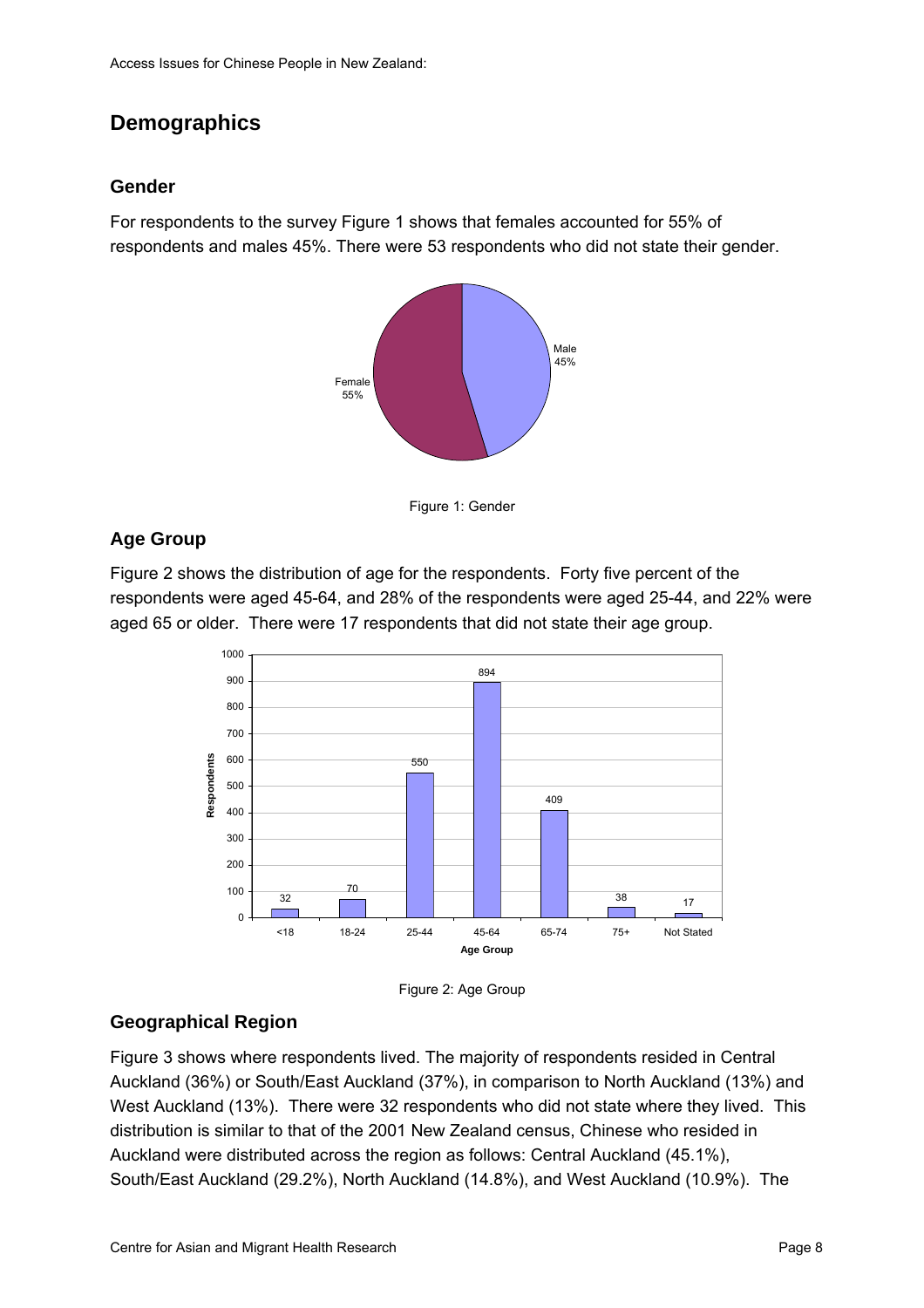## Demographics

### Gender

For respondents to the survey Figure 1 shows that females accounted for 55% of respondents and males 45%. There were 53 respondents who did not state their gender.

Figure 1: Gender

### Age Group

Figure 2 shows the distribution of age for the respondents. Forty five percent of the respondents were aged 45-64, and 28% of the respondents were aged 25-44, and 22% were aged 65 or older. There were 17 respondents that did not state their age group.

Figure 2: Age Group

### Geographical Region

Figure 3 shows where respondents lived. The majority of respondents resided in Central Auckland (36%) or South/East Auckland (37%), in comparison to North Auckland (13%) and West Auckland (13%). There were 32 respondents who did not state where they lived. This distribution is similar to that of the 2001 New Zealand census, Chinese who resided in Auckland were distributed across the region as follows: Central Auckland (45.1%), South/East Auckland (29.2%), North Auckland (14.8%), and West Auckland (10.9%). The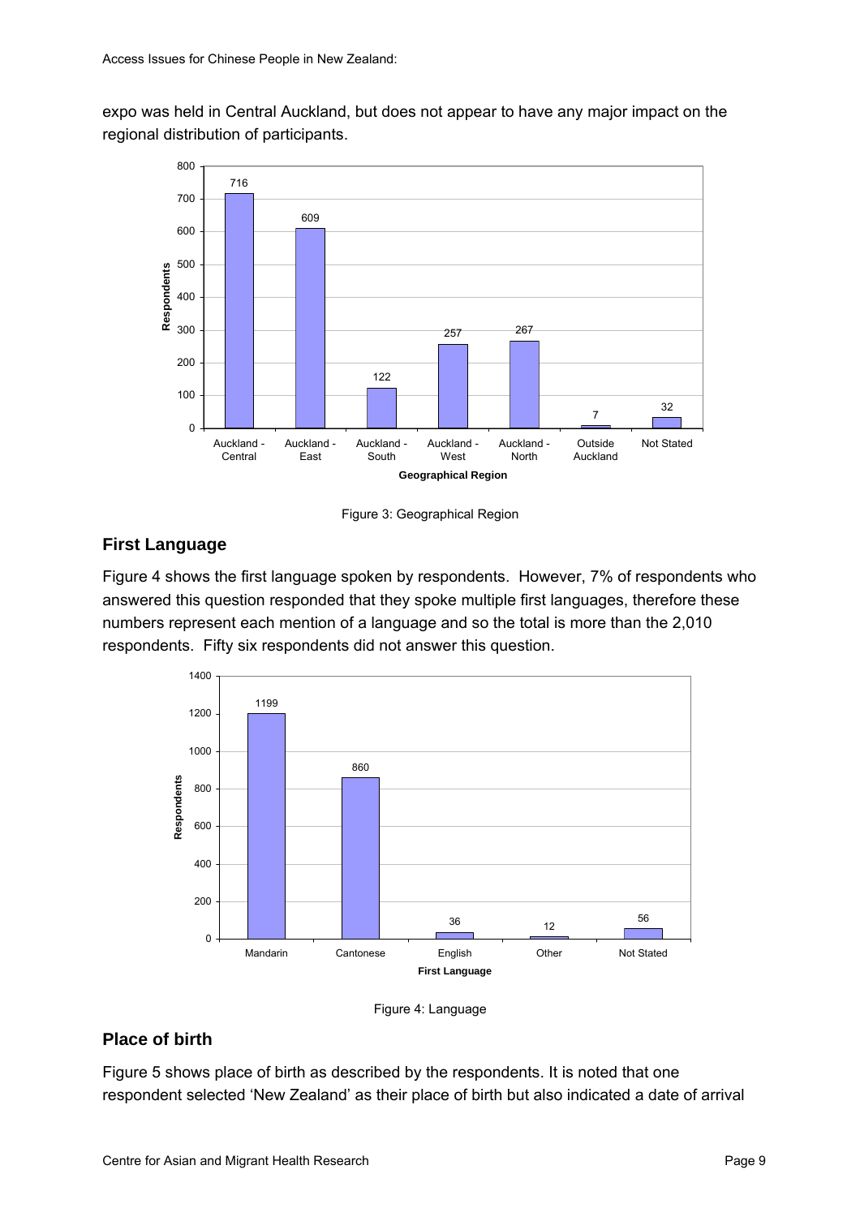expo was held in Central Auckland, but does not appear to have any major impact on the regional distribution of participants.

Figure 3: Geographical Region

## First Language

Figure 4 shows the first language spoken by respondents. However, 7% of respondents who answered this question responded that they spoke multiple first languages, therefore these numbers represent each mention of a language and so the total is more than the 2,010 respondents. Fifty six respondents did not answer this question.

Figure 4: Language

## Place of birth

Figure 5 shows place of birth as described by the respondents. It is noted that one respondent selected 'New Zealand' as their place of birth but also indicated a date of arrival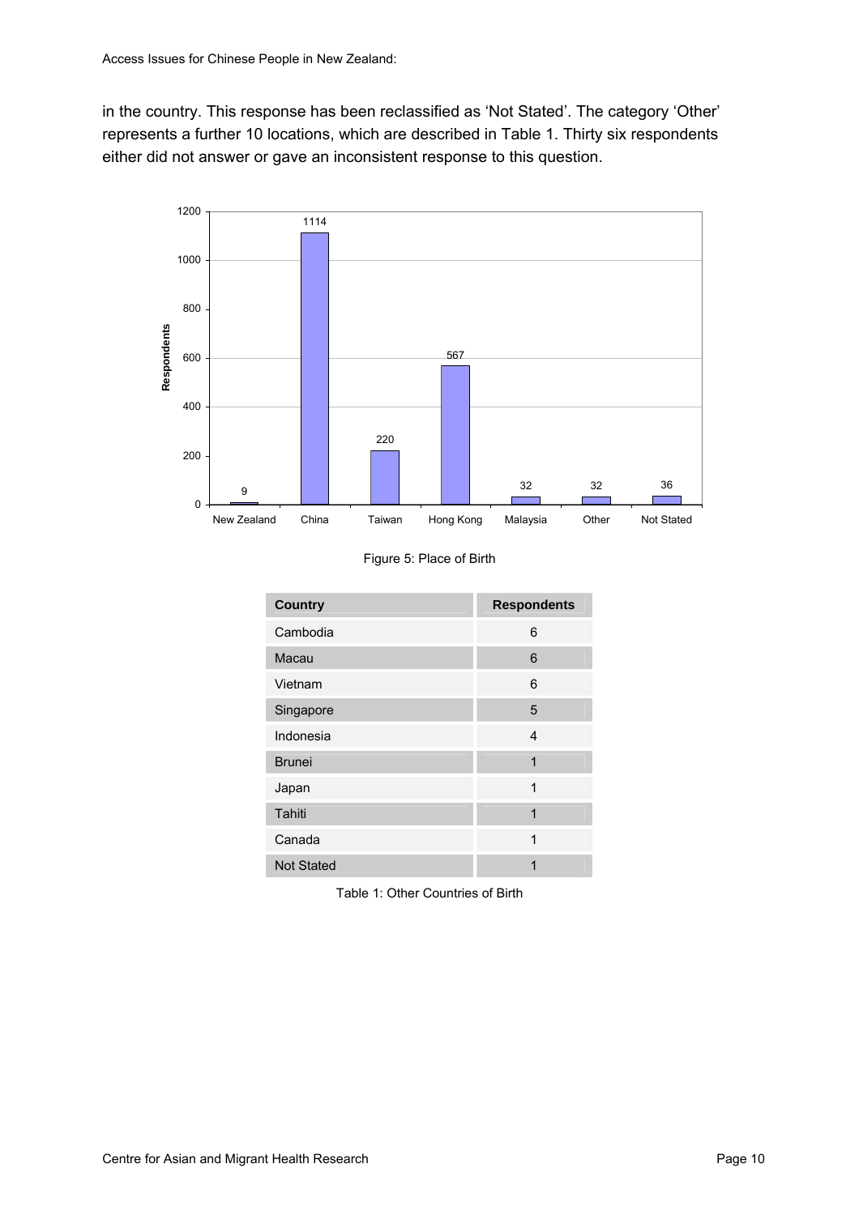in the country. This response has been reclassified as 'Not Stated'. The category 'Other' represents a further 10 locations, which are described in Table 1. Thirty six respondents either did not answer or gave an inconsistent response to this question.

Figure 5: Place of Birth

| Country | Respondents |
|---|---|
| Cambodia | 6 |
| Macau | 6 |
| Vietnam | 6 |
| Singapore | 5 |
| Indonesia | 4 |
| Brunei | 1 |
| Japan | 1 |
| Tahiti | 1 |
| Canada | 1 |
| Not Stated | 1 |

Table 1: Other Countries of Birth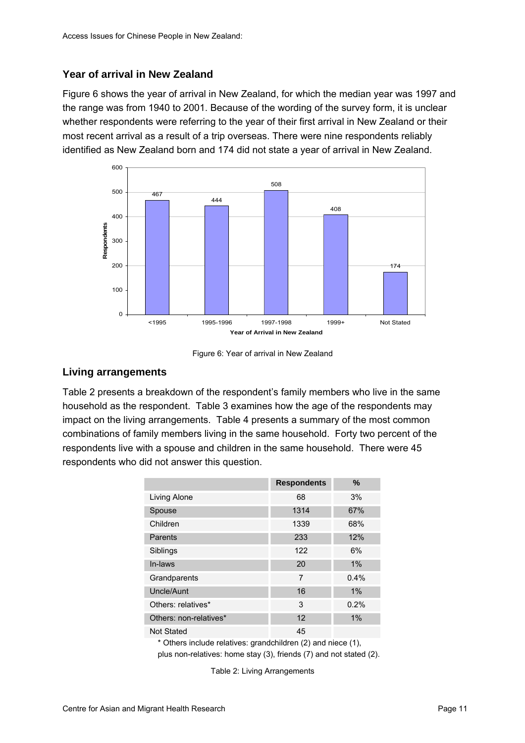## Year of arrival in New Zealand

Figure 6 shows the year of arrival in New Zealand, for which the median year was 1997 and the range was from 1940 to 2001. Because of the wording of the survey form, it is unclear whether respondents were referring to the year of their first arrival in New Zealand or their most recent arrival as a result of a trip overseas. There were nine respondents reliably identified as New Zealand born and 174 did not state a year of arrival in New Zealand.

Figure 6: Year of arrival in New Zealand

## Living arrangements

Table 2 presents a breakdown of the respondent's family members who live in the same household as the respondent. Table 3 examines how the age of the respondents may impact on the living arrangements. Table 4 presents a summary of the most common combinations of family members living in the same household. Forty two percent of the respondents live with a spouse and children in the same household. There were 45 respondents who did not answer this question.

| | Respondents | % |
|---|---|---|
| Living Alone | 68 | 3% |
| Spouse | 1314 | 67% |
| Children | 1339 | 68% |
| Parents | 233 | 12% |
| Siblings | 122 | 6% |
| In-laws | 20 | 1% |
| Grandparents | 7 | 0.4% |
| Uncle/Aunt | 16 | 1% |
| Others: relatives* | 3 | 0.2% |
| Others: non-relatives* | 12 | 1% |
| Not Stated | 45 | |

* Others include relatives: grandchildren (2) and niece (1), plus non-relatives: home stay (3), friends (7) and not stated (2).

Table 2: Living Arrangements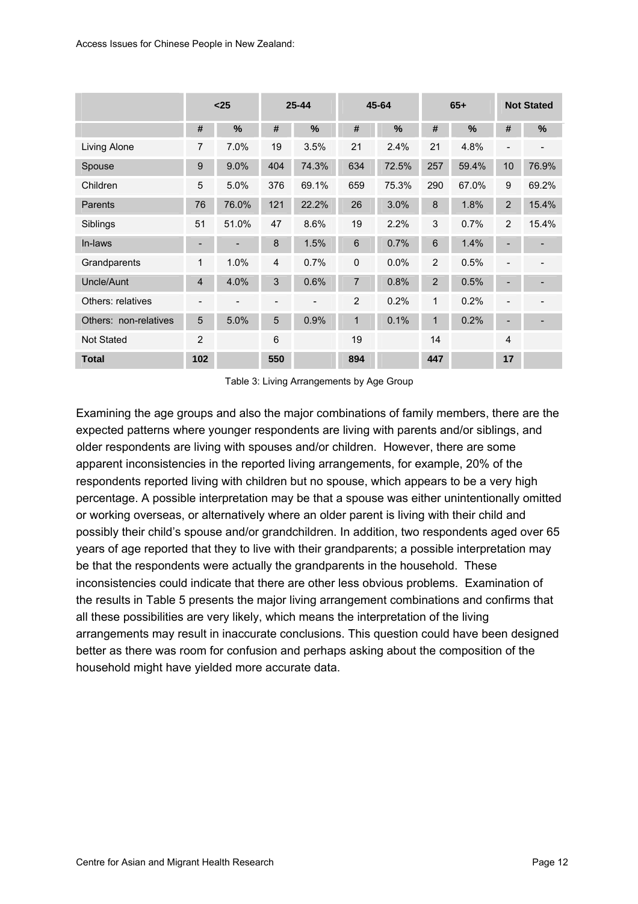|  | <25 |  | 25-44 |  | 45-64 |  | 65+ |  | Not Stated |  |
|---|---|---|---|---|---|---|---|---|---|---|
|  | # | % | # | % | # | % | # | % | # | % |
| Living Alone | 7 | 7.0% | 19 | 3.5% | 21 | 2.4% | 21 | 4.8% | - | - |
| Spouse | 9 | 9.0% | 404 | 74.3% | 634 | 72.5% | 257 | 59.4% | 10 | 76.9% |
| Children | 5 | 5.0% | 376 | 69.1% | 659 | 75.3% | 290 | 67.0% | 9 | 69.2% |
| Parents | 76 | 76.0% | 121 | 22.2% | 26 | 3.0% | 8 | 1.8% | 2 | 15.4% |
| Siblings | 51 | 51.0% | 47 | 8.6% | 19 | 2.2% | 3 | 0.7% | 2 | 15.4% |
| In-laws | - | - | 8 | 1.5% | 6 | 0.7% | 6 | 1.4% | - | - |
| Grandparents | 1 | 1.0% | 4 | 0.7% | 0 | 0.0% | 2 | 0.5% | - | - |
| Uncle/Aunt | 4 | 4.0% | 3 | 0.6% | 7 | 0.8% | 2 | 0.5% | - | - |
| Others: relatives | - | - | - | - | 2 | 0.2% | 1 | 0.2% | - | - |
| Others: non-relatives | 5 | 5.0% | 5 | 0.9% | 1 | 0.1% | 1 | 0.2% | - | - |
| Not Stated | 2 |  | 6 |  | 19 |  | 14 |  | 4 |  |
| **Total** | **102** |  | **550** |  | **894** |  | **447** |  | **17** |  |

Table 3: Living Arrangements by Age Group

Examining the age groups and also the major combinations of family members, there are the expected patterns where younger respondents are living with parents and/or siblings, and older respondents are living with spouses and/or children. However, there are some apparent inconsistencies in the reported living arrangements, for example, 20% of the respondents reported living with children but no spouse, which appears to be a very high percentage. A possible interpretation may be that a spouse was either unintentionally omitted or working overseas, or alternatively where an older parent is living with their child and possibly their child's spouse and/or grandchildren. In addition, two respondents aged over 65 years of age reported that they to live with their grandparents; a possible interpretation may be that the respondents were actually the grandparents in the household. These inconsistencies could indicate that there are other less obvious problems. Examination of the results in Table 5 presents the major living arrangement combinations and confirms that all these possibilities are very likely, which means the interpretation of the living arrangements may result in inaccurate conclusions. This question could have been designed better as there was room for confusion and perhaps asking about the composition of the household might have yielded more accurate data.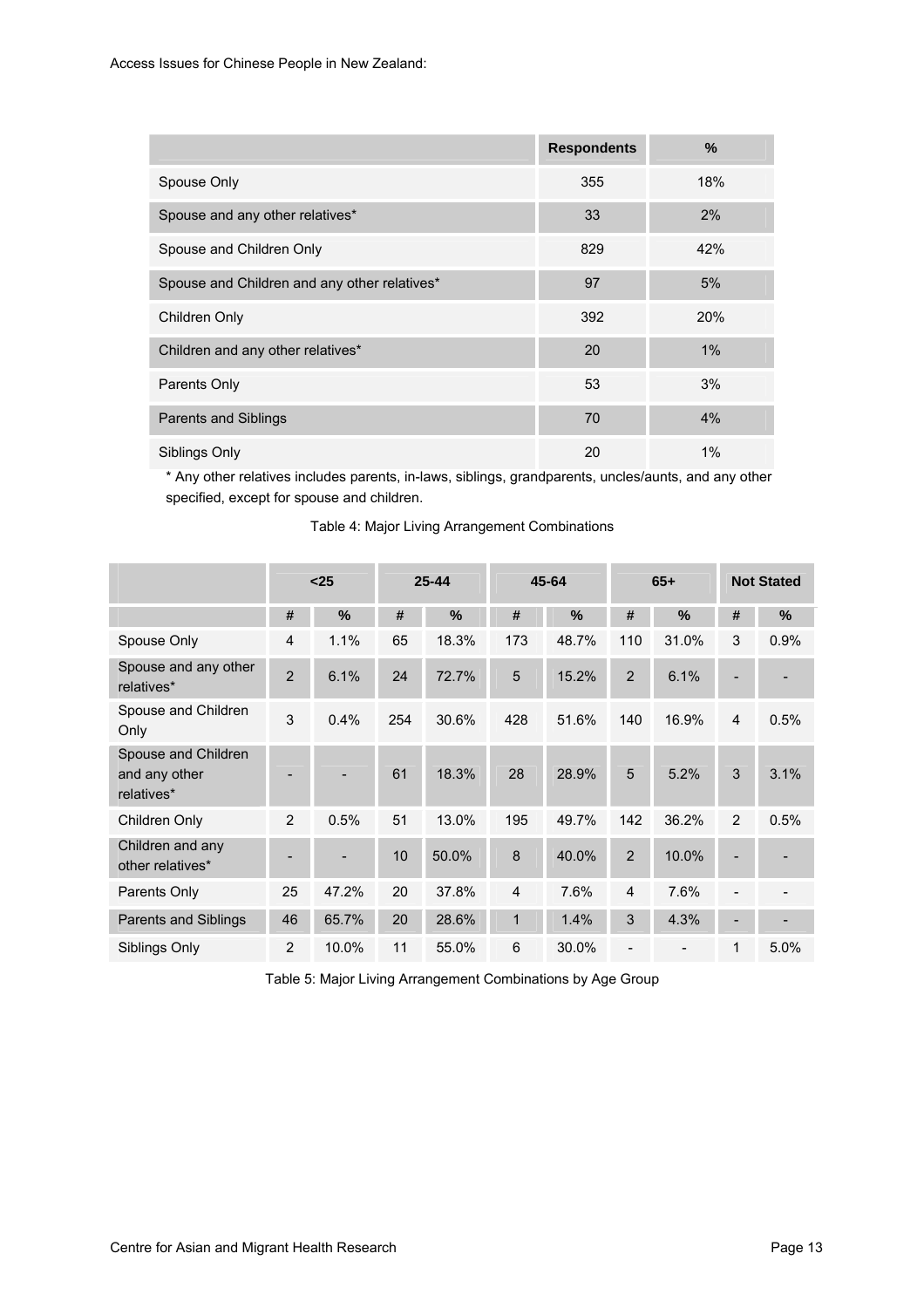| | Respondents | % |
|---|---|---|
| Spouse Only | 355 | 18% |
| Spouse and any other relatives* | 33 | 2% |
| Spouse and Children Only | 829 | 42% |
| Spouse and Children and any other relatives* | 97 | 5% |
| Children Only | 392 | 20% |
| Children and any other relatives* | 20 | 1% |
| Parents Only | 53 | 3% |
| Parents and Siblings | 70 | 4% |
| Siblings Only | 20 | 1% |

* Any other relatives includes parents, in-laws, siblings, grandparents, uncles/aunts, and any other specified, except for spouse and children.

Table 4: Major Living Arrangement Combinations

| | <25 | | 25-44 | | 45-64 | | 65+ | | Not Stated | |
|---|---|---|---|---|---|---|---|---|---|---|
| | # | % | # | % | # | % | # | % | # | % |
| Spouse Only | 4 | 1.1% | 65 | 18.3% | 173 | 48.7% | 110 | 31.0% | 3 | 0.9% |
| Spouse and any other relatives* | 2 | 6.1% | 24 | 72.7% | 5 | 15.2% | 2 | 6.1% | - | - |
| Spouse and Children Only | 3 | 0.4% | 254 | 30.6% | 428 | 51.6% | 140 | 16.9% | 4 | 0.5% |
| Spouse and Children and any other relatives* | - | - | 61 | 18.3% | 28 | 28.9% | 5 | 5.2% | 3 | 3.1% |
| Children Only | 2 | 0.5% | 51 | 13.0% | 195 | 49.7% | 142 | 36.2% | 2 | 0.5% |
| Children and any other relatives* | - | - | 10 | 50.0% | 8 | 40.0% | 2 | 10.0% | - | - |
| Parents Only | 25 | 47.2% | 20 | 37.8% | 4 | 7.6% | 4 | 7.6% | - | - |
| Parents and Siblings | 46 | 65.7% | 20 | 28.6% | 1 | 1.4% | 3 | 4.3% | - | - |
| Siblings Only | 2 | 10.0% | 11 | 55.0% | 6 | 30.0% | - | - | 1 | 5.0% |

Table 5: Major Living Arrangement Combinations by Age Group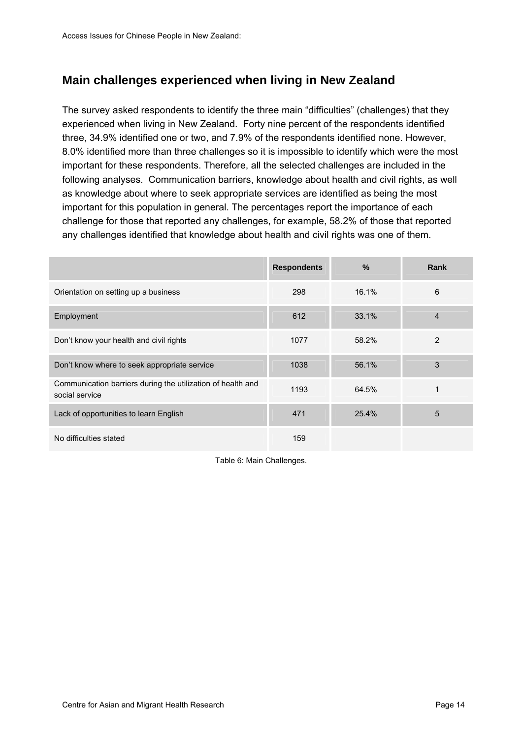## Main challenges experienced when living in New Zealand

The survey asked respondents to identify the three main "difficulties" (challenges) that they experienced when living in New Zealand. Forty nine percent of the respondents identified three, 34.9% identified one or two, and 7.9% of the respondents identified none. However, 8.0% identified more than three challenges so it is impossible to identify which were the most important for these respondents. Therefore, all the selected challenges are included in the following analyses. Communication barriers, knowledge about health and civil rights, as well as knowledge about where to seek appropriate services are identified as being the most important for this population in general. The percentages report the importance of each challenge for those that reported any challenges, for example, 58.2% of those that reported any challenges identified that knowledge about health and civil rights was one of them.

| | Respondents | % | Rank |
|---|---|---|---|
| Orientation on setting up a business | 298 | 16.1% | 6 |
| Employment | 612 | 33.1% | 4 |
| Don't know your health and civil rights | 1077 | 58.2% | 2 |
| Don't know where to seek appropriate service | 1038 | 56.1% | 3 |
| Communication barriers during the utilization of health and social service | 1193 | 64.5% | 1 |
| Lack of opportunities to learn English | 471 | 25.4% | 5 |
| No difficulties stated | 159 | | |

Table 6: Main Challenges.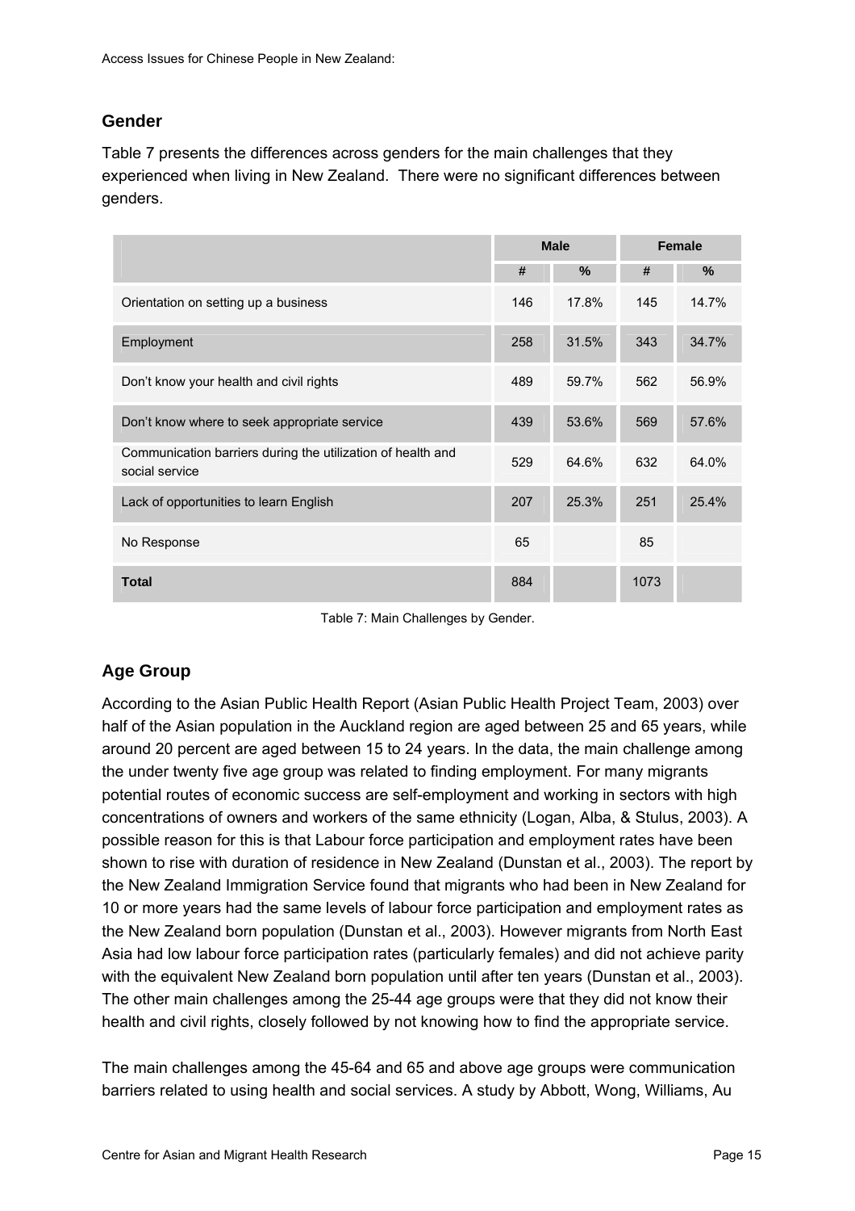## Gender

Table 7 presents the differences across genders for the main challenges that they experienced when living in New Zealand. There were no significant differences between genders.

| | Male | | Female | |
|---|---|---|---|---|
| | # | % | # | % |
| Orientation on setting up a business | 146 | 17.8% | 145 | 14.7% |
| Employment | 258 | 31.5% | 343 | 34.7% |
| Don't know your health and civil rights | 489 | 59.7% | 562 | 56.9% |
| Don't know where to seek appropriate service | 439 | 53.6% | 569 | 57.6% |
| Communication barriers during the utilization of health and social service | 529 | 64.6% | 632 | 64.0% |
| Lack of opportunities to learn English | 207 | 25.3% | 251 | 25.4% |
| No Response | 65 | | 85 | |
| **Total** | 884 | | 1073 | |

Table 7: Main Challenges by Gender.

## Age Group

According to the Asian Public Health Report (Asian Public Health Project Team, 2003) over half of the Asian population in the Auckland region are aged between 25 and 65 years, while around 20 percent are aged between 15 to 24 years. In the data, the main challenge among the under twenty five age group was related to finding employment. For many migrants potential routes of economic success are self-employment and working in sectors with high concentrations of owners and workers of the same ethnicity (Logan, Alba, & Stulus, 2003). A possible reason for this is that Labour force participation and employment rates have been shown to rise with duration of residence in New Zealand (Dunstan et al., 2003). The report by the New Zealand Immigration Service found that migrants who had been in New Zealand for 10 or more years had the same levels of labour force participation and employment rates as the New Zealand born population (Dunstan et al., 2003). However migrants from North East Asia had low labour force participation rates (particularly females) and did not achieve parity with the equivalent New Zealand born population until after ten years (Dunstan et al., 2003). The other main challenges among the 25-44 age groups were that they did not know their health and civil rights, closely followed by not knowing how to find the appropriate service.

The main challenges among the 45-64 and 65 and above age groups were communication barriers related to using health and social services. A study by Abbott, Wong, Williams, Au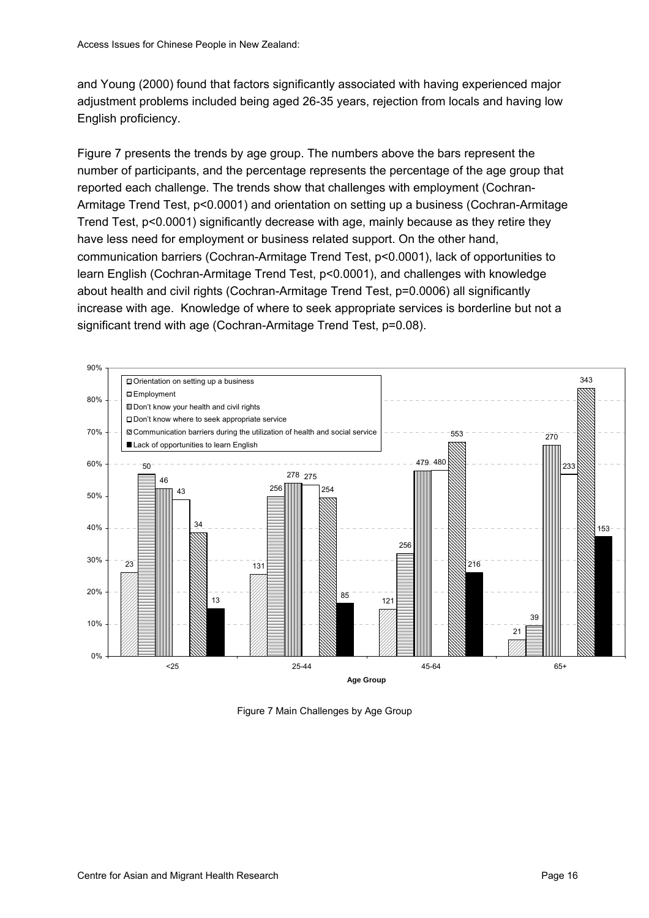and Young (2000) found that factors significantly associated with having experienced major adjustment problems included being aged 26-35 years, rejection from locals and having low English proficiency.

Figure 7 presents the trends by age group. The numbers above the bars represent the number of participants, and the percentage represents the percentage of the age group that reported each challenge. The trends show that challenges with employment (Cochran-Armitage Trend Test, $p<0.0001$) and orientation on setting up a business (Cochran-Armitage Trend Test, $p<0.0001$) significantly decrease with age, mainly because as they retire they have less need for employment or business related support. On the other hand, communication barriers (Cochran-Armitage Trend Test, $p<0.0001$), lack of opportunities to learn English (Cochran-Armitage Trend Test, $p<0.0001$), and challenges with knowledge about health and civil rights (Cochran-Armitage Trend Test, $p=0.0006$) all significantly increase with age. Knowledge of where to seek appropriate services is borderline but not a significant trend with age (Cochran-Armitage Trend Test, $p=0.08$).

Figure 7 Main Challenges by Age Group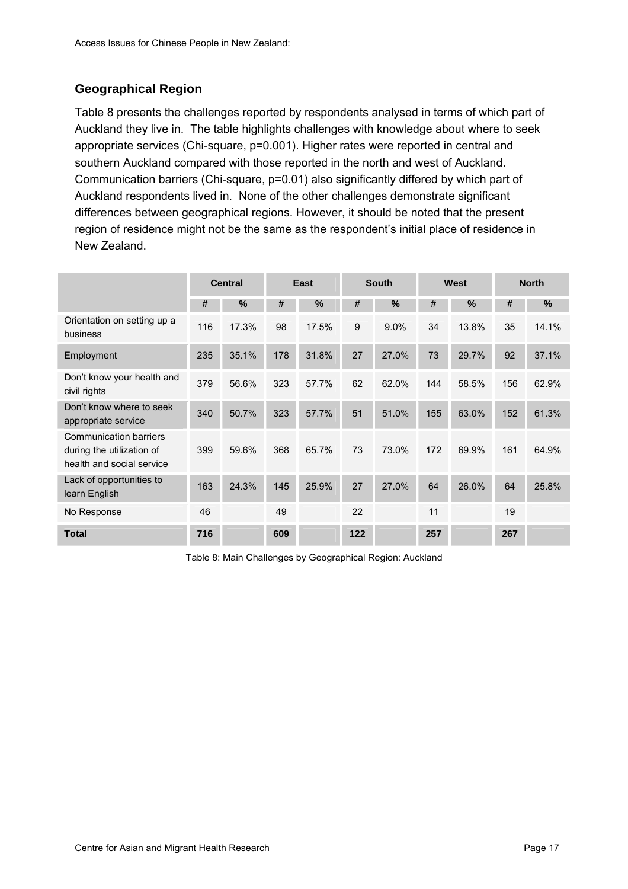## Geographical Region

Table 8 presents the challenges reported by respondents analysed in terms of which part of Auckland they live in. The table highlights challenges with knowledge about where to seek appropriate services (Chi-square, $p=0.001$). Higher rates were reported in central and southern Auckland compared with those reported in the north and west of Auckland. Communication barriers (Chi-square, $p=0.01$) also significantly differed by which part of Auckland respondents lived in. None of the other challenges demonstrate significant differences between geographical regions. However, it should be noted that the present region of residence might not be the same as the respondent's initial place of residence in New Zealand.

| | Central | | East | | South | | West | | North | |
|---|---|---|---|---|---|---|---|---|---|---|
| | # | % | # | % | # | % | # | % | # | % |
| Orientation on setting up a business | 116 | 17.3% | 98 | 17.5% | 9 | 9.0% | 34 | 13.8% | 35 | 14.1% |
| Employment | 235 | 35.1% | 178 | 31.8% | 27 | 27.0% | 73 | 29.7% | 92 | 37.1% |
| Don't know your health and civil rights | 379 | 56.6% | 323 | 57.7% | 62 | 62.0% | 144 | 58.5% | 156 | 62.9% |
| Don't know where to seek appropriate service | 340 | 50.7% | 323 | 57.7% | 51 | 51.0% | 155 | 63.0% | 152 | 61.3% |
| Communication barriers during the utilization of health and social service | 399 | 59.6% | 368 | 65.7% | 73 | 73.0% | 172 | 69.9% | 161 | 64.9% |
| Lack of opportunities to learn English | 163 | 24.3% | 145 | 25.9% | 27 | 27.0% | 64 | 26.0% | 64 | 25.8% |
| No Response | 46 | | 49 | | 22 | | 11 | | 19 | |
| **Total** | **716** | | **609** | | **122** | | **257** | | **267** | |

Table 8: Main Challenges by Geographical Region: Auckland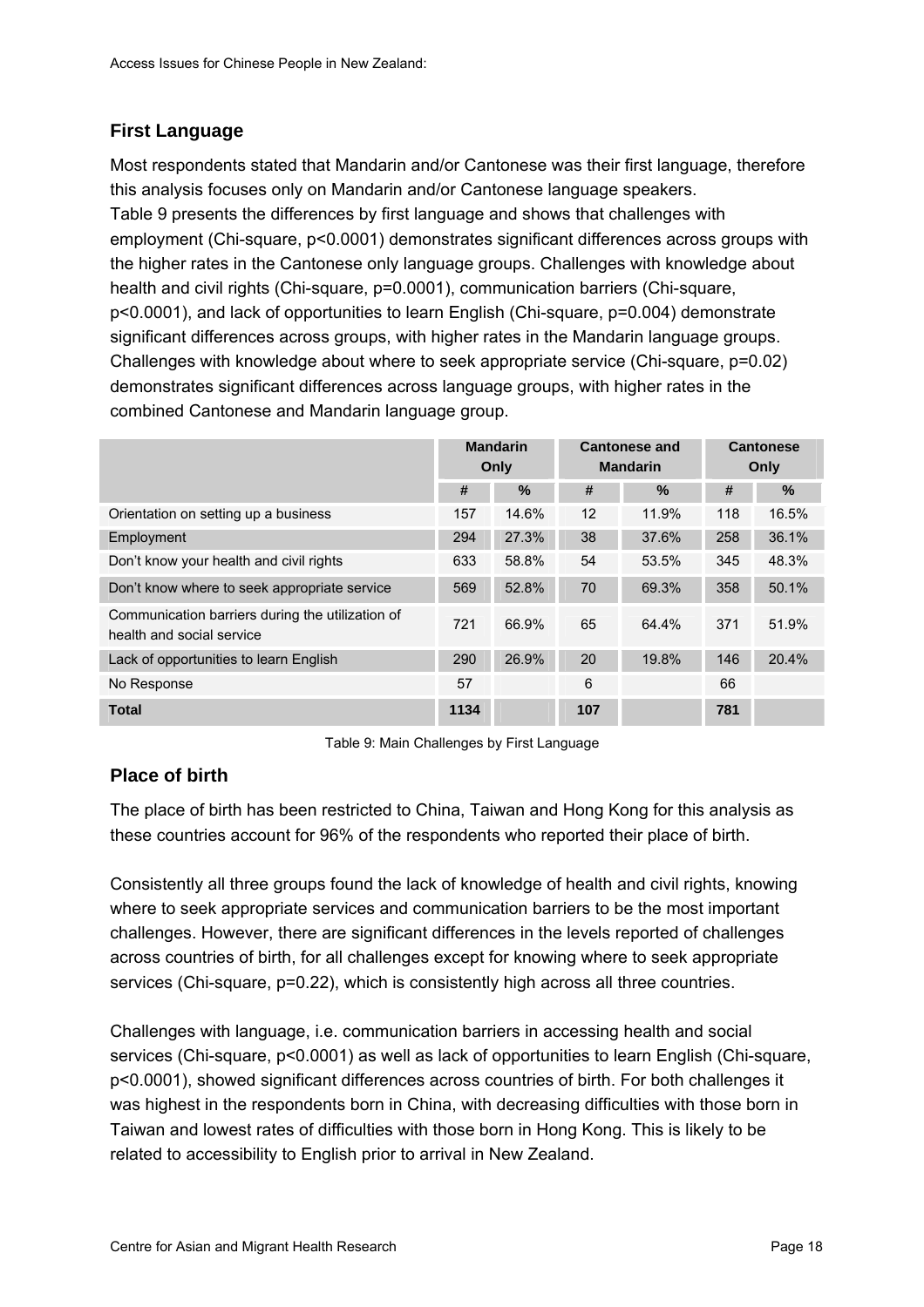## First Language

Most respondents stated that Mandarin and/or Cantonese was their first language, therefore this analysis focuses only on Mandarin and/or Cantonese language speakers.
Table 9 presents the differences by first language and shows that challenges with employment (Chi-square, $p<0.0001$) demonstrates significant differences across groups with the higher rates in the Cantonese only language groups. Challenges with knowledge about health and civil rights (Chi-square, $p=0.0001$), communication barriers (Chi-square, $p<0.0001$), and lack of opportunities to learn English (Chi-square, $p=0.004$) demonstrate significant differences across groups, with higher rates in the Mandarin language groups. Challenges with knowledge about where to seek appropriate service (Chi-square, $p=0.02$) demonstrates significant differences across language groups, with higher rates in the combined Cantonese and Mandarin language group.

| | Mandarin Only | | Cantonese and Mandarin | | Cantonese Only | |
|---|---|---|---|---|---|---|
| | # | % | # | % | # | % |
| Orientation on setting up a business | 157 | 14.6% | 12 | 11.9% | 118 | 16.5% |
| Employment | 294 | 27.3% | 38 | 37.6% | 258 | 36.1% |
| Don't know your health and civil rights | 633 | 58.8% | 54 | 53.5% | 345 | 48.3% |
| Don't know where to seek appropriate service | 569 | 52.8% | 70 | 69.3% | 358 | 50.1% |
| Communication barriers during the utilization of health and social service | 721 | 66.9% | 65 | 64.4% | 371 | 51.9% |
| Lack of opportunities to learn English | 290 | 26.9% | 20 | 19.8% | 146 | 20.4% |
| No Response | 57 | | 6 | | 66 | |
| **Total** | **1134** | | **107** | | **781** | |

Table 9: Main Challenges by First Language

## Place of birth

The place of birth has been restricted to China, Taiwan and Hong Kong for this analysis as these countries account for 96% of the respondents who reported their place of birth.

Consistently all three groups found the lack of knowledge of health and civil rights, knowing where to seek appropriate services and communication barriers to be the most important challenges. However, there are significant differences in the levels reported of challenges across countries of birth, for all challenges except for knowing where to seek appropriate services (Chi-square, $p=0.22$), which is consistently high across all three countries.

Challenges with language, i.e. communication barriers in accessing health and social services (Chi-square, $p<0.0001$) as well as lack of opportunities to learn English (Chi-square, $p<0.0001$), showed significant differences across countries of birth. For both challenges it was highest in the respondents born in China, with decreasing difficulties with those born in Taiwan and lowest rates of difficulties with those born in Hong Kong. This is likely to be related to accessibility to English prior to arrival in New Zealand.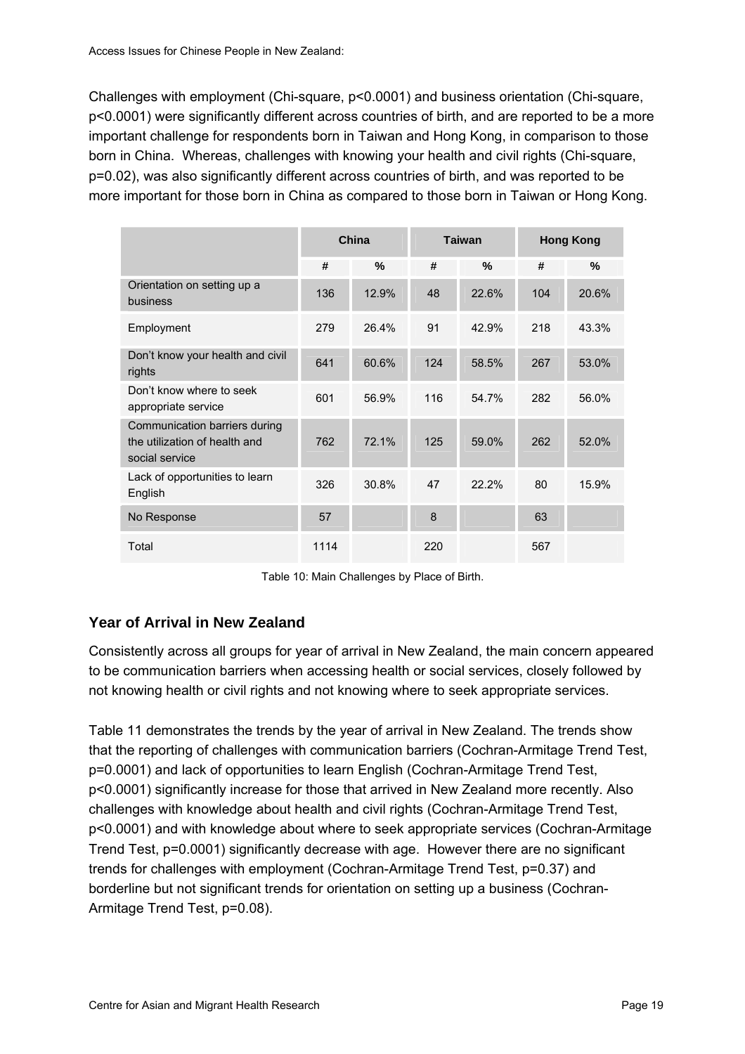Challenges with employment (Chi-square, $p<0.0001$) and business orientation (Chi-square, $p<0.0001$) were significantly different across countries of birth, and are reported to be a more important challenge for respondents born in Taiwan and Hong Kong, in comparison to those born in China. Whereas, challenges with knowing your health and civil rights (Chi-square, $p=0.02$), was also significantly different across countries of birth, and was reported to be more important for those born in China as compared to those born in Taiwan or Hong Kong.

| | China | | Taiwan | | Hong Kong | |
|---|---|---|---|---|---|---|
| | # | % | # | % | # | % |
| Orientation on setting up a business | 136 | 12.9% | 48 | 22.6% | 104 | 20.6% |
| Employment | 279 | 26.4% | 91 | 42.9% | 218 | 43.3% |
| Don't know your health and civil rights | 641 | 60.6% | 124 | 58.5% | 267 | 53.0% |
| Don't know where to seek appropriate service | 601 | 56.9% | 116 | 54.7% | 282 | 56.0% |
| Communication barriers during the utilization of health and social service | 762 | 72.1% | 125 | 59.0% | 262 | 52.0% |
| Lack of opportunities to learn English | 326 | 30.8% | 47 | 22.2% | 80 | 15.9% |
| No Response | 57 | | 8 | | 63 | |
| Total | 1114 | | 220 | | 567 | |

Table 10: Main Challenges by Place of Birth.

### Year of Arrival in New Zealand

Consistently across all groups for year of arrival in New Zealand, the main concern appeared to be communication barriers when accessing health or social services, closely followed by not knowing health or civil rights and not knowing where to seek appropriate services.

Table 11 demonstrates the trends by the year of arrival in New Zealand. The trends show that the reporting of challenges with communication barriers (Cochran-Armitage Trend Test, $p=0.0001$) and lack of opportunities to learn English (Cochran-Armitage Trend Test, $p<0.0001$) significantly increase for those that arrived in New Zealand more recently. Also challenges with knowledge about health and civil rights (Cochran-Armitage Trend Test, $p<0.0001$) and with knowledge about where to seek appropriate services (Cochran-Armitage Trend Test, $p=0.0001$) significantly decrease with age. However there are no significant trends for challenges with employment (Cochran-Armitage Trend Test, $p=0.37$) and borderline but not significant trends for orientation on setting up a business (Cochran-Armitage Trend Test, $p=0.08$).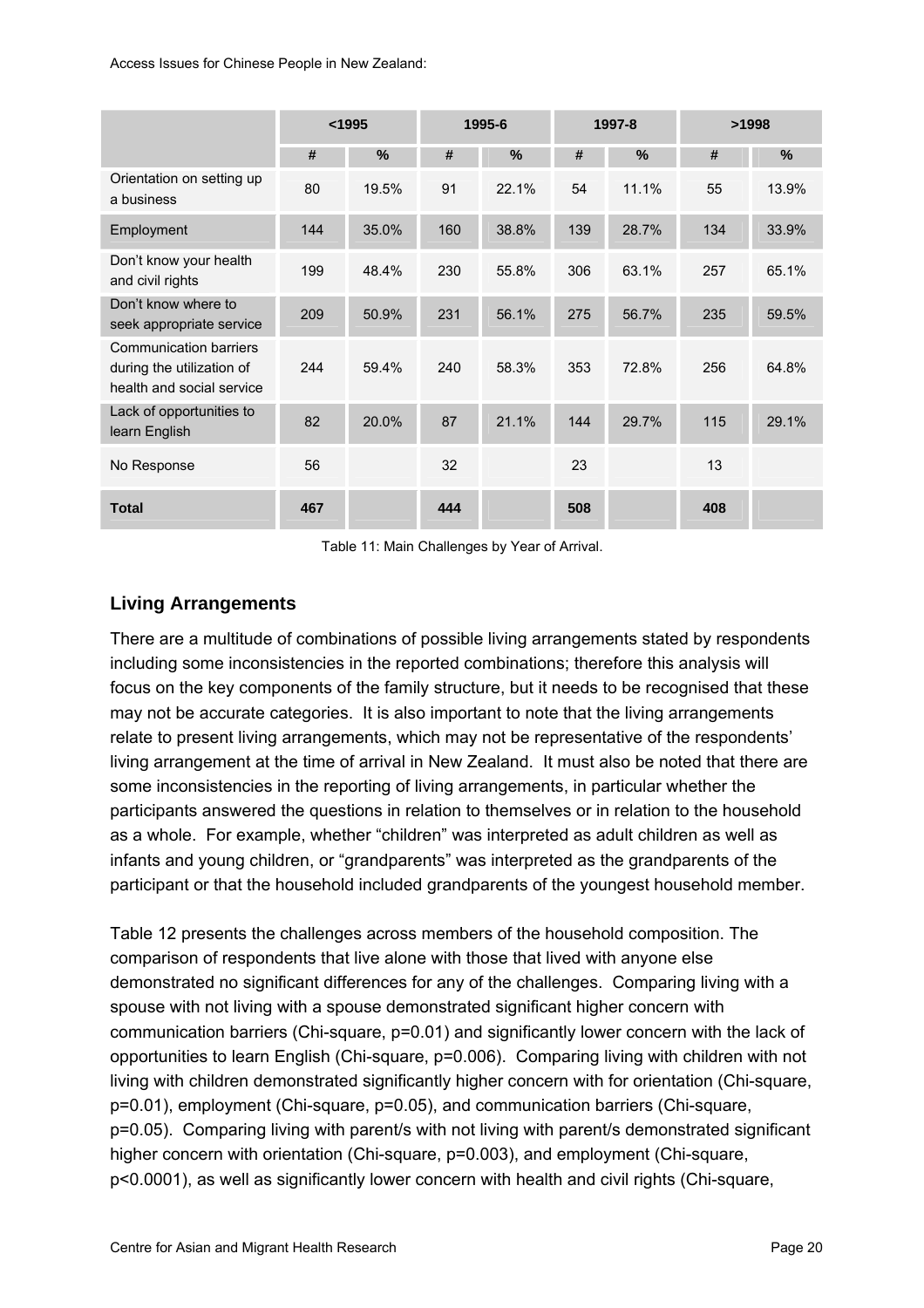| | <1995 | | 1995-6 | | 1997-8 | | >1998 | |
|---|---|---|---|---|---|---|---|---|
| | # | % | # | % | # | % | # | % |
| Orientation on setting up a business | 80 | 19.5% | 91 | 22.1% | 54 | 11.1% | 55 | 13.9% |
| Employment | 144 | 35.0% | 160 | 38.8% | 139 | 28.7% | 134 | 33.9% |
| Don't know your health and civil rights | 199 | 48.4% | 230 | 55.8% | 306 | 63.1% | 257 | 65.1% |
| Don't know where to seek appropriate service | 209 | 50.9% | 231 | 56.1% | 275 | 56.7% | 235 | 59.5% |
| Communication barriers during the utilization of health and social service | 244 | 59.4% | 240 | 58.3% | 353 | 72.8% | 256 | 64.8% |
| Lack of opportunities to learn English | 82 | 20.0% | 87 | 21.1% | 144 | 29.7% | 115 | 29.1% |
| No Response | 56 | | 32 | | 23 | | 13 | |
| **Total** | **467** | | **444** | | **508** | | **408** | |

Table 11: Main Challenges by Year of Arrival.

## Living Arrangements

There are a multitude of combinations of possible living arrangements stated by respondents including some inconsistencies in the reported combinations; therefore this analysis will focus on the key components of the family structure, but it needs to be recognised that these may not be accurate categories. It is also important to note that the living arrangements relate to present living arrangements, which may not be representative of the respondents' living arrangement at the time of arrival in New Zealand. It must also be noted that there are some inconsistencies in the reporting of living arrangements, in particular whether the participants answered the questions in relation to themselves or in relation to the household as a whole. For example, whether "children" was interpreted as adult children as well as infants and young children, or "grandparents" was interpreted as the grandparents of the participant or that the household included grandparents of the youngest household member.

Table 12 presents the challenges across members of the household composition. The comparison of respondents that live alone with those that lived with anyone else demonstrated no significant differences for any of the challenges. Comparing living with a spouse with not living with a spouse demonstrated significant higher concern with communication barriers (Chi-square, $p=0.01$) and significantly lower concern with the lack of opportunities to learn English (Chi-square, $p=0.006$). Comparing living with children with not living with children demonstrated significantly higher concern with for orientation (Chi-square, $p=0.01$), employment (Chi-square, $p=0.05$), and communication barriers (Chi-square, $p=0.05$). Comparing living with parent/s with not living with parent/s demonstrated significant higher concern with orientation (Chi-square, $p=0.003$), and employment (Chi-square, $p<0.0001$), as well as significantly lower concern with health and civil rights (Chi-square,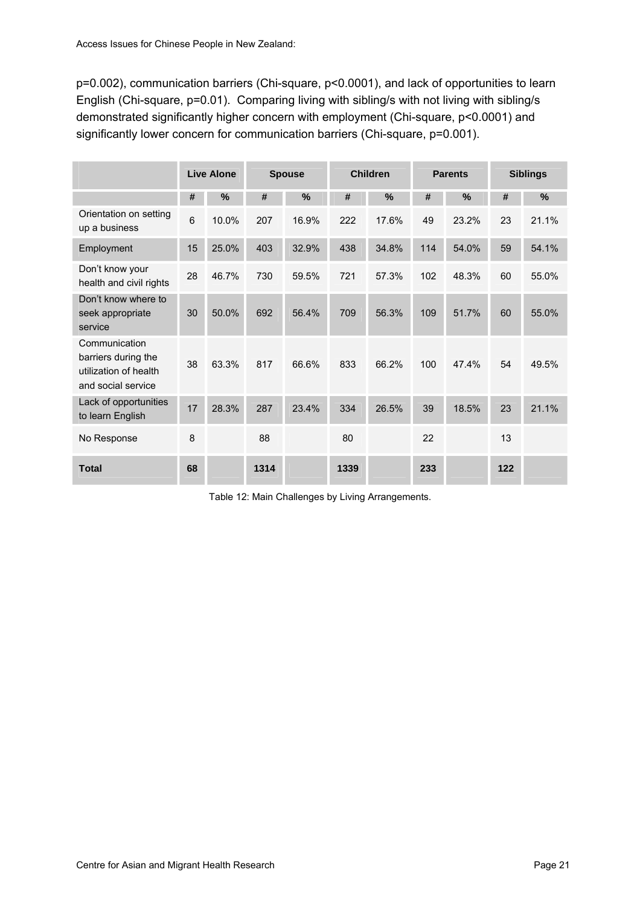p=0.002), communication barriers (Chi-square, p<0.0001), and lack of opportunities to learn English (Chi-square, p=0.01). Comparing living with sibling/s with not living with sibling/s demonstrated significantly higher concern with employment (Chi-square, p<0.0001) and significantly lower concern for communication barriers (Chi-square, p=0.001).

| | Live Alone | | Spouse | | Children | | Parents | | Siblings | |
|---|---|---|---|---|---|---|---|---|---|---|
| | # | % | # | % | # | % | # | % | # | % |
| Orientation on setting up a business | 6 | 10.0% | 207 | 16.9% | 222 | 17.6% | 49 | 23.2% | 23 | 21.1% |
| Employment | 15 | 25.0% | 403 | 32.9% | 438 | 34.8% | 114 | 54.0% | 59 | 54.1% |
| Don't know your health and civil rights | 28 | 46.7% | 730 | 59.5% | 721 | 57.3% | 102 | 48.3% | 60 | 55.0% |
| Don't know where to seek appropriate service | 30 | 50.0% | 692 | 56.4% | 709 | 56.3% | 109 | 51.7% | 60 | 55.0% |
| Communication barriers during the utilization of health and social service | 38 | 63.3% | 817 | 66.6% | 833 | 66.2% | 100 | 47.4% | 54 | 49.5% |
| Lack of opportunities to learn English | 17 | 28.3% | 287 | 23.4% | 334 | 26.5% | 39 | 18.5% | 23 | 21.1% |
| No Response | 8 | | 88 | | 80 | | 22 | | 13 | |
| **Total** | **68** | | **1314** | | **1339** | | **233** | | **122** | |

Table 12: Main Challenges by Living Arrangements.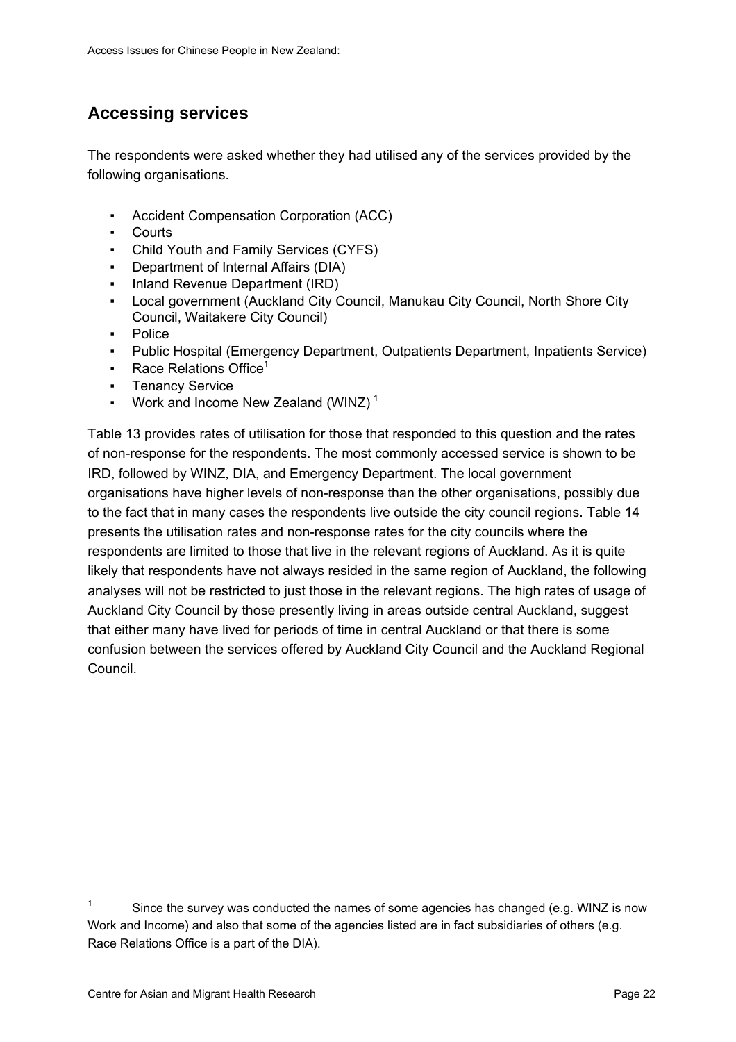## Accessing services

The respondents were asked whether they had utilised any of the services provided by the following organisations.

- Accident Compensation Corporation (ACC)
- Courts
- Child Youth and Family Services (CYFS)
- Department of Internal Affairs (DIA)
- Inland Revenue Department (IRD)
- Local government (Auckland City Council, Manukau City Council, North Shore City Council, Waitakere City Council)
- Police
- Public Hospital (Emergency Department, Outpatients Department, Inpatients Service)
- Race Relations Office[1]
- Tenancy Service
- Work and Income New Zealand (WINZ) [1]

Table 13 provides rates of utilisation for those that responded to this question and the rates of non-response for the respondents. The most commonly accessed service is shown to be IRD, followed by WINZ, DIA, and Emergency Department. The local government organisations have higher levels of non-response than the other organisations, possibly due to the fact that in many cases the respondents live outside the city council regions. Table 14 presents the utilisation rates and non-response rates for the city councils where the respondents are limited to those that live in the relevant regions of Auckland. As it is quite likely that respondents have not always resided in the same region of Auckland, the following analyses will not be restricted to just those in the relevant regions. The high rates of usage of Auckland City Council by those presently living in areas outside central Auckland, suggest that either many have lived for periods of time in central Auckland or that there is some confusion between the services offered by Auckland City Council and the Auckland Regional Council.

---

[1] Since the survey was conducted the names of some agencies has changed (e.g. WINZ is now Work and Income) and also that some of the agencies listed are in fact subsidiaries of others (e.g. Race Relations Office is a part of the DIA).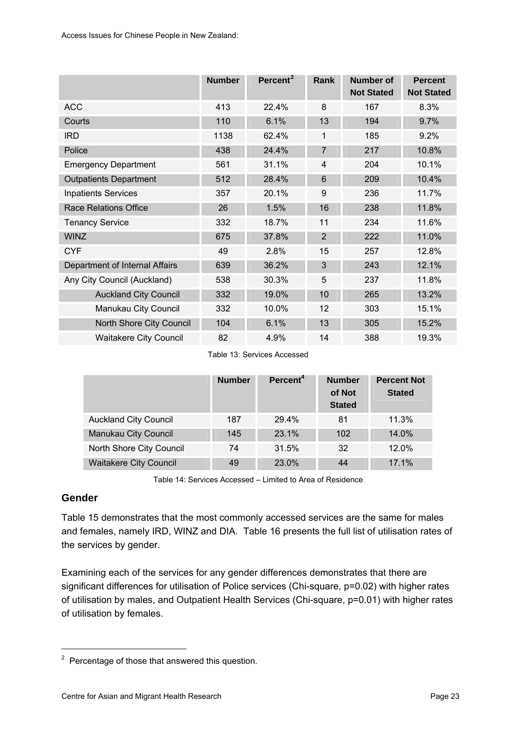| | Number | Percent[2] | Rank | Number of Not Stated | Percent Not Stated |
|---|---|---|---|---|---|
| ACC | 413 | 22.4% | 8 | 167 | 8.3% |
| Courts | 110 | 6.1% | 13 | 194 | 9.7% |
| IRD | 1138 | 62.4% | 1 | 185 | 9.2% |
| Police | 438 | 24.4% | 7 | 217 | 10.8% |
| Emergency Department | 561 | 31.1% | 4 | 204 | 10.1% |
| Outpatients Department | 512 | 28.4% | 6 | 209 | 10.4% |
| Inpatients Services | 357 | 20.1% | 9 | 236 | 11.7% |
| Race Relations Office | 26 | 1.5% | 16 | 238 | 11.8% |
| Tenancy Service | 332 | 18.7% | 11 | 234 | 11.6% |
| WINZ | 675 | 37.8% | 2 | 222 | 11.0% |
| CYF | 49 | 2.8% | 15 | 257 | 12.8% |
| Department of Internal Affairs | 639 | 36.2% | 3 | 243 | 12.1% |
| Any City Council (Auckland) | 538 | 30.3% | 5 | 237 | 11.8% |
| Auckland City Council | 332 | 19.0% | 10 | 265 | 13.2% |
| Manukau City Council | 332 | 10.0% | 12 | 303 | 15.1% |
| North Shore City Council | 104 | 6.1% | 13 | 305 | 15.2% |
| Waitakere City Council | 82 | 4.9% | 14 | 388 | 19.3% |

Table 13: Services Accessed

| | Number | Percent[4] | Number of Not Stated | Percent Not Stated |
|---|---|---|---|---|
| Auckland City Council | 187 | 29.4% | 81 | 11.3% |
| Manukau City Council | 145 | 23.1% | 102 | 14.0% |
| North Shore City Council | 74 | 31.5% | 32 | 12.0% |
| Waitakere City Council | 49 | 23.0% | 44 | 17.1% |

Table 14: Services Accessed – Limited to Area of Residence

## Gender

Table 15 demonstrates that the most commonly accessed services are the same for males and females, namely IRD, WINZ and DIA. Table 16 presents the full list of utilisation rates of the services by gender.

Examining each of the services for any gender differences demonstrates that there are significant differences for utilisation of Police services (Chi-square, $p=0.02$) with higher rates of utilisation by males, and Outpatient Health Services (Chi-square, $p=0.01$) with higher rates of utilisation by females.

[2] Percentage of those that answered this question.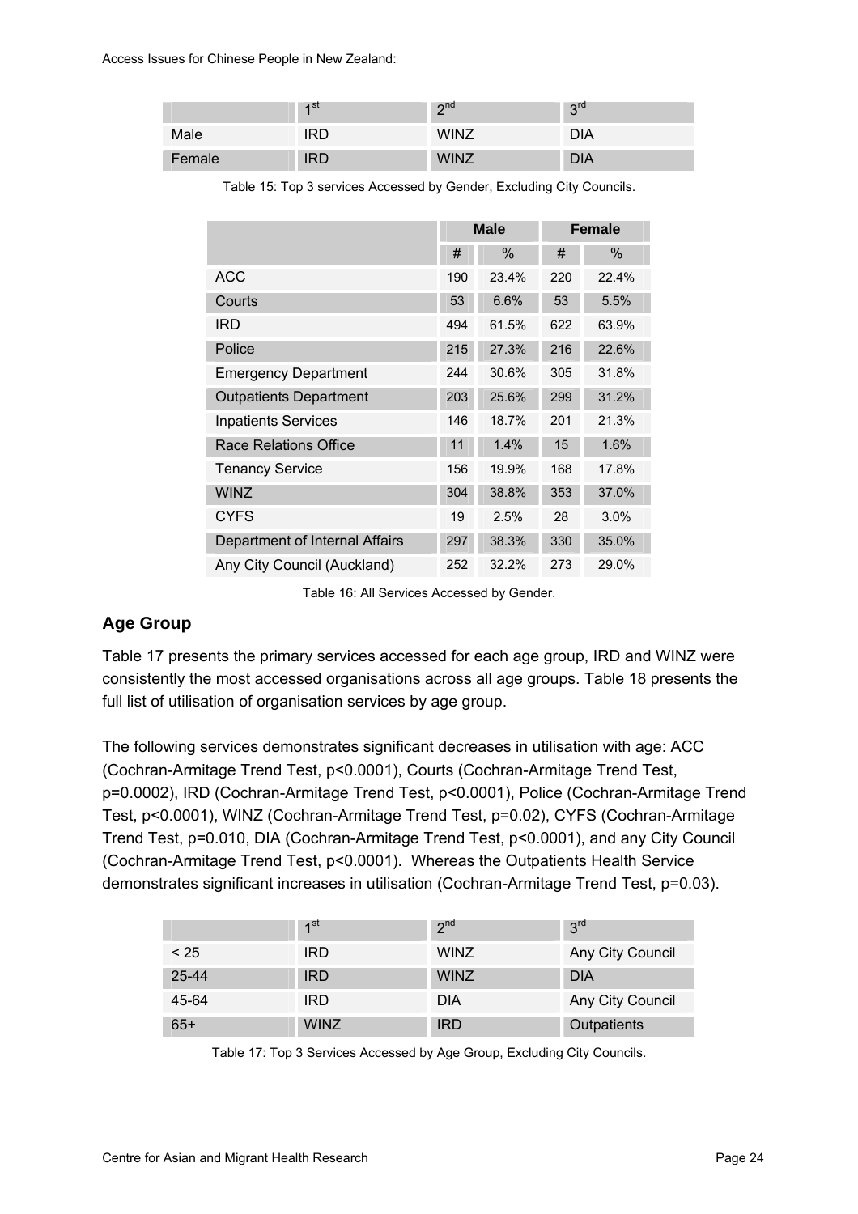|  | 1st | 2nd | 3rd |
|---|---|---|---|
| Male | IRD | WINZ | DIA |
| Female | IRD | WINZ | DIA |

Table 15: Top 3 services Accessed by Gender, Excluding City Councils.

|  | Male |  | Female |  |
|---|---|---|---|---|
|  | # | % | # | % |
| ACC | 190 | 23.4% | 220 | 22.4% |
| Courts | 53 | 6.6% | 53 | 5.5% |
| IRD | 494 | 61.5% | 622 | 63.9% |
| Police | 215 | 27.3% | 216 | 22.6% |
| Emergency Department | 244 | 30.6% | 305 | 31.8% |
| Outpatients Department | 203 | 25.6% | 299 | 31.2% |
| Inpatients Services | 146 | 18.7% | 201 | 21.3% |
| Race Relations Office | 11 | 1.4% | 15 | 1.6% |
| Tenancy Service | 156 | 19.9% | 168 | 17.8% |
| WINZ | 304 | 38.8% | 353 | 37.0% |
| CYFS | 19 | 2.5% | 28 | 3.0% |
| Department of Internal Affairs | 297 | 38.3% | 330 | 35.0% |
| Any City Council (Auckland) | 252 | 32.2% | 273 | 29.0% |

Table 16: All Services Accessed by Gender.

## Age Group

Table 17 presents the primary services accessed for each age group, IRD and WINZ were consistently the most accessed organisations across all age groups. Table 18 presents the full list of utilisation of organisation services by age group.

The following services demonstrates significant decreases in utilisation with age: ACC (Cochran-Armitage Trend Test, $p<0.0001$), Courts (Cochran-Armitage Trend Test, $p=0.0002$), IRD (Cochran-Armitage Trend Test, $p<0.0001$), Police (Cochran-Armitage Trend Test, $p<0.0001$), WINZ (Cochran-Armitage Trend Test, $p=0.02$), CYFS (Cochran-Armitage Trend Test, $p=0.010$, DIA (Cochran-Armitage Trend Test, $p<0.0001$), and any City Council (Cochran-Armitage Trend Test, $p<0.0001$). Whereas the Outpatients Health Service demonstrates significant increases in utilisation (Cochran-Armitage Trend Test, $p=0.03$).

|  | 1st | 2nd | 3rd |
|---|---|---|---|
| < 25 | IRD | WINZ | Any City Council |
| 25-44 | IRD | WINZ | DIA |
| 45-64 | IRD | DIA | Any City Council |
| 65+ | WINZ | IRD | Outpatients |

Table 17: Top 3 Services Accessed by Age Group, Excluding City Councils.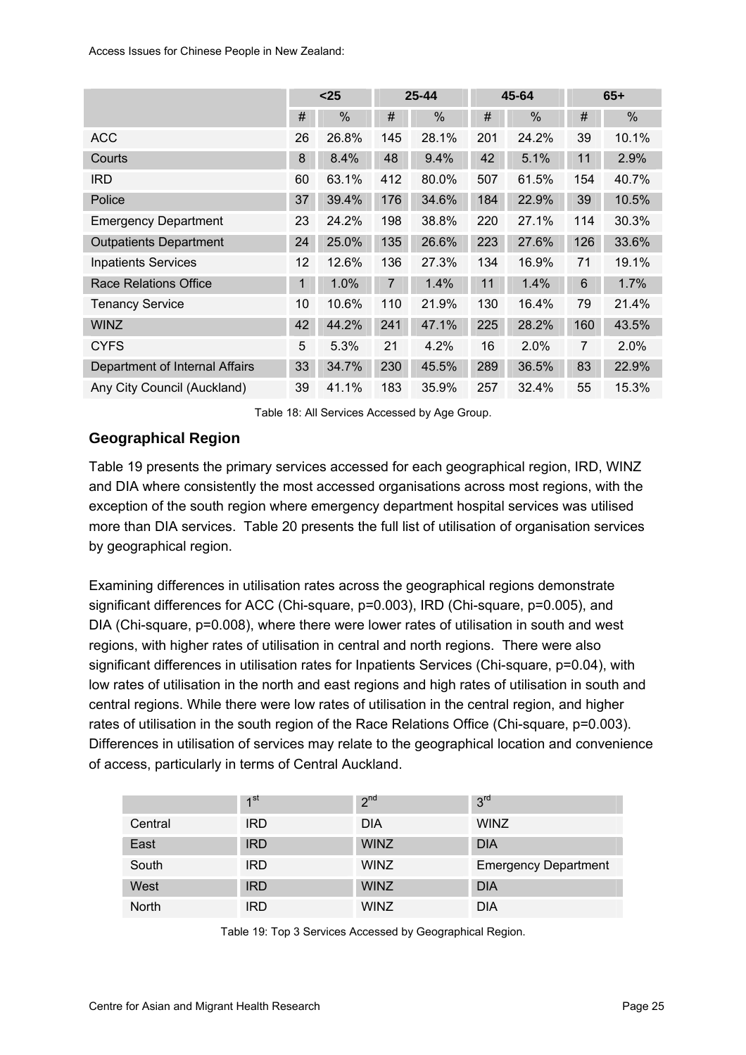| | <25 | | 25-44 | | 45-64 | | 65+ | |
|---|---|---|---|---|---|---|---|---|
| | # | % | # | % | # | % | # | % |
| ACC | 26 | 26.8% | 145 | 28.1% | 201 | 24.2% | 39 | 10.1% |
| Courts | 8 | 8.4% | 48 | 9.4% | 42 | 5.1% | 11 | 2.9% |
| IRD | 60 | 63.1% | 412 | 80.0% | 507 | 61.5% | 154 | 40.7% |
| Police | 37 | 39.4% | 176 | 34.6% | 184 | 22.9% | 39 | 10.5% |
| Emergency Department | 23 | 24.2% | 198 | 38.8% | 220 | 27.1% | 114 | 30.3% |
| Outpatients Department | 24 | 25.0% | 135 | 26.6% | 223 | 27.6% | 126 | 33.6% |
| Inpatients Services | 12 | 12.6% | 136 | 27.3% | 134 | 16.9% | 71 | 19.1% |
| Race Relations Office | 1 | 1.0% | 7 | 1.4% | 11 | 1.4% | 6 | 1.7% |
| Tenancy Service | 10 | 10.6% | 110 | 21.9% | 130 | 16.4% | 79 | 21.4% |
| WINZ | 42 | 44.2% | 241 | 47.1% | 225 | 28.2% | 160 | 43.5% |
| CYFS | 5 | 5.3% | 21 | 4.2% | 16 | 2.0% | 7 | 2.0% |
| Department of Internal Affairs | 33 | 34.7% | 230 | 45.5% | 289 | 36.5% | 83 | 22.9% |
| Any City Council (Auckland) | 39 | 41.1% | 183 | 35.9% | 257 | 32.4% | 55 | 15.3% |

Table 18: All Services Accessed by Age Group.

## Geographical Region

Table 19 presents the primary services accessed for each geographical region, IRD, WINZ and DIA where consistently the most accessed organisations across most regions, with the exception of the south region where emergency department hospital services was utilised more than DIA services. Table 20 presents the full list of utilisation of organisation services by geographical region.

Examining differences in utilisation rates across the geographical regions demonstrate significant differences for ACC (Chi-square, p=0.003), IRD (Chi-square, p=0.005), and DIA (Chi-square, p=0.008), where there were lower rates of utilisation in south and west regions, with higher rates of utilisation in central and north regions. There were also significant differences in utilisation rates for Inpatients Services (Chi-square, p=0.04), with low rates of utilisation in the north and east regions and high rates of utilisation in south and central regions. While there were low rates of utilisation in the central region, and higher rates of utilisation in the south region of the Race Relations Office (Chi-square, p=0.003). Differences in utilisation of services may relate to the geographical location and convenience of access, particularly in terms of Central Auckland.

| | 1st | 2nd | 3rd |
|---|---|---|---|
| Central | IRD | DIA | WINZ |
| East | IRD | WINZ | DIA |
| South | IRD | WINZ | Emergency Department |
| West | IRD | WINZ | DIA |
| North | IRD | WINZ | DIA |

Table 19: Top 3 Services Accessed by Geographical Region.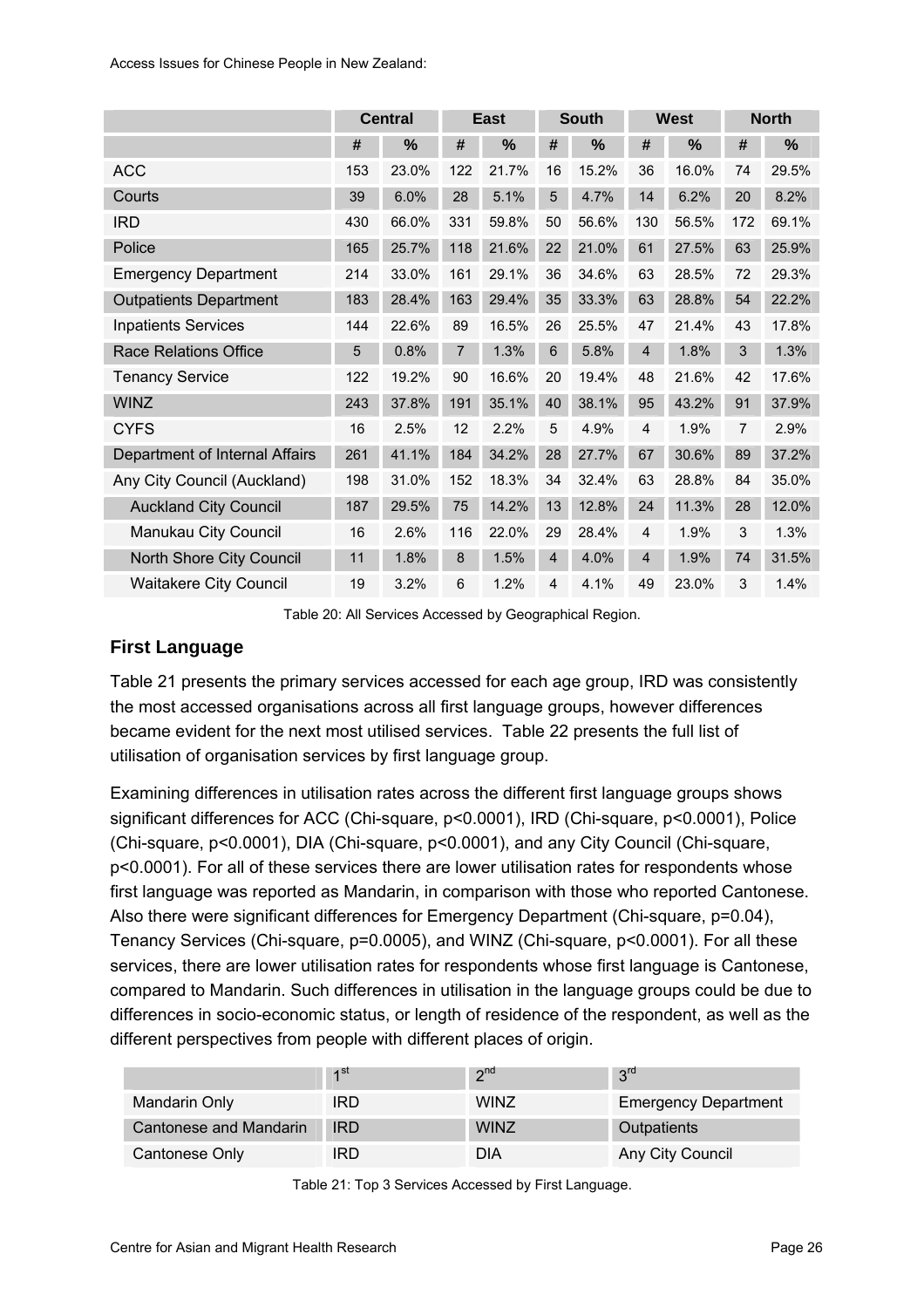| | Central | | East | | South | | West | | North | |
|---|---|---|---|---|---|---|---|---|---|---|
| | # | % | # | % | # | % | # | % | # | % |
| ACC | 153 | 23.0% | 122 | 21.7% | 16 | 15.2% | 36 | 16.0% | 74 | 29.5% |
| Courts | 39 | 6.0% | 28 | 5.1% | 5 | 4.7% | 14 | 6.2% | 20 | 8.2% |
| IRD | 430 | 66.0% | 331 | 59.8% | 50 | 56.6% | 130 | 56.5% | 172 | 69.1% |
| Police | 165 | 25.7% | 118 | 21.6% | 22 | 21.0% | 61 | 27.5% | 63 | 25.9% |
| Emergency Department | 214 | 33.0% | 161 | 29.1% | 36 | 34.6% | 63 | 28.5% | 72 | 29.3% |
| Outpatients Department | 183 | 28.4% | 163 | 29.4% | 35 | 33.3% | 63 | 28.8% | 54 | 22.2% |
| Inpatients Services | 144 | 22.6% | 89 | 16.5% | 26 | 25.5% | 47 | 21.4% | 43 | 17.8% |
| Race Relations Office | 5 | 0.8% | 7 | 1.3% | 6 | 5.8% | 4 | 1.8% | 3 | 1.3% |
| Tenancy Service | 122 | 19.2% | 90 | 16.6% | 20 | 19.4% | 48 | 21.6% | 42 | 17.6% |
| WINZ | 243 | 37.8% | 191 | 35.1% | 40 | 38.1% | 95 | 43.2% | 91 | 37.9% |
| CYFS | 16 | 2.5% | 12 | 2.2% | 5 | 4.9% | 4 | 1.9% | 7 | 2.9% |
| Department of Internal Affairs | 261 | 41.1% | 184 | 34.2% | 28 | 27.7% | 67 | 30.6% | 89 | 37.2% |
| Any City Council (Auckland) | 198 | 31.0% | 152 | 18.3% | 34 | 32.4% | 63 | 28.8% | 84 | 35.0% |
| Auckland City Council | 187 | 29.5% | 75 | 14.2% | 13 | 12.8% | 24 | 11.3% | 28 | 12.0% |
| Manukau City Council | 16 | 2.6% | 116 | 22.0% | 29 | 28.4% | 4 | 1.9% | 3 | 1.3% |
| North Shore City Council | 11 | 1.8% | 8 | 1.5% | 4 | 4.0% | 4 | 1.9% | 74 | 31.5% |
| Waitakere City Council | 19 | 3.2% | 6 | 1.2% | 4 | 4.1% | 49 | 23.0% | 3 | 1.4% |

Table 20: All Services Accessed by Geographical Region.

## First Language

Table 21 presents the primary services accessed for each age group, IRD was consistently the most accessed organisations across all first language groups, however differences became evident for the next most utilised services. Table 22 presents the full list of utilisation of organisation services by first language group.

Examining differences in utilisation rates across the different first language groups shows significant differences for ACC (Chi-square, $p<0.0001$), IRD (Chi-square, $p<0.0001$), Police (Chi-square, $p<0.0001$), DIA (Chi-square, $p<0.0001$), and any City Council (Chi-square, $p<0.0001$). For all of these services there are lower utilisation rates for respondents whose first language was reported as Mandarin, in comparison with those who reported Cantonese. Also there were significant differences for Emergency Department (Chi-square, $p=0.04$), Tenancy Services (Chi-square, $p=0.0005$), and WINZ (Chi-square, $p<0.0001$). For all these services, there are lower utilisation rates for respondents whose first language is Cantonese, compared to Mandarin. Such differences in utilisation in the language groups could be due to differences in socio-economic status, or length of residence of the respondent, as well as the different perspectives from people with different places of origin.

| | 1st | 2nd | 3rd |
|---|---|---|---|
| Mandarin Only | IRD | WINZ | Emergency Department |
| Cantonese and Mandarin | IRD | WINZ | Outpatients |
| Cantonese Only | IRD | DIA | Any City Council |

Table 21: Top 3 Services Accessed by First Language.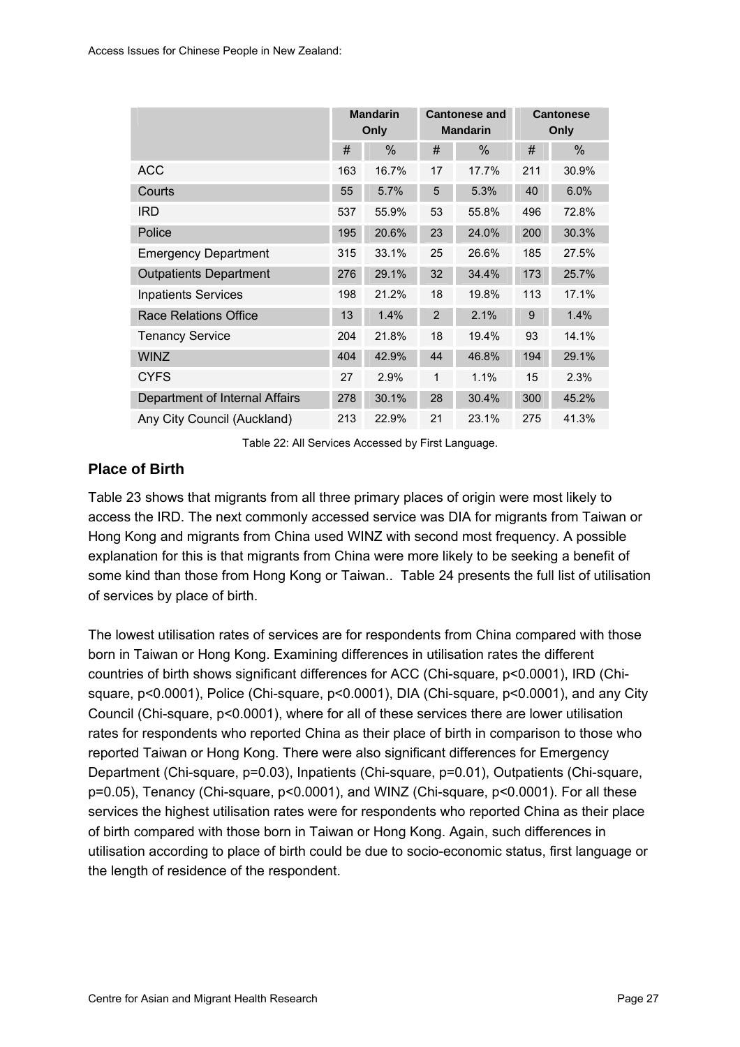| | Mandarin Only | | Cantonese and Mandarin | | Cantonese Only | |
|---|---|---|---|---|---|---|
| | # | % | # | % | # | % |
| ACC | 163 | 16.7% | 17 | 17.7% | 211 | 30.9% |
| Courts | 55 | 5.7% | 5 | 5.3% | 40 | 6.0% |
| IRD | 537 | 55.9% | 53 | 55.8% | 496 | 72.8% |
| Police | 195 | 20.6% | 23 | 24.0% | 200 | 30.3% |
| Emergency Department | 315 | 33.1% | 25 | 26.6% | 185 | 27.5% |
| Outpatients Department | 276 | 29.1% | 32 | 34.4% | 173 | 25.7% |
| Inpatients Services | 198 | 21.2% | 18 | 19.8% | 113 | 17.1% |
| Race Relations Office | 13 | 1.4% | 2 | 2.1% | 9 | 1.4% |
| Tenancy Service | 204 | 21.8% | 18 | 19.4% | 93 | 14.1% |
| WINZ | 404 | 42.9% | 44 | 46.8% | 194 | 29.1% |
| CYFS | 27 | 2.9% | 1 | 1.1% | 15 | 2.3% |
| Department of Internal Affairs | 278 | 30.1% | 28 | 30.4% | 300 | 45.2% |
| Any City Council (Auckland) | 213 | 22.9% | 21 | 23.1% | 275 | 41.3% |

Table 22: All Services Accessed by First Language.

## Place of Birth

Table 23 shows that migrants from all three primary places of origin were most likely to access the IRD. The next commonly accessed service was DIA for migrants from Taiwan or Hong Kong and migrants from China used WINZ with second most frequency. A possible explanation for this is that migrants from China were more likely to be seeking a benefit of some kind than those from Hong Kong or Taiwan.. Table 24 presents the full list of utilisation of services by place of birth.

The lowest utilisation rates of services are for respondents from China compared with those born in Taiwan or Hong Kong. Examining differences in utilisation rates the different countries of birth shows significant differences for ACC (Chi-square, $p<0.0001$), IRD (Chi-square, $p<0.0001$), Police (Chi-square, $p<0.0001$), DIA (Chi-square, $p<0.0001$), and any City Council (Chi-square, $p<0.0001$), where for all of these services there are lower utilisation rates for respondents who reported China as their place of birth in comparison to those who reported Taiwan or Hong Kong. There were also significant differences for Emergency Department (Chi-square, $p=0.03$), Inpatients (Chi-square, $p=0.01$), Outpatients (Chi-square, $p=0.05$), Tenancy (Chi-square, $p<0.0001$), and WINZ (Chi-square, $p<0.0001$). For all these services the highest utilisation rates were for respondents who reported China as their place of birth compared with those born in Taiwan or Hong Kong. Again, such differences in utilisation according to place of birth could be due to socio-economic status, first language or the length of residence of the respondent.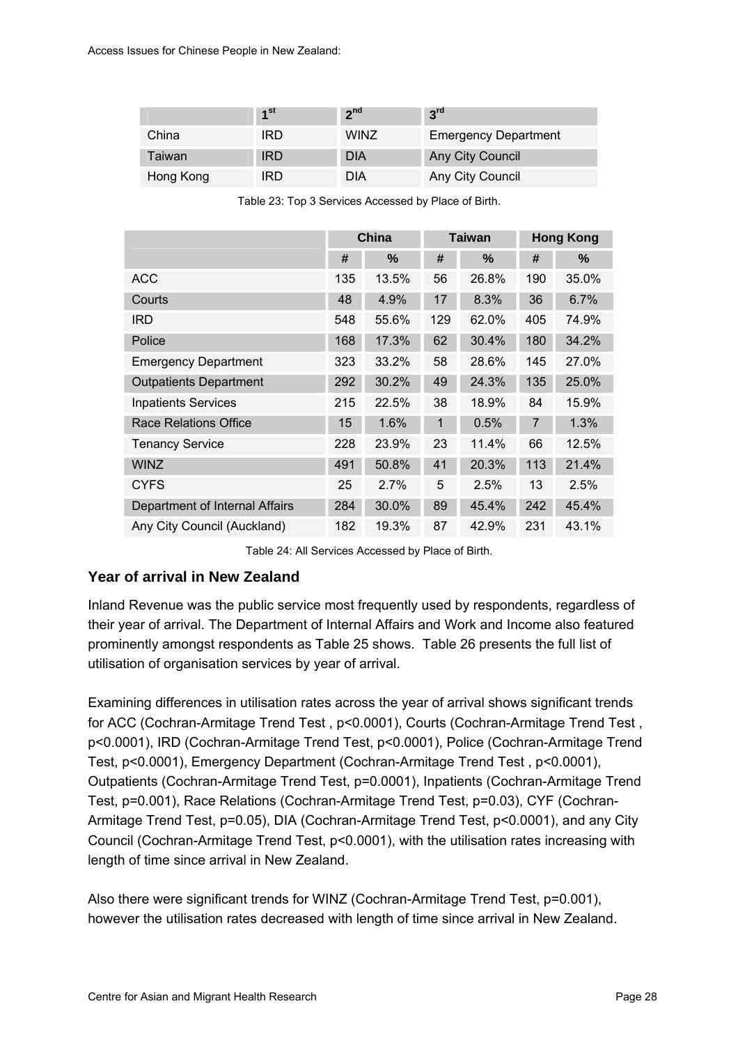| | 1st | 2nd | 3rd |
|---|---|---|---|
| China | IRD | WINZ | Emergency Department |
| Taiwan | IRD | DIA | Any City Council |
| Hong Kong | IRD | DIA | Any City Council |

Table 23: Top 3 Services Accessed by Place of Birth.

| | China | | Taiwan | | Hong Kong | |
|---|---|---|---|---|---|---|
| | # | % | # | % | # | % |
| ACC | 135 | 13.5% | 56 | 26.8% | 190 | 35.0% |
| Courts | 48 | 4.9% | 17 | 8.3% | 36 | 6.7% |
| IRD | 548 | 55.6% | 129 | 62.0% | 405 | 74.9% |
| Police | 168 | 17.3% | 62 | 30.4% | 180 | 34.2% |
| Emergency Department | 323 | 33.2% | 58 | 28.6% | 145 | 27.0% |
| Outpatients Department | 292 | 30.2% | 49 | 24.3% | 135 | 25.0% |
| Inpatients Services | 215 | 22.5% | 38 | 18.9% | 84 | 15.9% |
| Race Relations Office | 15 | 1.6% | 1 | 0.5% | 7 | 1.3% |
| Tenancy Service | 228 | 23.9% | 23 | 11.4% | 66 | 12.5% |
| WINZ | 491 | 50.8% | 41 | 20.3% | 113 | 21.4% |
| CYFS | 25 | 2.7% | 5 | 2.5% | 13 | 2.5% |
| Department of Internal Affairs | 284 | 30.0% | 89 | 45.4% | 242 | 45.4% |
| Any City Council (Auckland) | 182 | 19.3% | 87 | 42.9% | 231 | 43.1% |

Table 24: All Services Accessed by Place of Birth.

### Year of arrival in New Zealand

Inland Revenue was the public service most frequently used by respondents, regardless of their year of arrival. The Department of Internal Affairs and Work and Income also featured prominently amongst respondents as Table 25 shows. Table 26 presents the full list of utilisation of organisation services by year of arrival.

Examining differences in utilisation rates across the year of arrival shows significant trends for ACC (Cochran-Armitage Trend Test , $p<0.0001$), Courts (Cochran-Armitage Trend Test , $p<0.0001$), IRD (Cochran-Armitage Trend Test, $p<0.0001$), Police (Cochran-Armitage Trend Test, $p<0.0001$), Emergency Department (Cochran-Armitage Trend Test , $p<0.0001$), Outpatients (Cochran-Armitage Trend Test, $p=0.0001$), Inpatients (Cochran-Armitage Trend Test, $p=0.001$), Race Relations (Cochran-Armitage Trend Test, $p=0.03$), CYF (Cochran-Armitage Trend Test, $p=0.05$), DIA (Cochran-Armitage Trend Test, $p<0.0001$), and any City Council (Cochran-Armitage Trend Test, $p<0.0001$), with the utilisation rates increasing with length of time since arrival in New Zealand.

Also there were significant trends for WINZ (Cochran-Armitage Trend Test, $p=0.001$), however the utilisation rates decreased with length of time since arrival in New Zealand.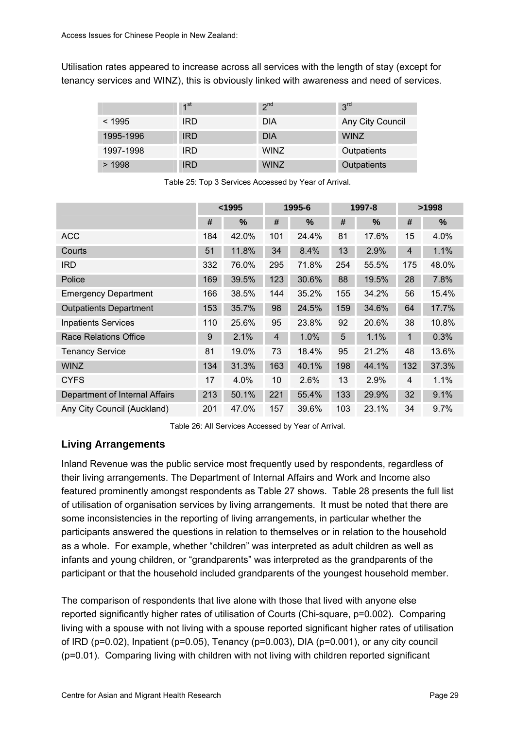Utilisation rates appeared to increase across all services with the length of stay (except for tenancy services and WINZ), this is obviously linked with awareness and need of services.

| | 1st | 2nd | 3rd |
|---|---|---|---|
| < 1995 | IRD | DIA | Any City Council |
| 1995-1996 | IRD | DIA | WINZ |
| 1997-1998 | IRD | WINZ | Outpatients |
| > 1998 | IRD | WINZ | Outpatients |

Table 25: Top 3 Services Accessed by Year of Arrival.

| | <1995 | | 1995-6 | | 1997-8 | | >1998 | |
|---|---|---|---|---|---|---|---|---|
| | # | % | # | % | # | % | # | % |
| ACC | 184 | 42.0% | 101 | 24.4% | 81 | 17.6% | 15 | 4.0% |
| Courts | 51 | 11.8% | 34 | 8.4% | 13 | 2.9% | 4 | 1.1% |
| IRD | 332 | 76.0% | 295 | 71.8% | 254 | 55.5% | 175 | 48.0% |
| Police | 169 | 39.5% | 123 | 30.6% | 88 | 19.5% | 28 | 7.8% |
| Emergency Department | 166 | 38.5% | 144 | 35.2% | 155 | 34.2% | 56 | 15.4% |
| Outpatients Department | 153 | 35.7% | 98 | 24.5% | 159 | 34.6% | 64 | 17.7% |
| Inpatients Services | 110 | 25.6% | 95 | 23.8% | 92 | 20.6% | 38 | 10.8% |
| Race Relations Office | 9 | 2.1% | 4 | 1.0% | 5 | 1.1% | 1 | 0.3% |
| Tenancy Service | 81 | 19.0% | 73 | 18.4% | 95 | 21.2% | 48 | 13.6% |
| WINZ | 134 | 31.3% | 163 | 40.1% | 198 | 44.1% | 132 | 37.3% |
| CYFS | 17 | 4.0% | 10 | 2.6% | 13 | 2.9% | 4 | 1.1% |
| Department of Internal Affairs | 213 | 50.1% | 221 | 55.4% | 133 | 29.9% | 32 | 9.1% |
| Any City Council (Auckland) | 201 | 47.0% | 157 | 39.6% | 103 | 23.1% | 34 | 9.7% |

Table 26: All Services Accessed by Year of Arrival.

### Living Arrangements

Inland Revenue was the public service most frequently used by respondents, regardless of their living arrangements. The Department of Internal Affairs and Work and Income also featured prominently amongst respondents as Table 27 shows. Table 28 presents the full list of utilisation of organisation services by living arrangements. It must be noted that there are some inconsistencies in the reporting of living arrangements, in particular whether the participants answered the questions in relation to themselves or in relation to the household as a whole. For example, whether "children" was interpreted as adult children as well as infants and young children, or "grandparents" was interpreted as the grandparents of the participant or that the household included grandparents of the youngest household member.

The comparison of respondents that live alone with those that lived with anyone else reported significantly higher rates of utilisation of Courts (Chi-square, $p=0.002$). Comparing living with a spouse with not living with a spouse reported significant higher rates of utilisation of IRD ($p=0.02$), Inpatient ($p=0.05$), Tenancy ($p=0.003$), DIA ($p=0.001$), or any city council ($p=0.01$). Comparing living with children with not living with children reported significant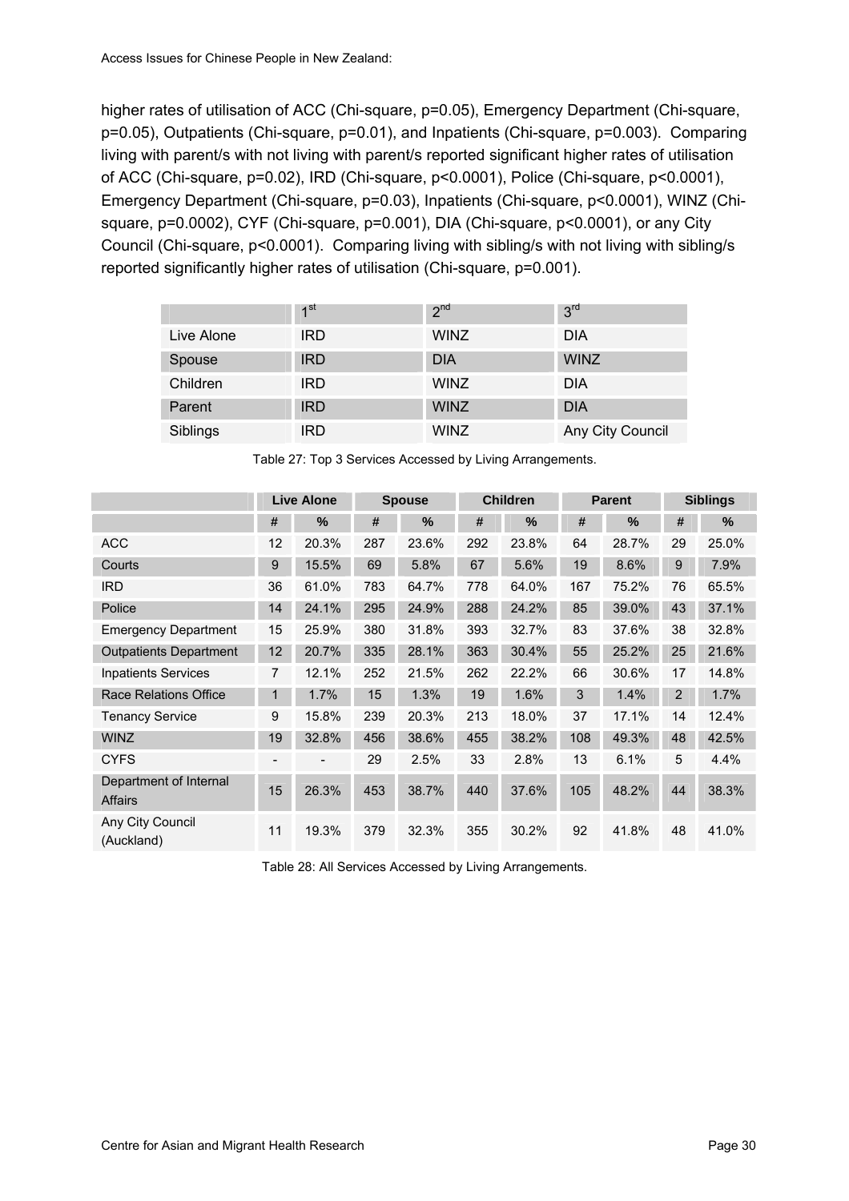higher rates of utilisation of ACC (Chi-square, p=0.05), Emergency Department (Chi-square, p=0.05), Outpatients (Chi-square, p=0.01), and Inpatients (Chi-square, p=0.003). Comparing living with parent/s with not living with parent/s reported significant higher rates of utilisation of ACC (Chi-square, p=0.02), IRD (Chi-square, p<0.0001), Police (Chi-square, p<0.0001), Emergency Department (Chi-square, p=0.03), Inpatients (Chi-square, p<0.0001), WINZ (Chi-square, p=0.0002), CYF (Chi-square, p=0.001), DIA (Chi-square, p<0.0001), or any City Council (Chi-square, p<0.0001). Comparing living with sibling/s with not living with sibling/s reported significantly higher rates of utilisation (Chi-square, p=0.001).

| | 1st | 2nd | 3rd |
|---|---|---|---|
| Live Alone | IRD | WINZ | DIA |
| Spouse | IRD | DIA | WINZ |
| Children | IRD | WINZ | DIA |
| Parent | IRD | WINZ | DIA |
| Siblings | IRD | WINZ | Any City Council |

Table 27: Top 3 Services Accessed by Living Arrangements.

| | Live Alone | | Spouse | | Children | | Parent | | Siblings | |
|---|---|---|---|---|---|---|---|---|---|---|
| | # | % | # | % | # | % | # | % | # | % |
| ACC | 12 | 20.3% | 287 | 23.6% | 292 | 23.8% | 64 | 28.7% | 29 | 25.0% |
| Courts | 9 | 15.5% | 69 | 5.8% | 67 | 5.6% | 19 | 8.6% | 9 | 7.9% |
| IRD | 36 | 61.0% | 783 | 64.7% | 778 | 64.0% | 167 | 75.2% | 76 | 65.5% |
| Police | 14 | 24.1% | 295 | 24.9% | 288 | 24.2% | 85 | 39.0% | 43 | 37.1% |
| Emergency Department | 15 | 25.9% | 380 | 31.8% | 393 | 32.7% | 83 | 37.6% | 38 | 32.8% |
| Outpatients Department | 12 | 20.7% | 335 | 28.1% | 363 | 30.4% | 55 | 25.2% | 25 | 21.6% |
| Inpatients Services | 7 | 12.1% | 252 | 21.5% | 262 | 22.2% | 66 | 30.6% | 17 | 14.8% |
| Race Relations Office | 1 | 1.7% | 15 | 1.3% | 19 | 1.6% | 3 | 1.4% | 2 | 1.7% |
| Tenancy Service | 9 | 15.8% | 239 | 20.3% | 213 | 18.0% | 37 | 17.1% | 14 | 12.4% |
| WINZ | 19 | 32.8% | 456 | 38.6% | 455 | 38.2% | 108 | 49.3% | 48 | 42.5% |
| CYFS | - | - | 29 | 2.5% | 33 | 2.8% | 13 | 6.1% | 5 | 4.4% |
| Department of Internal Affairs | 15 | 26.3% | 453 | 38.7% | 440 | 37.6% | 105 | 48.2% | 44 | 38.3% |
| Any City Council (Auckland) | 11 | 19.3% | 379 | 32.3% | 355 | 30.2% | 92 | 41.8% | 48 | 41.0% |

Table 28: All Services Accessed by Living Arrangements.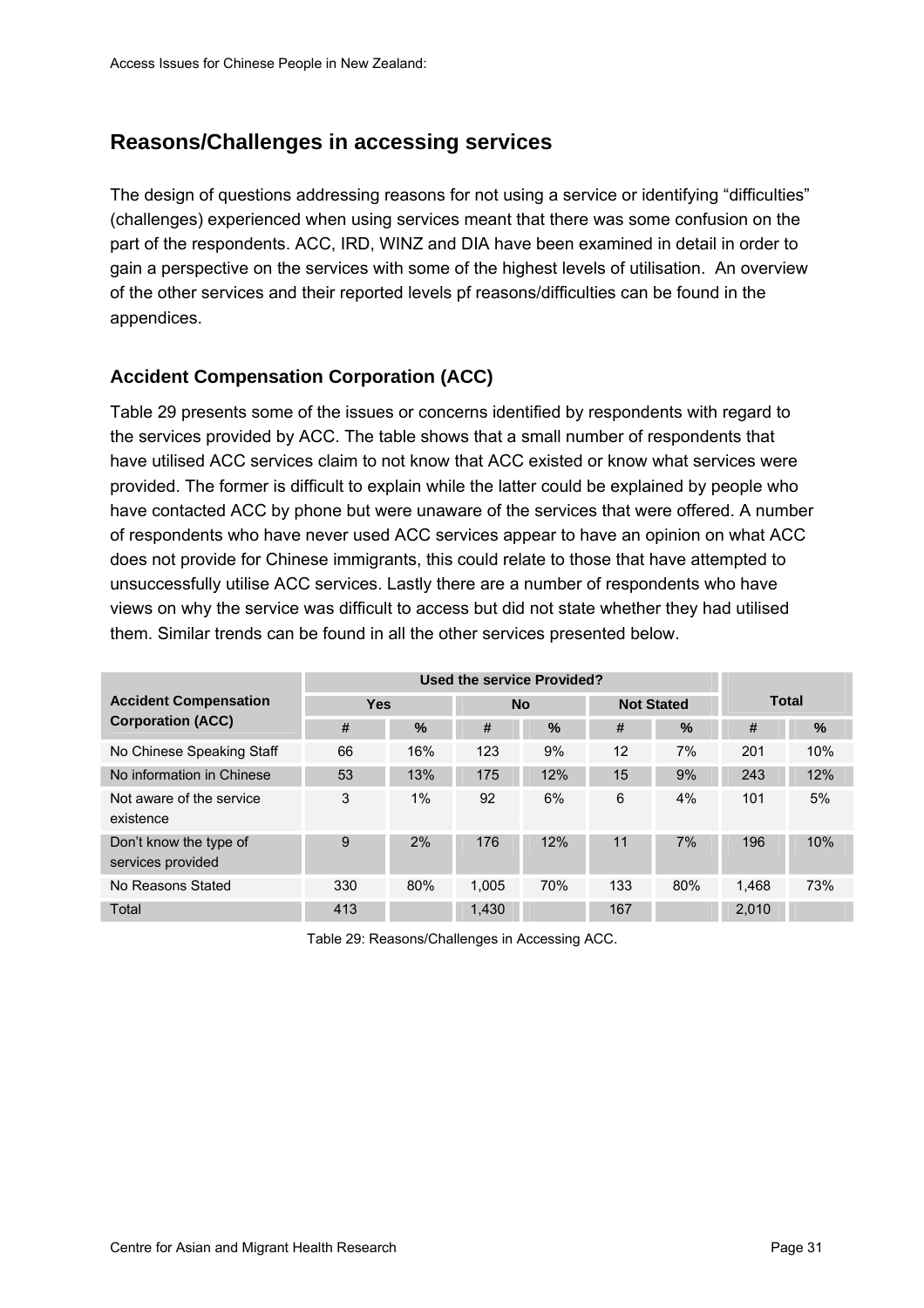## Reasons/Challenges in accessing services

The design of questions addressing reasons for not using a service or identifying "difficulties" (challenges) experienced when using services meant that there was some confusion on the part of the respondents. ACC, IRD, WINZ and DIA have been examined in detail in order to gain a perspective on the services with some of the highest levels of utilisation. An overview of the other services and their reported levels pf reasons/difficulties can be found in the appendices.

### Accident Compensation Corporation (ACC)

Table 29 presents some of the issues or concerns identified by respondents with regard to the services provided by ACC. The table shows that a small number of respondents that have utilised ACC services claim to not know that ACC existed or know what services were provided. The former is difficult to explain while the latter could be explained by people who have contacted ACC by phone but were unaware of the services that were offered. A number of respondents who have never used ACC services appear to have an opinion on what ACC does not provide for Chinese immigrants, this could relate to those that have attempted to unsuccessfully utilise ACC services. Lastly there are a number of respondents who have views on why the service was difficult to access but did not state whether they had utilised them. Similar trends can be found in all the other services presented below.

| Accident Compensation Corporation (ACC) | Used the service Provided? | | | | | | Total | |
|---|---|---|---|---|---|---|---|---|
| | Yes | | No | | Not Stated | | | |
| | # | % | # | % | # | % | # | % |
| No Chinese Speaking Staff | 66 | 16% | 123 | 9% | 12 | 7% | 201 | 10% |
| No information in Chinese | 53 | 13% | 175 | 12% | 15 | 9% | 243 | 12% |
| Not aware of the service existence | 3 | 1% | 92 | 6% | 6 | 4% | 101 | 5% |
| Don't know the type of services provided | 9 | 2% | 176 | 12% | 11 | 7% | 196 | 10% |
| No Reasons Stated | 330 | 80% | 1,005 | 70% | 133 | 80% | 1,468 | 73% |
| Total | 413 | | 1,430 | | 167 | | 2,010 | |

Table 29: Reasons/Challenges in Accessing ACC.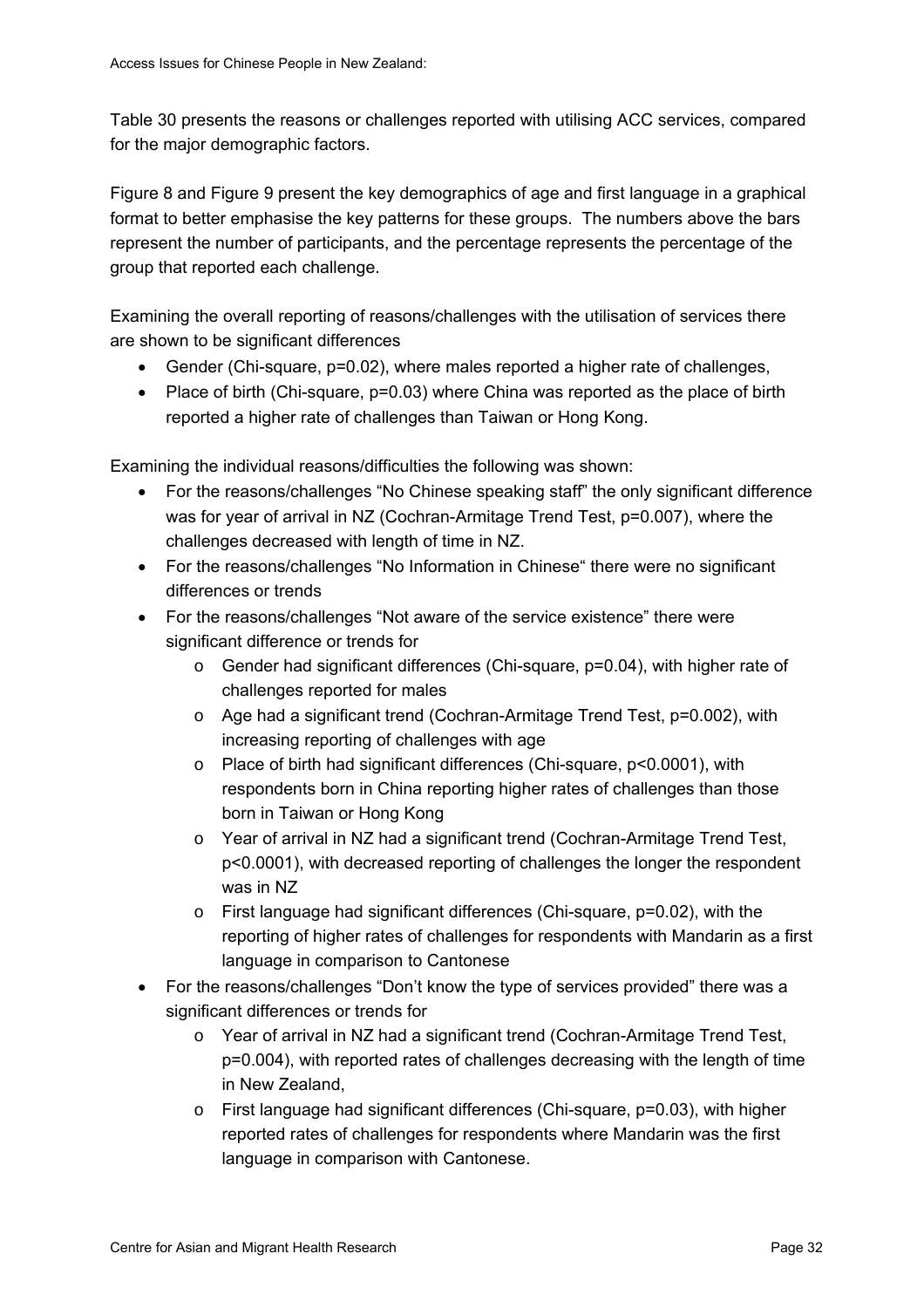Table 30 presents the reasons or challenges reported with utilising ACC services, compared for the major demographic factors.

Figure 8 and Figure 9 present the key demographics of age and first language in a graphical format to better emphasise the key patterns for these groups. The numbers above the bars represent the number of participants, and the percentage represents the percentage of the group that reported each challenge.

Examining the overall reporting of reasons/challenges with the utilisation of services there are shown to be significant differences

- Gender (Chi-square, $p=0.02$), where males reported a higher rate of challenges,
- Place of birth (Chi-square, $p=0.03$) where China was reported as the place of birth reported a higher rate of challenges than Taiwan or Hong Kong.

Examining the individual reasons/difficulties the following was shown:

- For the reasons/challenges "No Chinese speaking staff" the only significant difference was for year of arrival in NZ (Cochran-Armitage Trend Test, $p=0.007$), where the challenges decreased with length of time in NZ.
- For the reasons/challenges "No Information in Chinese" there were no significant differences or trends
- For the reasons/challenges "Not aware of the service existence" there were significant difference or trends for
  - Gender had significant differences (Chi-square, $p=0.04$), with higher rate of challenges reported for males
  - Age had a significant trend (Cochran-Armitage Trend Test, $p=0.002$), with increasing reporting of challenges with age
  - Place of birth had significant differences (Chi-square, $p<0.0001$), with respondents born in China reporting higher rates of challenges than those born in Taiwan or Hong Kong
  - Year of arrival in NZ had a significant trend (Cochran-Armitage Trend Test, $p<0.0001$), with decreased reporting of challenges the longer the respondent was in NZ
  - First language had significant differences (Chi-square, $p=0.02$), with the reporting of higher rates of challenges for respondents with Mandarin as a first language in comparison to Cantonese
- For the reasons/challenges "Don't know the type of services provided" there was a significant differences or trends for
  - Year of arrival in NZ had a significant trend (Cochran-Armitage Trend Test, $p=0.004$), with reported rates of challenges decreasing with the length of time in New Zealand,
  - First language had significant differences (Chi-square, $p=0.03$), with higher reported rates of challenges for respondents where Mandarin was the first language in comparison with Cantonese.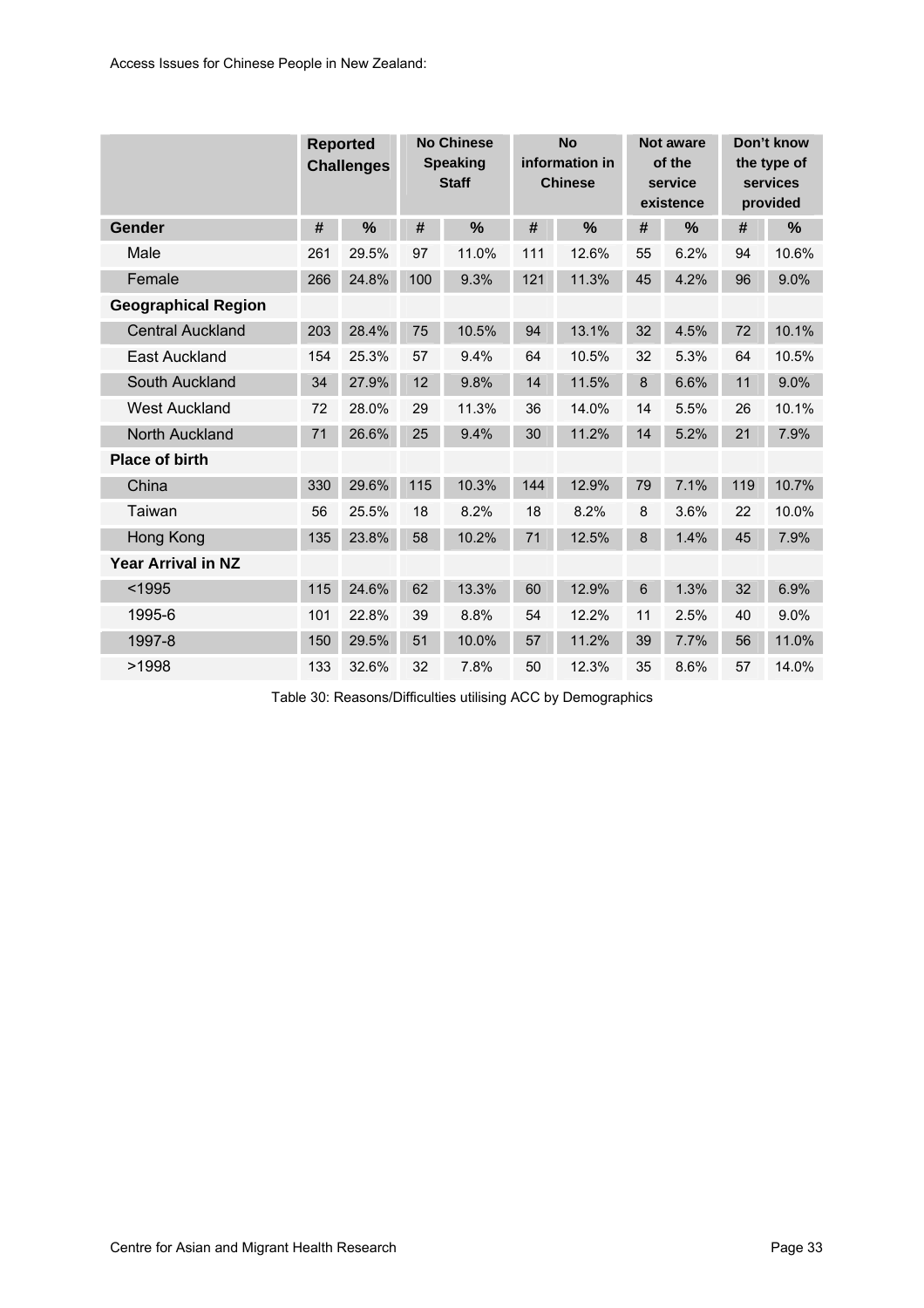| | Reported Challenges | | No Chinese Speaking Staff | | No information in Chinese | | Not aware of the service existence | | Don't know the type of services provided | |
|---|---|---|---|---|---|---|---|---|---|---|
| **Gender** | **#** | **%** | **#** | **%** | **#** | **%** | **#** | **%** | **#** | **%** |
| Male | 261 | 29.5% | 97 | 11.0% | 111 | 12.6% | 55 | 6.2% | 94 | 10.6% |
| Female | 266 | 24.8% | 100 | 9.3% | 121 | 11.3% | 45 | 4.2% | 96 | 9.0% |
| **Geographical Region** | | | | | | | | | | |
| Central Auckland | 203 | 28.4% | 75 | 10.5% | 94 | 13.1% | 32 | 4.5% | 72 | 10.1% |
| East Auckland | 154 | 25.3% | 57 | 9.4% | 64 | 10.5% | 32 | 5.3% | 64 | 10.5% |
| South Auckland | 34 | 27.9% | 12 | 9.8% | 14 | 11.5% | 8 | 6.6% | 11 | 9.0% |
| West Auckland | 72 | 28.0% | 29 | 11.3% | 36 | 14.0% | 14 | 5.5% | 26 | 10.1% |
| North Auckland | 71 | 26.6% | 25 | 9.4% | 30 | 11.2% | 14 | 5.2% | 21 | 7.9% |
| **Place of birth** | | | | | | | | | | |
| China | 330 | 29.6% | 115 | 10.3% | 144 | 12.9% | 79 | 7.1% | 119 | 10.7% |
| Taiwan | 56 | 25.5% | 18 | 8.2% | 18 | 8.2% | 8 | 3.6% | 22 | 10.0% |
| Hong Kong | 135 | 23.8% | 58 | 10.2% | 71 | 12.5% | 8 | 1.4% | 45 | 7.9% |
| **Year Arrival in NZ** | | | | | | | | | | |
| <1995 | 115 | 24.6% | 62 | 13.3% | 60 | 12.9% | 6 | 1.3% | 32 | 6.9% |
| 1995-6 | 101 | 22.8% | 39 | 8.8% | 54 | 12.2% | 11 | 2.5% | 40 | 9.0% |
| 1997-8 | 150 | 29.5% | 51 | 10.0% | 57 | 11.2% | 39 | 7.7% | 56 | 11.0% |
| >1998 | 133 | 32.6% | 32 | 7.8% | 50 | 12.3% | 35 | 8.6% | 57 | 14.0% |

Table 30: Reasons/Difficulties utilising ACC by Demographics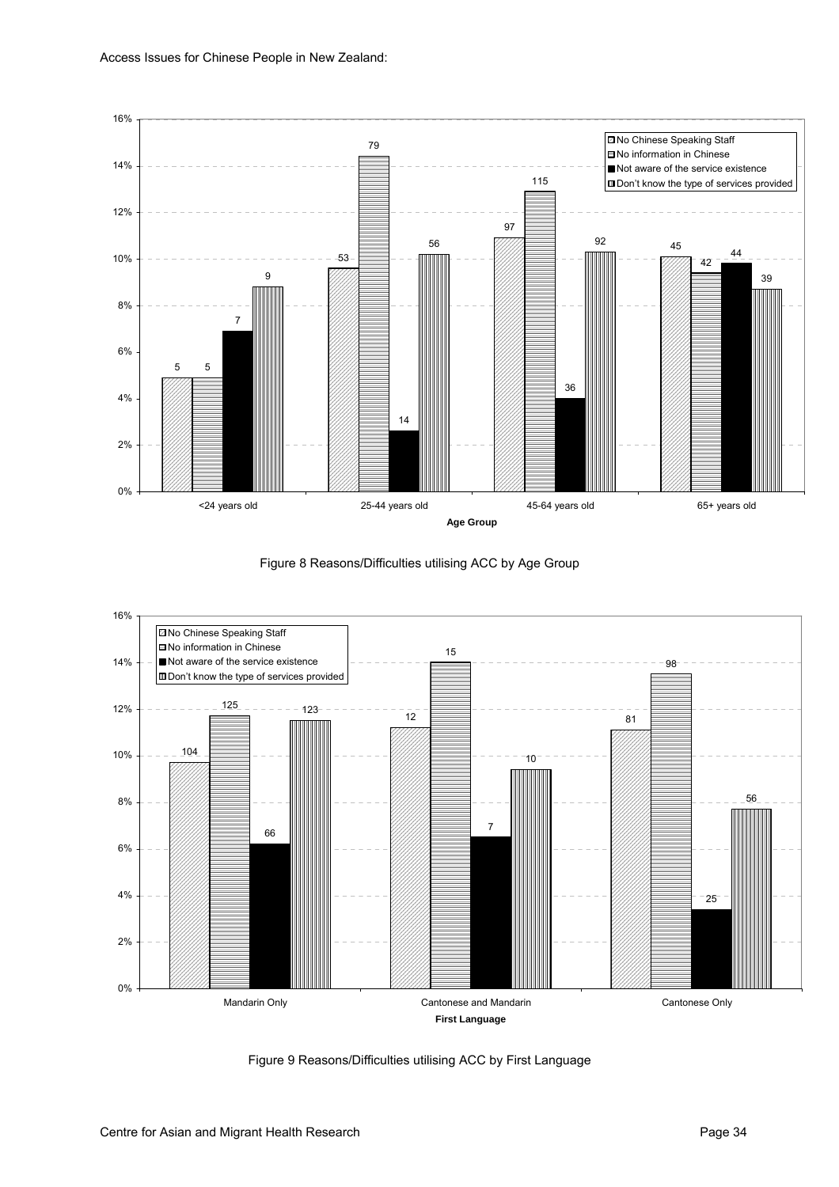| Age Group | No Chinese Speaking Staff | No information in Chinese | Not aware of the service existence | Don't know the type of services provided |
|---|---|---|---|---|
| <24 years old | 5 | 5 | 7 | 9 |
| 25-44 years old | 53 | 79 | 14 | 56 |
| 45-64 years old | 97 | 115 | 36 | 92 |
| 65+ years old | 45 | 42 | 44 | 39 |

Figure 8 Reasons/Difficulties utilising ACC by Age Group

| First Language | No Chinese Speaking Staff | No information in Chinese | Not aware of the service existence | Don't know the type of services provided |
|---|---|---|---|---|
| Mandarin Only | 104 | 125 | 66 | 123 |
| Cantonese and Mandarin | 12 | 15 | 7 | 10 |
| Cantonese Only | 81 | 98 | 25 | 56 |

Figure 9 Reasons/Difficulties utilising ACC by First Language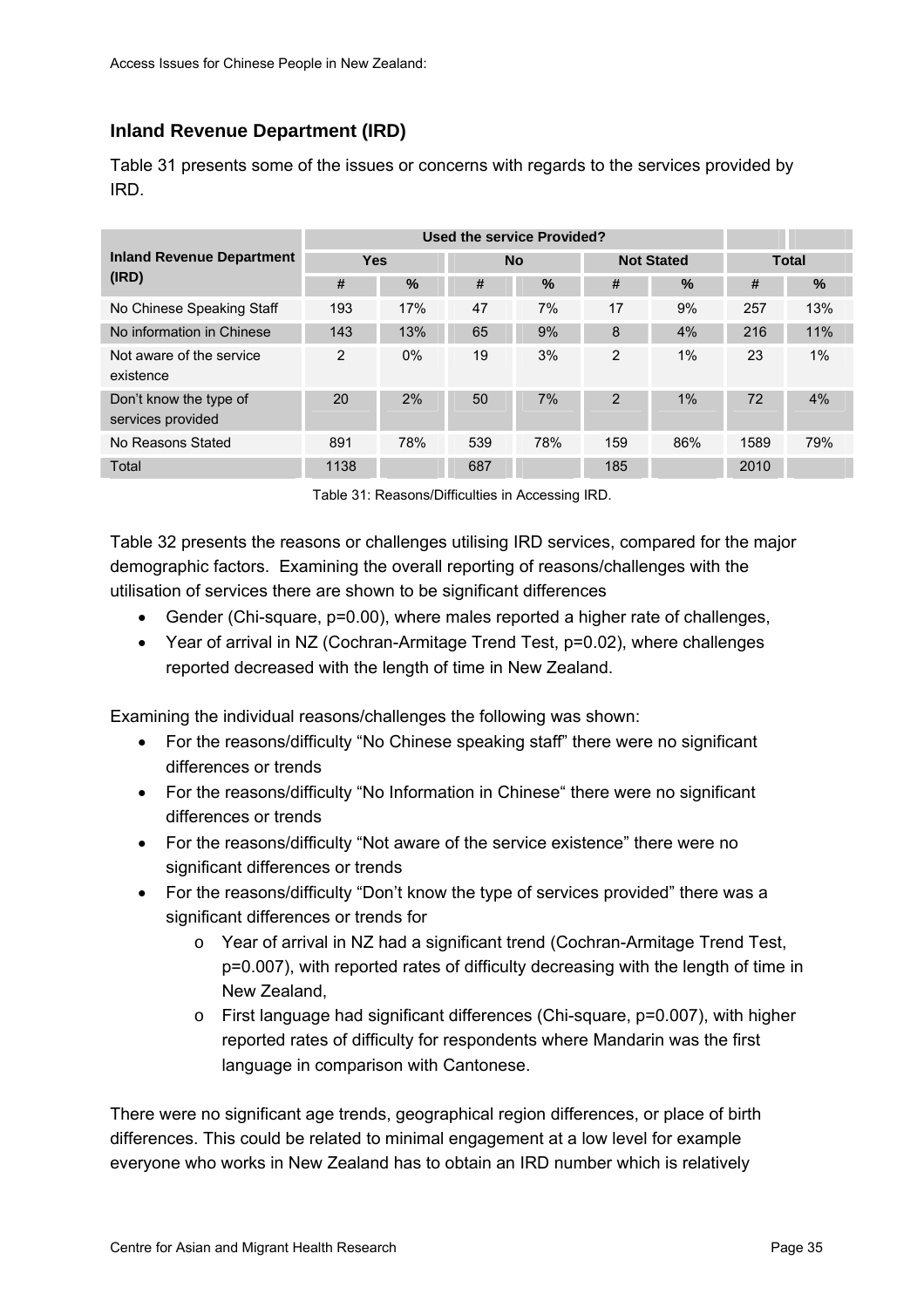## Inland Revenue Department (IRD)

Table 31 presents some of the issues or concerns with regards to the services provided by IRD.

| Inland Revenue Department (IRD) | Used the service Provided? | | | | | | | |
|---|---|---|---|---|---|---|---|---|
| | Yes | | No | | Not Stated | | Total | |
| | # | % | # | % | # | % | # | % |
| No Chinese Speaking Staff | 193 | 17% | 47 | 7% | 17 | 9% | 257 | 13% |
| No information in Chinese | 143 | 13% | 65 | 9% | 8 | 4% | 216 | 11% |
| Not aware of the service existence | 2 | 0% | 19 | 3% | 2 | 1% | 23 | 1% |
| Don't know the type of services provided | 20 | 2% | 50 | 7% | 2 | 1% | 72 | 4% |
| No Reasons Stated | 891 | 78% | 539 | 78% | 159 | 86% | 1589 | 79% |
| Total | 1138 | | 687 | | 185 | | 2010 | |

Table 31: Reasons/Difficulties in Accessing IRD.

Table 32 presents the reasons or challenges utilising IRD services, compared for the major demographic factors. Examining the overall reporting of reasons/challenges with the utilisation of services there are shown to be significant differences

- Gender (Chi-square, p=0.00), where males reported a higher rate of challenges,
- Year of arrival in NZ (Cochran-Armitage Trend Test, p=0.02), where challenges reported decreased with the length of time in New Zealand.

Examining the individual reasons/challenges the following was shown:

- For the reasons/difficulty "No Chinese speaking staff" there were no significant differences or trends
- For the reasons/difficulty "No Information in Chinese" there were no significant differences or trends
- For the reasons/difficulty "Not aware of the service existence" there were no significant differences or trends
- For the reasons/difficulty "Don't know the type of services provided" there was a significant differences or trends for
  - Year of arrival in NZ had a significant trend (Cochran-Armitage Trend Test, p=0.007), with reported rates of difficulty decreasing with the length of time in New Zealand,
  - First language had significant differences (Chi-square, p=0.007), with higher reported rates of difficulty for respondents where Mandarin was the first language in comparison with Cantonese.

There were no significant age trends, geographical region differences, or place of birth differences. This could be related to minimal engagement at a low level for example everyone who works in New Zealand has to obtain an IRD number which is relatively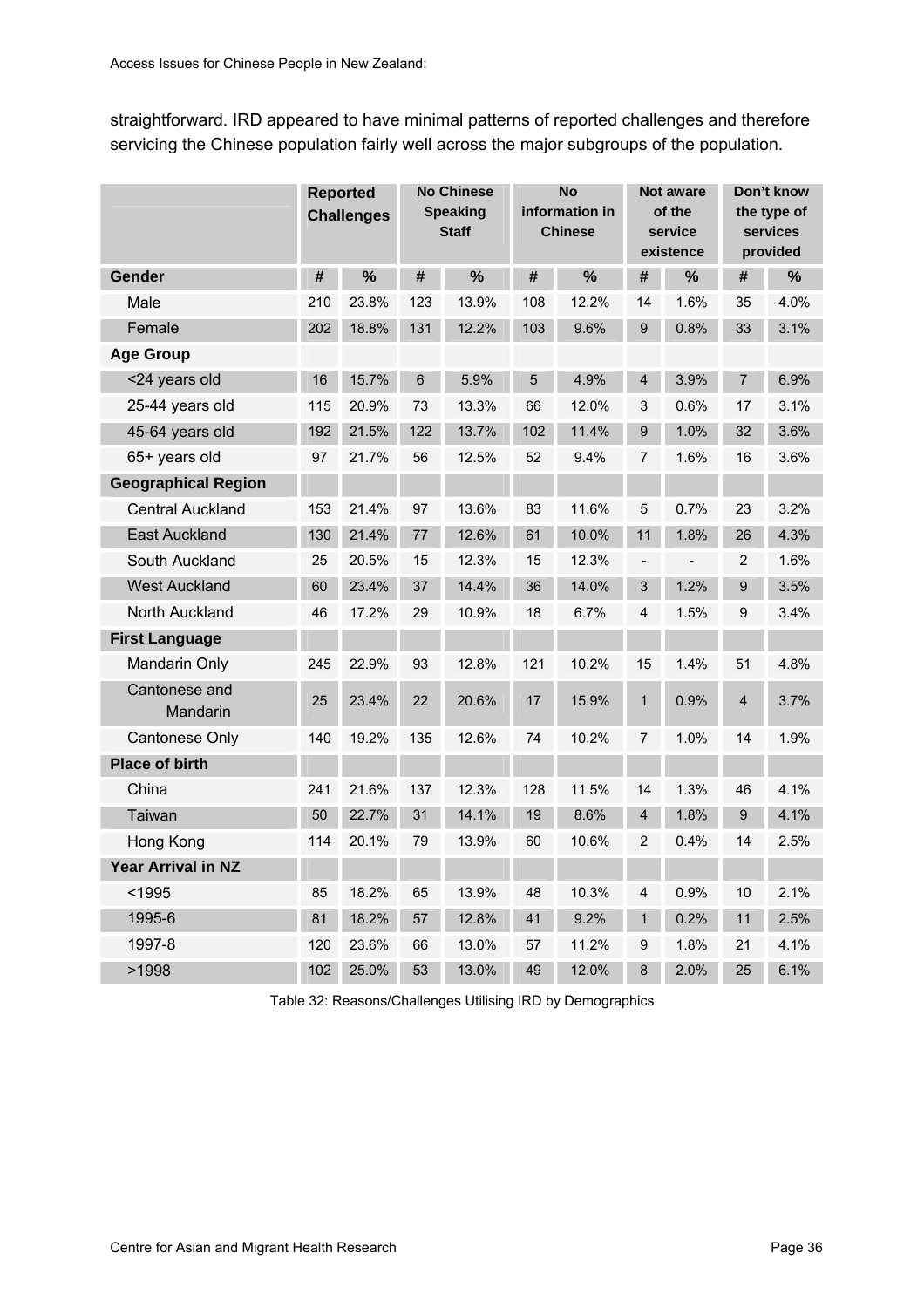straightforward. IRD appeared to have minimal patterns of reported challenges and therefore servicing the Chinese population fairly well across the major subgroups of the population.

| | Reported Challenges | | No Chinese Speaking Staff | | No information in Chinese | | Not aware of the service existence | | Don't know the type of services provided | |
|---|---|---|---|---|---|---|---|---|---|---|
| **Gender** | **#** | **%** | **#** | **%** | **#** | **%** | **#** | **%** | **#** | **%** |
| Male | 210 | 23.8% | 123 | 13.9% | 108 | 12.2% | 14 | 1.6% | 35 | 4.0% |
| Female | 202 | 18.8% | 131 | 12.2% | 103 | 9.6% | 9 | 0.8% | 33 | 3.1% |
| **Age Group** | | | | | | | | | | |
| <24 years old | 16 | 15.7% | 6 | 5.9% | 5 | 4.9% | 4 | 3.9% | 7 | 6.9% |
| 25-44 years old | 115 | 20.9% | 73 | 13.3% | 66 | 12.0% | 3 | 0.6% | 17 | 3.1% |
| 45-64 years old | 192 | 21.5% | 122 | 13.7% | 102 | 11.4% | 9 | 1.0% | 32 | 3.6% |
| 65+ years old | 97 | 21.7% | 56 | 12.5% | 52 | 9.4% | 7 | 1.6% | 16 | 3.6% |
| **Geographical Region** | | | | | | | | | | |
| Central Auckland | 153 | 21.4% | 97 | 13.6% | 83 | 11.6% | 5 | 0.7% | 23 | 3.2% |
| East Auckland | 130 | 21.4% | 77 | 12.6% | 61 | 10.0% | 11 | 1.8% | 26 | 4.3% |
| South Auckland | 25 | 20.5% | 15 | 12.3% | 15 | 12.3% | - | - | 2 | 1.6% |
| West Auckland | 60 | 23.4% | 37 | 14.4% | 36 | 14.0% | 3 | 1.2% | 9 | 3.5% |
| North Auckland | 46 | 17.2% | 29 | 10.9% | 18 | 6.7% | 4 | 1.5% | 9 | 3.4% |
| **First Language** | | | | | | | | | | |
| Mandarin Only | 245 | 22.9% | 93 | 12.8% | 121 | 10.2% | 15 | 1.4% | 51 | 4.8% |
| Cantonese and Mandarin | 25 | 23.4% | 22 | 20.6% | 17 | 15.9% | 1 | 0.9% | 4 | 3.7% |
| Cantonese Only | 140 | 19.2% | 135 | 12.6% | 74 | 10.2% | 7 | 1.0% | 14 | 1.9% |
| **Place of birth** | | | | | | | | | | |
| China | 241 | 21.6% | 137 | 12.3% | 128 | 11.5% | 14 | 1.3% | 46 | 4.1% |
| Taiwan | 50 | 22.7% | 31 | 14.1% | 19 | 8.6% | 4 | 1.8% | 9 | 4.1% |
| Hong Kong | 114 | 20.1% | 79 | 13.9% | 60 | 10.6% | 2 | 0.4% | 14 | 2.5% |
| **Year Arrival in NZ** | | | | | | | | | | |
| <1995 | 85 | 18.2% | 65 | 13.9% | 48 | 10.3% | 4 | 0.9% | 10 | 2.1% |
| 1995-6 | 81 | 18.2% | 57 | 12.8% | 41 | 9.2% | 1 | 0.2% | 11 | 2.5% |
| 1997-8 | 120 | 23.6% | 66 | 13.0% | 57 | 11.2% | 9 | 1.8% | 21 | 4.1% |
| >1998 | 102 | 25.0% | 53 | 13.0% | 49 | 12.0% | 8 | 2.0% | 25 | 6.1% |

Table 32: Reasons/Challenges Utilising IRD by Demographics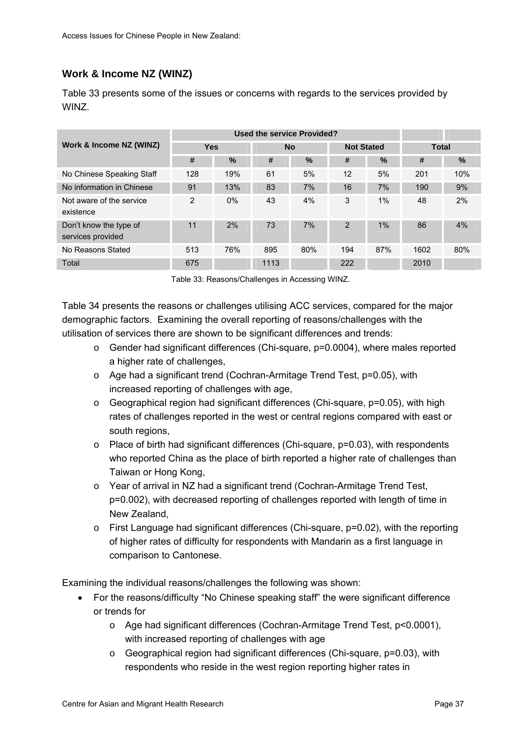## Work & Income NZ (WINZ)

Table 33 presents some of the issues or concerns with regards to the services provided by WINZ.

| Work & Income NZ (WINZ) | Used the service Provided? | | | | | | | |
|---|---|---|---|---|---|---|---|---|
| | Yes | | No | | Not Stated | | Total | |
| | # | % | # | % | # | % | # | % |
| No Chinese Speaking Staff | 128 | 19% | 61 | 5% | 12 | 5% | 201 | 10% |
| No information in Chinese | 91 | 13% | 83 | 7% | 16 | 7% | 190 | 9% |
| Not aware of the service existence | 2 | 0% | 43 | 4% | 3 | 1% | 48 | 2% |
| Don't know the type of services provided | 11 | 2% | 73 | 7% | 2 | 1% | 86 | 4% |
| No Reasons Stated | 513 | 76% | 895 | 80% | 194 | 87% | 1602 | 80% |
| Total | 675 | | 1113 | | 222 | | 2010 | |

Table 33: Reasons/Challenges in Accessing WINZ.

Table 34 presents the reasons or challenges utilising ACC services, compared for the major demographic factors. Examining the overall reporting of reasons/challenges with the utilisation of services there are shown to be significant differences and trends:

- Gender had significant differences (Chi-square, p=0.0004), where males reported a higher rate of challenges,
- Age had a significant trend (Cochran-Armitage Trend Test, p=0.05), with increased reporting of challenges with age,
- Geographical region had significant differences (Chi-square, p=0.05), with high rates of challenges reported in the west or central regions compared with east or south regions,
- Place of birth had significant differences (Chi-square, p=0.03), with respondents who reported China as the place of birth reported a higher rate of challenges than Taiwan or Hong Kong,
- Year of arrival in NZ had a significant trend (Cochran-Armitage Trend Test, p=0.002), with decreased reporting of challenges reported with length of time in New Zealand,
- First Language had significant differences (Chi-square, p=0.02), with the reporting of higher rates of difficulty for respondents with Mandarin as a first language in comparison to Cantonese.

Examining the individual reasons/challenges the following was shown:

- For the reasons/difficulty "No Chinese speaking staff" the were significant difference or trends for
  - Age had significant differences (Cochran-Armitage Trend Test, p<0.0001), with increased reporting of challenges with age
  - Geographical region had significant differences (Chi-square, p=0.03), with respondents who reside in the west region reporting higher rates in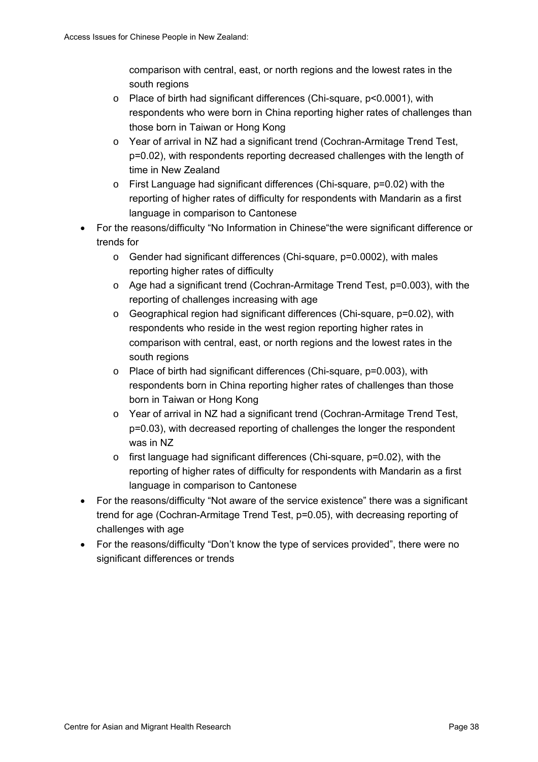- comparison with central, east, or north regions and the lowest rates in the south regions
  - Place of birth had significant differences (Chi-square, $p<0.0001$), with respondents who were born in China reporting higher rates of challenges than those born in Taiwan or Hong Kong
  - Year of arrival in NZ had a significant trend (Cochran-Armitage Trend Test, $p=0.02$), with respondents reporting decreased challenges with the length of time in New Zealand
  - First Language had significant differences (Chi-square, $p=0.02$) with the reporting of higher rates of difficulty for respondents with Mandarin as a first language in comparison to Cantonese
- For the reasons/difficulty "No Information in Chinese"the were significant difference or trends for
  - Gender had significant differences (Chi-square, $p=0.0002$), with males reporting higher rates of difficulty
  - Age had a significant trend (Cochran-Armitage Trend Test, $p=0.003$), with the reporting of challenges increasing with age
  - Geographical region had significant differences (Chi-square, $p=0.02$), with respondents who reside in the west region reporting higher rates in comparison with central, east, or north regions and the lowest rates in the south regions
  - Place of birth had significant differences (Chi-square, $p=0.003$), with respondents born in China reporting higher rates of challenges than those born in Taiwan or Hong Kong
  - Year of arrival in NZ had a significant trend (Cochran-Armitage Trend Test, $p=0.03$), with decreased reporting of challenges the longer the respondent was in NZ
  - first language had significant differences (Chi-square, $p=0.02$), with the reporting of higher rates of difficulty for respondents with Mandarin as a first language in comparison to Cantonese
- For the reasons/difficulty "Not aware of the service existence" there was a significant trend for age (Cochran-Armitage Trend Test, $p=0.05$), with decreasing reporting of challenges with age
- For the reasons/difficulty "Don't know the type of services provided", there were no significant differences or trends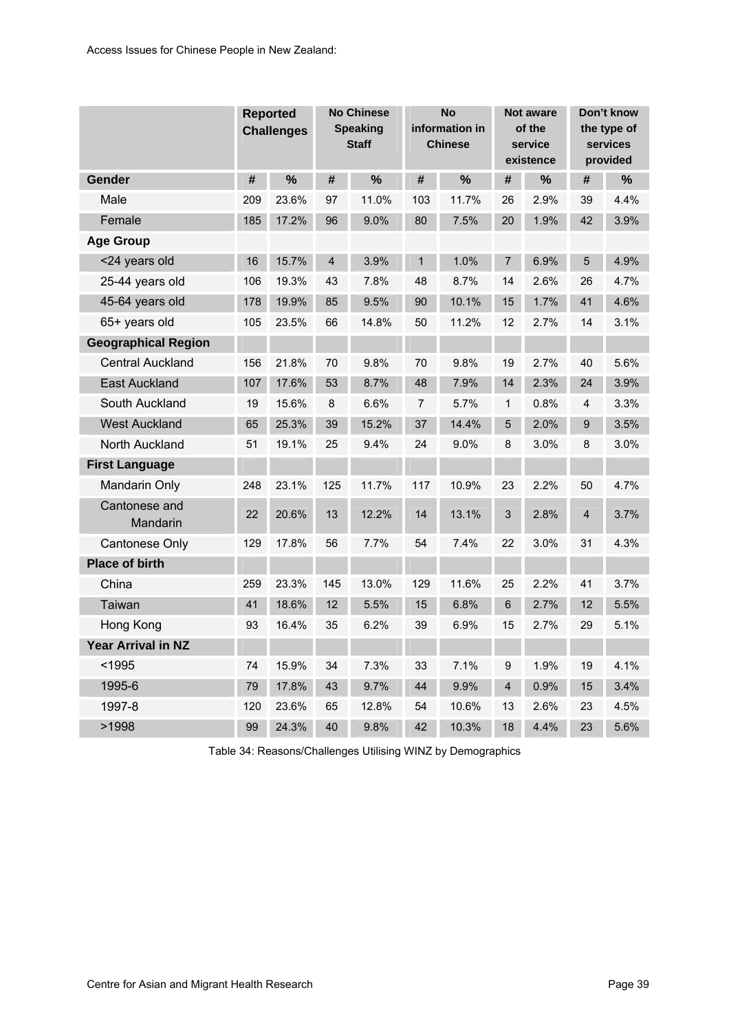| | Reported Challenges | | No Chinese Speaking Staff | | No information in Chinese | | Not aware of the service existence | | Don't know the type of services provided | |
|---|---|---|---|---|---|---|---|---|---|---|
| **Gender** | **#** | **%** | **#** | **%** | **#** | **%** | **#** | **%** | **#** | **%** |
| Male | 209 | 23.6% | 97 | 11.0% | 103 | 11.7% | 26 | 2.9% | 39 | 4.4% |
| Female | 185 | 17.2% | 96 | 9.0% | 80 | 7.5% | 20 | 1.9% | 42 | 3.9% |
| **Age Group** | | | | | | | | | | |
| <24 years old | 16 | 15.7% | 4 | 3.9% | 1 | 1.0% | 7 | 6.9% | 5 | 4.9% |
| 25-44 years old | 106 | 19.3% | 43 | 7.8% | 48 | 8.7% | 14 | 2.6% | 26 | 4.7% |
| 45-64 years old | 178 | 19.9% | 85 | 9.5% | 90 | 10.1% | 15 | 1.7% | 41 | 4.6% |
| 65+ years old | 105 | 23.5% | 66 | 14.8% | 50 | 11.2% | 12 | 2.7% | 14 | 3.1% |
| **Geographical Region** | | | | | | | | | | |
| Central Auckland | 156 | 21.8% | 70 | 9.8% | 70 | 9.8% | 19 | 2.7% | 40 | 5.6% |
| East Auckland | 107 | 17.6% | 53 | 8.7% | 48 | 7.9% | 14 | 2.3% | 24 | 3.9% |
| South Auckland | 19 | 15.6% | 8 | 6.6% | 7 | 5.7% | 1 | 0.8% | 4 | 3.3% |
| West Auckland | 65 | 25.3% | 39 | 15.2% | 37 | 14.4% | 5 | 2.0% | 9 | 3.5% |
| North Auckland | 51 | 19.1% | 25 | 9.4% | 24 | 9.0% | 8 | 3.0% | 8 | 3.0% |
| **First Language** | | | | | | | | | | |
| Mandarin Only | 248 | 23.1% | 125 | 11.7% | 117 | 10.9% | 23 | 2.2% | 50 | 4.7% |
| Cantonese and Mandarin | 22 | 20.6% | 13 | 12.2% | 14 | 13.1% | 3 | 2.8% | 4 | 3.7% |
| Cantonese Only | 129 | 17.8% | 56 | 7.7% | 54 | 7.4% | 22 | 3.0% | 31 | 4.3% |
| **Place of birth** | | | | | | | | | | |
| China | 259 | 23.3% | 145 | 13.0% | 129 | 11.6% | 25 | 2.2% | 41 | 3.7% |
| Taiwan | 41 | 18.6% | 12 | 5.5% | 15 | 6.8% | 6 | 2.7% | 12 | 5.5% |
| Hong Kong | 93 | 16.4% | 35 | 6.2% | 39 | 6.9% | 15 | 2.7% | 29 | 5.1% |
| **Year Arrival in NZ** | | | | | | | | | | |
| <1995 | 74 | 15.9% | 34 | 7.3% | 33 | 7.1% | 9 | 1.9% | 19 | 4.1% |
| 1995-6 | 79 | 17.8% | 43 | 9.7% | 44 | 9.9% | 4 | 0.9% | 15 | 3.4% |
| 1997-8 | 120 | 23.6% | 65 | 12.8% | 54 | 10.6% | 13 | 2.6% | 23 | 4.5% |
| >1998 | 99 | 24.3% | 40 | 9.8% | 42 | 10.3% | 18 | 4.4% | 23 | 5.6% |

Table 34: Reasons/Challenges Utilising WINZ by Demographics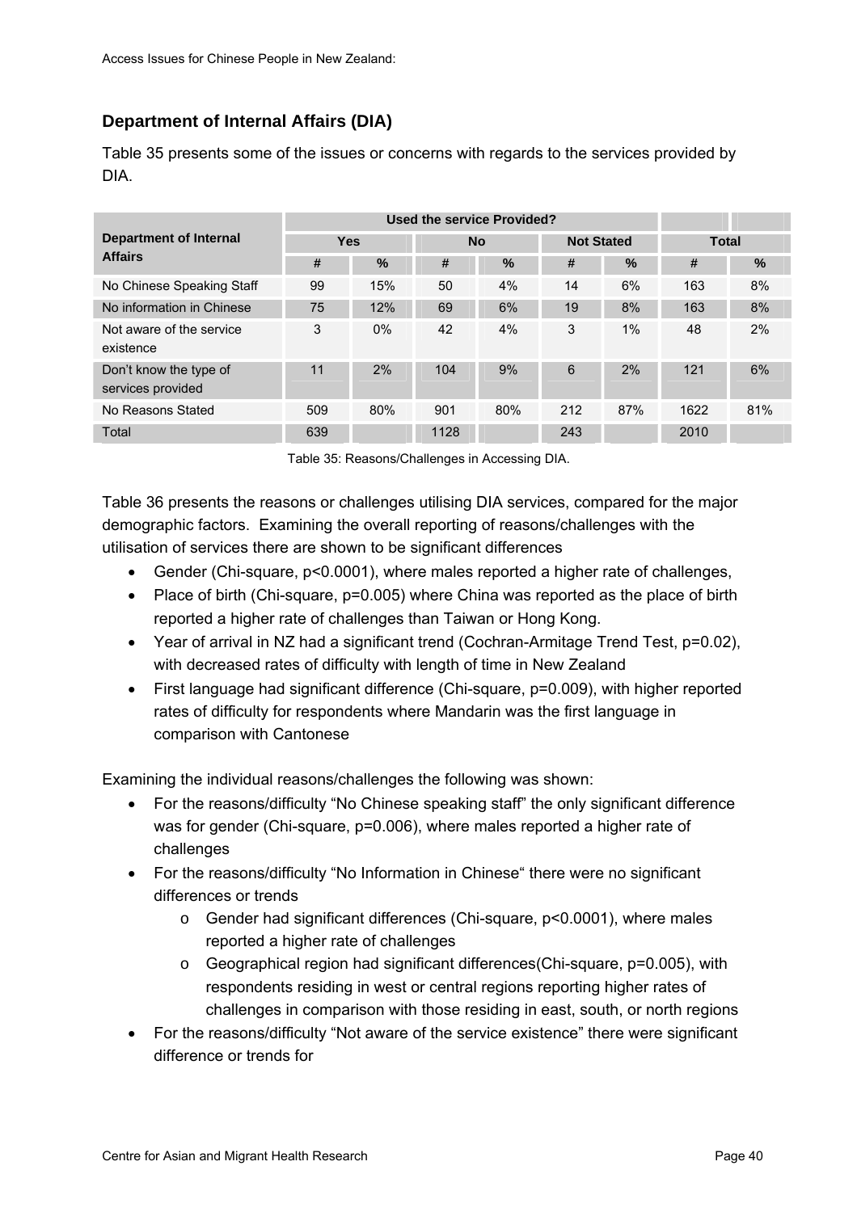## Department of Internal Affairs (DIA)

Table 35 presents some of the issues or concerns with regards to the services provided by DIA.

| Department of Internal Affairs | Used the service Provided? | | | | | | | |
|---|---|---|---|---|---|---|---|---|
| | Yes | | No | | Not Stated | | Total | |
| | # | % | # | % | # | % | # | % |
| No Chinese Speaking Staff | 99 | 15% | 50 | 4% | 14 | 6% | 163 | 8% |
| No information in Chinese | 75 | 12% | 69 | 6% | 19 | 8% | 163 | 8% |
| Not aware of the service existence | 3 | 0% | 42 | 4% | 3 | 1% | 48 | 2% |
| Don't know the type of services provided | 11 | 2% | 104 | 9% | 6 | 2% | 121 | 6% |
| No Reasons Stated | 509 | 80% | 901 | 80% | 212 | 87% | 1622 | 81% |
| Total | 639 | | 1128 | | 243 | | 2010 | |

Table 35: Reasons/Challenges in Accessing DIA.

Table 36 presents the reasons or challenges utilising DIA services, compared for the major demographic factors. Examining the overall reporting of reasons/challenges with the utilisation of services there are shown to be significant differences

- Gender (Chi-square, p<0.0001), where males reported a higher rate of challenges,
- Place of birth (Chi-square, p=0.005) where China was reported as the place of birth reported a higher rate of challenges than Taiwan or Hong Kong.
- Year of arrival in NZ had a significant trend (Cochran-Armitage Trend Test, p=0.02), with decreased rates of difficulty with length of time in New Zealand
- First language had significant difference (Chi-square, p=0.009), with higher reported rates of difficulty for respondents where Mandarin was the first language in comparison with Cantonese

Examining the individual reasons/challenges the following was shown:

- For the reasons/difficulty "No Chinese speaking staff" the only significant difference was for gender (Chi-square, p=0.006), where males reported a higher rate of challenges
- For the reasons/difficulty "No Information in Chinese" there were no significant differences or trends
  - Gender had significant differences (Chi-square, p<0.0001), where males reported a higher rate of challenges
  - Geographical region had significant differences(Chi-square, p=0.005), with respondents residing in west or central regions reporting higher rates of challenges in comparison with those residing in east, south, or north regions
- For the reasons/difficulty "Not aware of the service existence" there were significant difference or trends for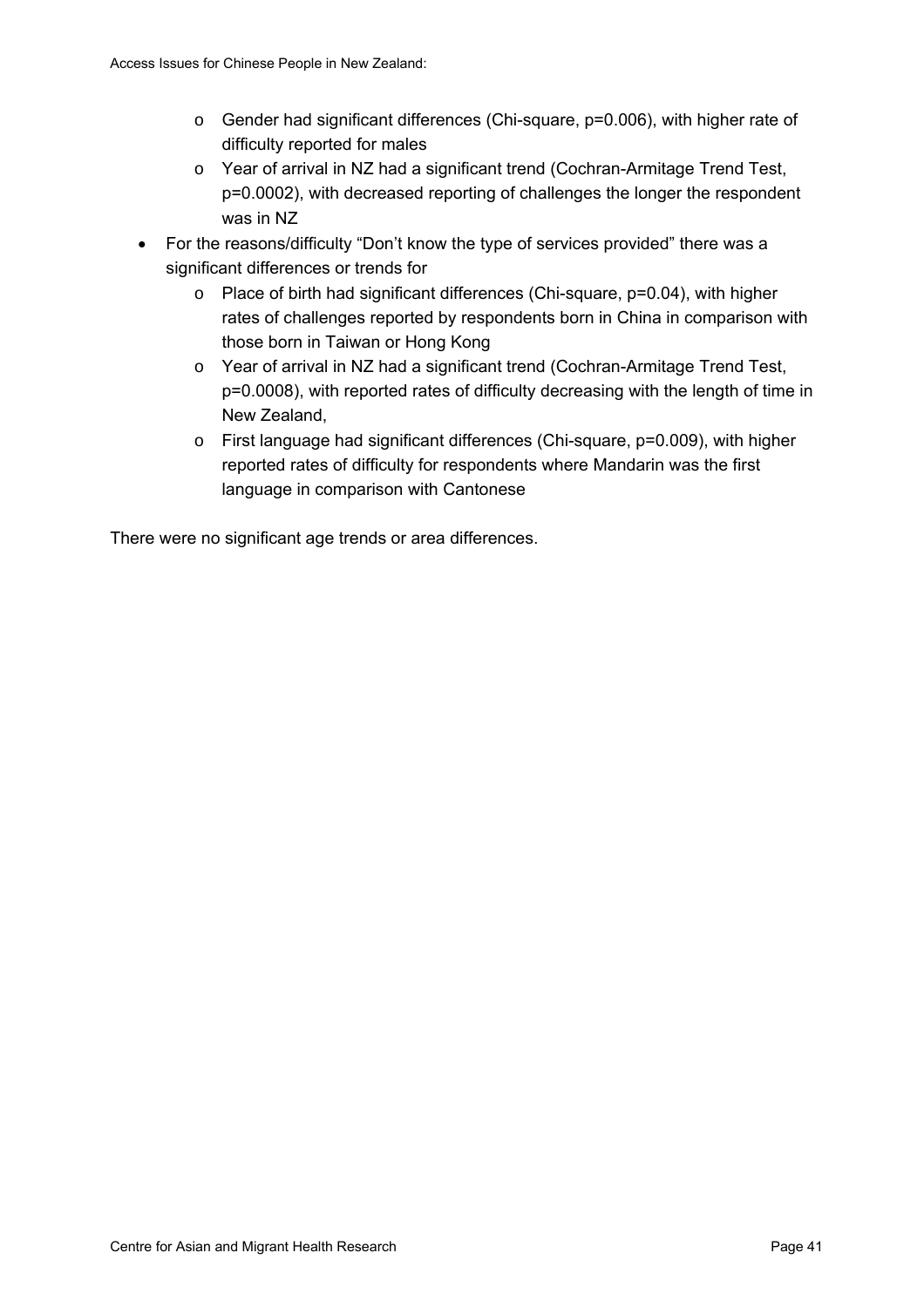- Gender had significant differences (Chi-square, $p=0.006$), with higher rate of difficulty reported for males
  - Year of arrival in NZ had a significant trend (Cochran-Armitage Trend Test, $p=0.0002$), with decreased reporting of challenges the longer the respondent was in NZ
- For the reasons/difficulty "Don't know the type of services provided" there was a significant differences or trends for
  - Place of birth had significant differences (Chi-square, $p=0.04$), with higher rates of challenges reported by respondents born in China in comparison with those born in Taiwan or Hong Kong
  - Year of arrival in NZ had a significant trend (Cochran-Armitage Trend Test, $p=0.0008$), with reported rates of difficulty decreasing with the length of time in New Zealand,
  - First language had significant differences (Chi-square, $p=0.009$), with higher reported rates of difficulty for respondents where Mandarin was the first language in comparison with Cantonese

There were no significant age trends or area differences.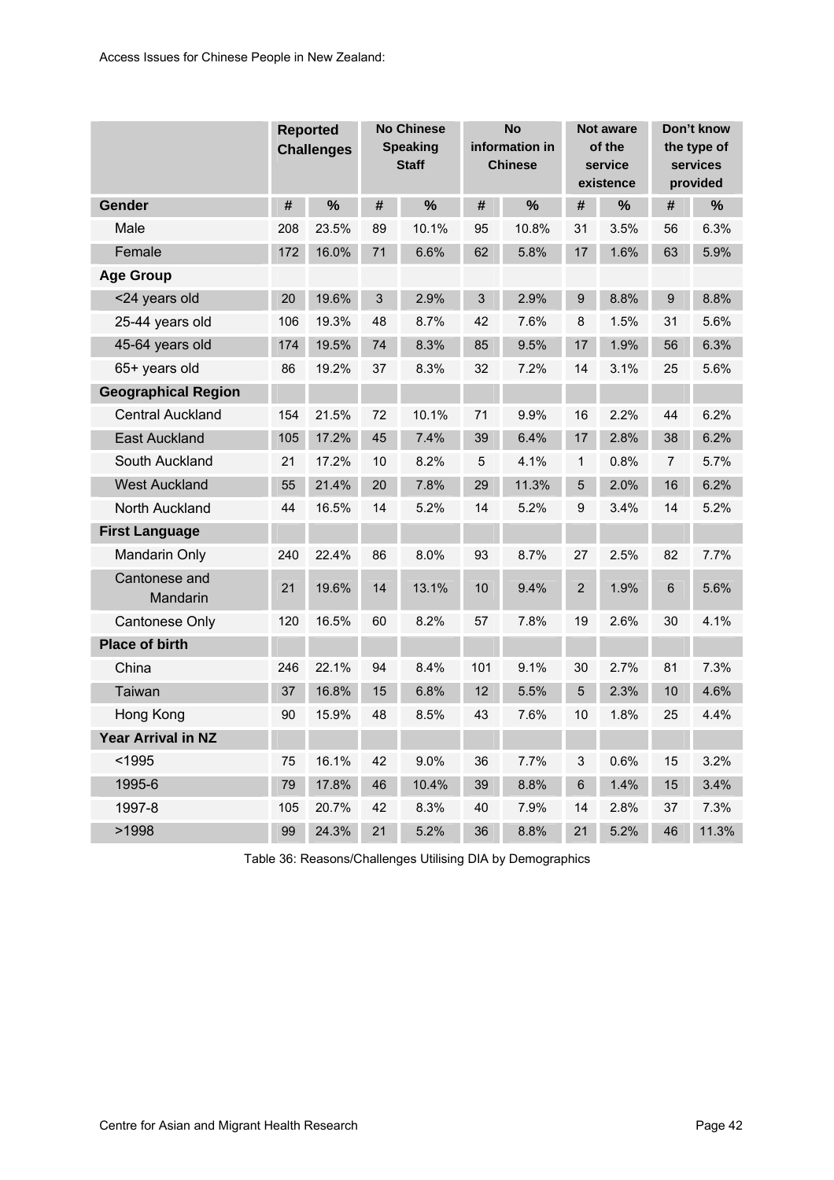| | Reported Challenges | | No Chinese Speaking Staff | | No information in Chinese | | Not aware of the service existence | | Don't know the type of services provided | |
|---|---|---|---|---|---|---|---|---|---|---|
| **Gender** | **#** | **%** | **#** | **%** | **#** | **%** | **#** | **%** | **#** | **%** |
| Male | 208 | 23.5% | 89 | 10.1% | 95 | 10.8% | 31 | 3.5% | 56 | 6.3% |
| Female | 172 | 16.0% | 71 | 6.6% | 62 | 5.8% | 17 | 1.6% | 63 | 5.9% |
| **Age Group** | | | | | | | | | | |
| <24 years old | 20 | 19.6% | 3 | 2.9% | 3 | 2.9% | 9 | 8.8% | 9 | 8.8% |
| 25-44 years old | 106 | 19.3% | 48 | 8.7% | 42 | 7.6% | 8 | 1.5% | 31 | 5.6% |
| 45-64 years old | 174 | 19.5% | 74 | 8.3% | 85 | 9.5% | 17 | 1.9% | 56 | 6.3% |
| 65+ years old | 86 | 19.2% | 37 | 8.3% | 32 | 7.2% | 14 | 3.1% | 25 | 5.6% |
| **Geographical Region** | | | | | | | | | | |
| Central Auckland | 154 | 21.5% | 72 | 10.1% | 71 | 9.9% | 16 | 2.2% | 44 | 6.2% |
| East Auckland | 105 | 17.2% | 45 | 7.4% | 39 | 6.4% | 17 | 2.8% | 38 | 6.2% |
| South Auckland | 21 | 17.2% | 10 | 8.2% | 5 | 4.1% | 1 | 0.8% | 7 | 5.7% |
| West Auckland | 55 | 21.4% | 20 | 7.8% | 29 | 11.3% | 5 | 2.0% | 16 | 6.2% |
| North Auckland | 44 | 16.5% | 14 | 5.2% | 14 | 5.2% | 9 | 3.4% | 14 | 5.2% |
| **First Language** | | | | | | | | | | |
| Mandarin Only | 240 | 22.4% | 86 | 8.0% | 93 | 8.7% | 27 | 2.5% | 82 | 7.7% |
| Cantonese and Mandarin | 21 | 19.6% | 14 | 13.1% | 10 | 9.4% | 2 | 1.9% | 6 | 5.6% |
| Cantonese Only | 120 | 16.5% | 60 | 8.2% | 57 | 7.8% | 19 | 2.6% | 30 | 4.1% |
| **Place of birth** | | | | | | | | | | |
| China | 246 | 22.1% | 94 | 8.4% | 101 | 9.1% | 30 | 2.7% | 81 | 7.3% |
| Taiwan | 37 | 16.8% | 15 | 6.8% | 12 | 5.5% | 5 | 2.3% | 10 | 4.6% |
| Hong Kong | 90 | 15.9% | 48 | 8.5% | 43 | 7.6% | 10 | 1.8% | 25 | 4.4% |
| **Year Arrival in NZ** | | | | | | | | | | |
| <1995 | 75 | 16.1% | 42 | 9.0% | 36 | 7.7% | 3 | 0.6% | 15 | 3.2% |
| 1995-6 | 79 | 17.8% | 46 | 10.4% | 39 | 8.8% | 6 | 1.4% | 15 | 3.4% |
| 1997-8 | 105 | 20.7% | 42 | 8.3% | 40 | 7.9% | 14 | 2.8% | 37 | 7.3% |
| >1998 | 99 | 24.3% | 21 | 5.2% | 36 | 8.8% | 21 | 5.2% | 46 | 11.3% |

Table 36: Reasons/Challenges Utilising DIA by Demographics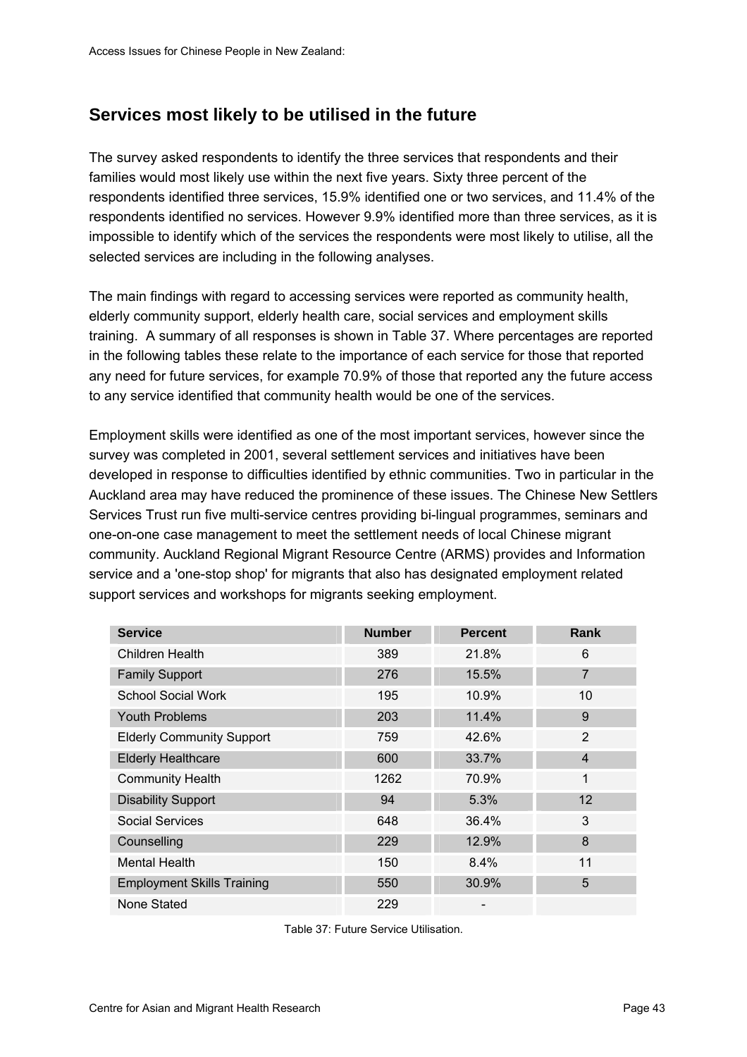## Services most likely to be utilised in the future

The survey asked respondents to identify the three services that respondents and their families would most likely use within the next five years. Sixty three percent of the respondents identified three services, 15.9% identified one or two services, and 11.4% of the respondents identified no services. However 9.9% identified more than three services, as it is impossible to identify which of the services the respondents were most likely to utilise, all the selected services are including in the following analyses.

The main findings with regard to accessing services were reported as community health, elderly community support, elderly health care, social services and employment skills training. A summary of all responses is shown in Table 37. Where percentages are reported in the following tables these relate to the importance of each service for those that reported any need for future services, for example 70.9% of those that reported any the future access to any service identified that community health would be one of the services.

Employment skills were identified as one of the most important services, however since the survey was completed in 2001, several settlement services and initiatives have been developed in response to difficulties identified by ethnic communities. Two in particular in the Auckland area may have reduced the prominence of these issues. The Chinese New Settlers Services Trust run five multi-service centres providing bi-lingual programmes, seminars and one-on-one case management to meet the settlement needs of local Chinese migrant community. Auckland Regional Migrant Resource Centre (ARMS) provides and Information service and a 'one-stop shop' for migrants that also has designated employment related support services and workshops for migrants seeking employment.

| Service | Number | Percent | Rank |
|---|---|---|---|
| Children Health | 389 | 21.8% | 6 |
| Family Support | 276 | 15.5% | 7 |
| School Social Work | 195 | 10.9% | 10 |
| Youth Problems | 203 | 11.4% | 9 |
| Elderly Community Support | 759 | 42.6% | 2 |
| Elderly Healthcare | 600 | 33.7% | 4 |
| Community Health | 1262 | 70.9% | 1 |
| Disability Support | 94 | 5.3% | 12 |
| Social Services | 648 | 36.4% | 3 |
| Counselling | 229 | 12.9% | 8 |
| Mental Health | 150 | 8.4% | 11 |
| Employment Skills Training | 550 | 30.9% | 5 |
| None Stated | 229 | - | |

Table 37: Future Service Utilisation.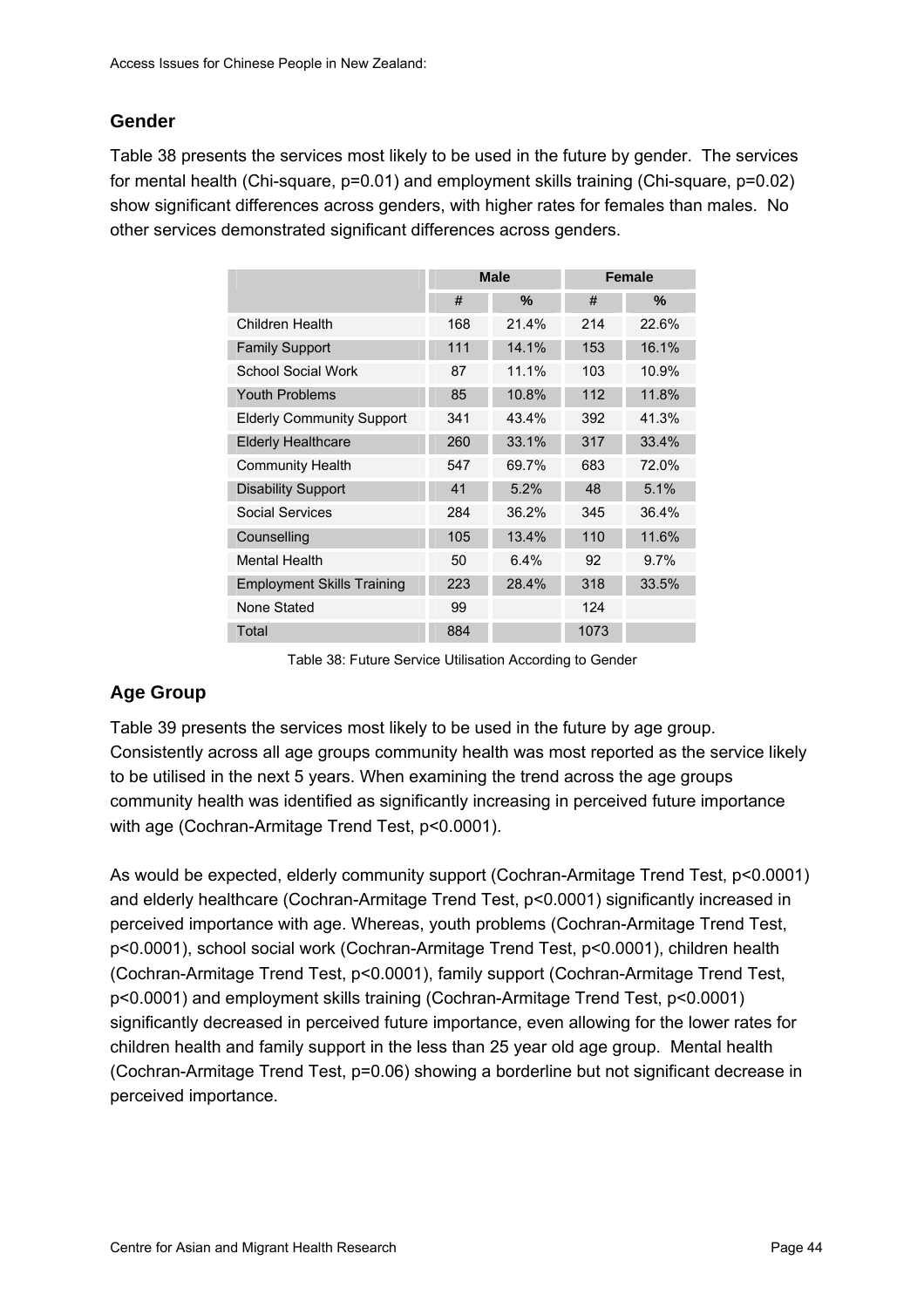## Gender

Table 38 presents the services most likely to be used in the future by gender. The services for mental health (Chi-square, p=0.01) and employment skills training (Chi-square, p=0.02) show significant differences across genders, with higher rates for females than males. No other services demonstrated significant differences across genders.

| | Male | | Female | |
|---|---|---|---|---|
| | # | % | # | % |
| Children Health | 168 | 21.4% | 214 | 22.6% |
| Family Support | 111 | 14.1% | 153 | 16.1% |
| School Social Work | 87 | 11.1% | 103 | 10.9% |
| Youth Problems | 85 | 10.8% | 112 | 11.8% |
| Elderly Community Support | 341 | 43.4% | 392 | 41.3% |
| Elderly Healthcare | 260 | 33.1% | 317 | 33.4% |
| Community Health | 547 | 69.7% | 683 | 72.0% |
| Disability Support | 41 | 5.2% | 48 | 5.1% |
| Social Services | 284 | 36.2% | 345 | 36.4% |
| Counselling | 105 | 13.4% | 110 | 11.6% |
| Mental Health | 50 | 6.4% | 92 | 9.7% |
| Employment Skills Training | 223 | 28.4% | 318 | 33.5% |
| None Stated | 99 | | 124 | |
| Total | 884 | | 1073 | |

Table 38: Future Service Utilisation According to Gender

## Age Group

Table 39 presents the services most likely to be used in the future by age group. Consistently across all age groups community health was most reported as the service likely to be utilised in the next 5 years. When examining the trend across the age groups community health was identified as significantly increasing in perceived future importance with age (Cochran-Armitage Trend Test, p<0.0001).

As would be expected, elderly community support (Cochran-Armitage Trend Test, p<0.0001) and elderly healthcare (Cochran-Armitage Trend Test, p<0.0001) significantly increased in perceived importance with age. Whereas, youth problems (Cochran-Armitage Trend Test, p<0.0001), school social work (Cochran-Armitage Trend Test, p<0.0001), children health (Cochran-Armitage Trend Test, p<0.0001), family support (Cochran-Armitage Trend Test, p<0.0001) and employment skills training (Cochran-Armitage Trend Test, p<0.0001) significantly decreased in perceived future importance, even allowing for the lower rates for children health and family support in the less than 25 year old age group. Mental health (Cochran-Armitage Trend Test, p=0.06) showing a borderline but not significant decrease in perceived importance.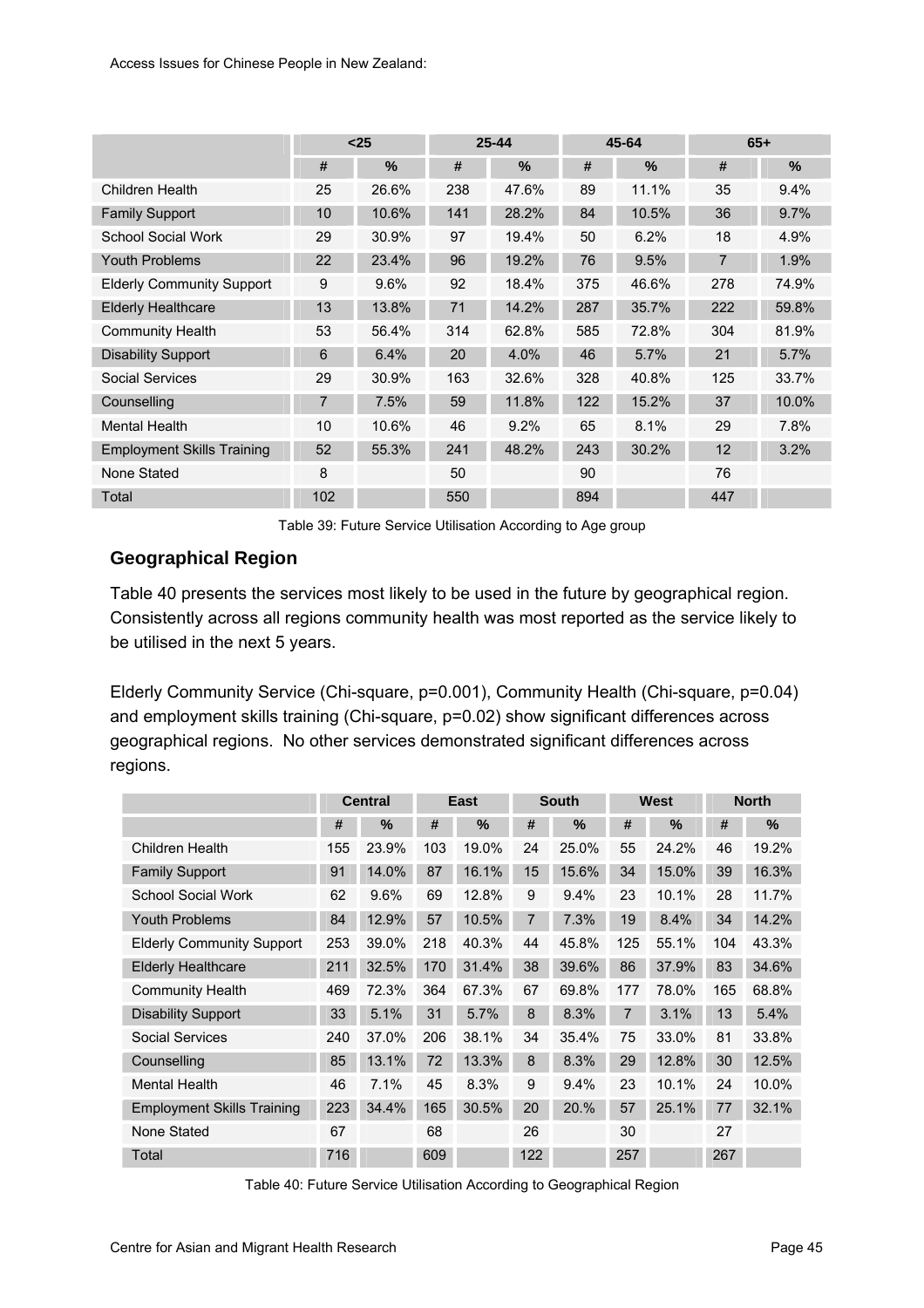|  | <25 |  | 25-44 |  | 45-64 |  | 65+ |  |
|---|---|---|---|---|---|---|---|---|
|  | # | % | # | % | # | % | # | % |
| Children Health | 25 | 26.6% | 238 | 47.6% | 89 | 11.1% | 35 | 9.4% |
| Family Support | 10 | 10.6% | 141 | 28.2% | 84 | 10.5% | 36 | 9.7% |
| School Social Work | 29 | 30.9% | 97 | 19.4% | 50 | 6.2% | 18 | 4.9% |
| Youth Problems | 22 | 23.4% | 96 | 19.2% | 76 | 9.5% | 7 | 1.9% |
| Elderly Community Support | 9 | 9.6% | 92 | 18.4% | 375 | 46.6% | 278 | 74.9% |
| Elderly Healthcare | 13 | 13.8% | 71 | 14.2% | 287 | 35.7% | 222 | 59.8% |
| Community Health | 53 | 56.4% | 314 | 62.8% | 585 | 72.8% | 304 | 81.9% |
| Disability Support | 6 | 6.4% | 20 | 4.0% | 46 | 5.7% | 21 | 5.7% |
| Social Services | 29 | 30.9% | 163 | 32.6% | 328 | 40.8% | 125 | 33.7% |
| Counselling | 7 | 7.5% | 59 | 11.8% | 122 | 15.2% | 37 | 10.0% |
| Mental Health | 10 | 10.6% | 46 | 9.2% | 65 | 8.1% | 29 | 7.8% |
| Employment Skills Training | 52 | 55.3% | 241 | 48.2% | 243 | 30.2% | 12 | 3.2% |
| None Stated | 8 |  | 50 |  | 90 |  | 76 |  |
| Total | 102 |  | 550 |  | 894 |  | 447 |  |

Table 39: Future Service Utilisation According to Age group

## Geographical Region

Table 40 presents the services most likely to be used in the future by geographical region. Consistently across all regions community health was most reported as the service likely to be utilised in the next 5 years.

Elderly Community Service (Chi-square, $p=0.001$), Community Health (Chi-square, $p=0.04$) and employment skills training (Chi-square, $p=0.02$) show significant differences across geographical regions. No other services demonstrated significant differences across regions.

|  | Central |  | East |  | South |  | West |  | North |  |
|---|---|---|---|---|---|---|---|---|---|---|
|  | # | % | # | % | # | % | # | % | # | % |
| Children Health | 155 | 23.9% | 103 | 19.0% | 24 | 25.0% | 55 | 24.2% | 46 | 19.2% |
| Family Support | 91 | 14.0% | 87 | 16.1% | 15 | 15.6% | 34 | 15.0% | 39 | 16.3% |
| School Social Work | 62 | 9.6% | 69 | 12.8% | 9 | 9.4% | 23 | 10.1% | 28 | 11.7% |
| Youth Problems | 84 | 12.9% | 57 | 10.5% | 7 | 7.3% | 19 | 8.4% | 34 | 14.2% |
| Elderly Community Support | 253 | 39.0% | 218 | 40.3% | 44 | 45.8% | 125 | 55.1% | 104 | 43.3% |
| Elderly Healthcare | 211 | 32.5% | 170 | 31.4% | 38 | 39.6% | 86 | 37.9% | 83 | 34.6% |
| Community Health | 469 | 72.3% | 364 | 67.3% | 67 | 69.8% | 177 | 78.0% | 165 | 68.8% |
| Disability Support | 33 | 5.1% | 31 | 5.7% | 8 | 8.3% | 7 | 3.1% | 13 | 5.4% |
| Social Services | 240 | 37.0% | 206 | 38.1% | 34 | 35.4% | 75 | 33.0% | 81 | 33.8% |
| Counselling | 85 | 13.1% | 72 | 13.3% | 8 | 8.3% | 29 | 12.8% | 30 | 12.5% |
| Mental Health | 46 | 7.1% | 45 | 8.3% | 9 | 9.4% | 23 | 10.1% | 24 | 10.0% |
| Employment Skills Training | 223 | 34.4% | 165 | 30.5% | 20 | 20.% | 57 | 25.1% | 77 | 32.1% |
| None Stated | 67 |  | 68 |  | 26 |  | 30 |  | 27 |  |
| Total | 716 |  | 609 |  | 122 |  | 257 |  | 267 |  |

Table 40: Future Service Utilisation According to Geographical Region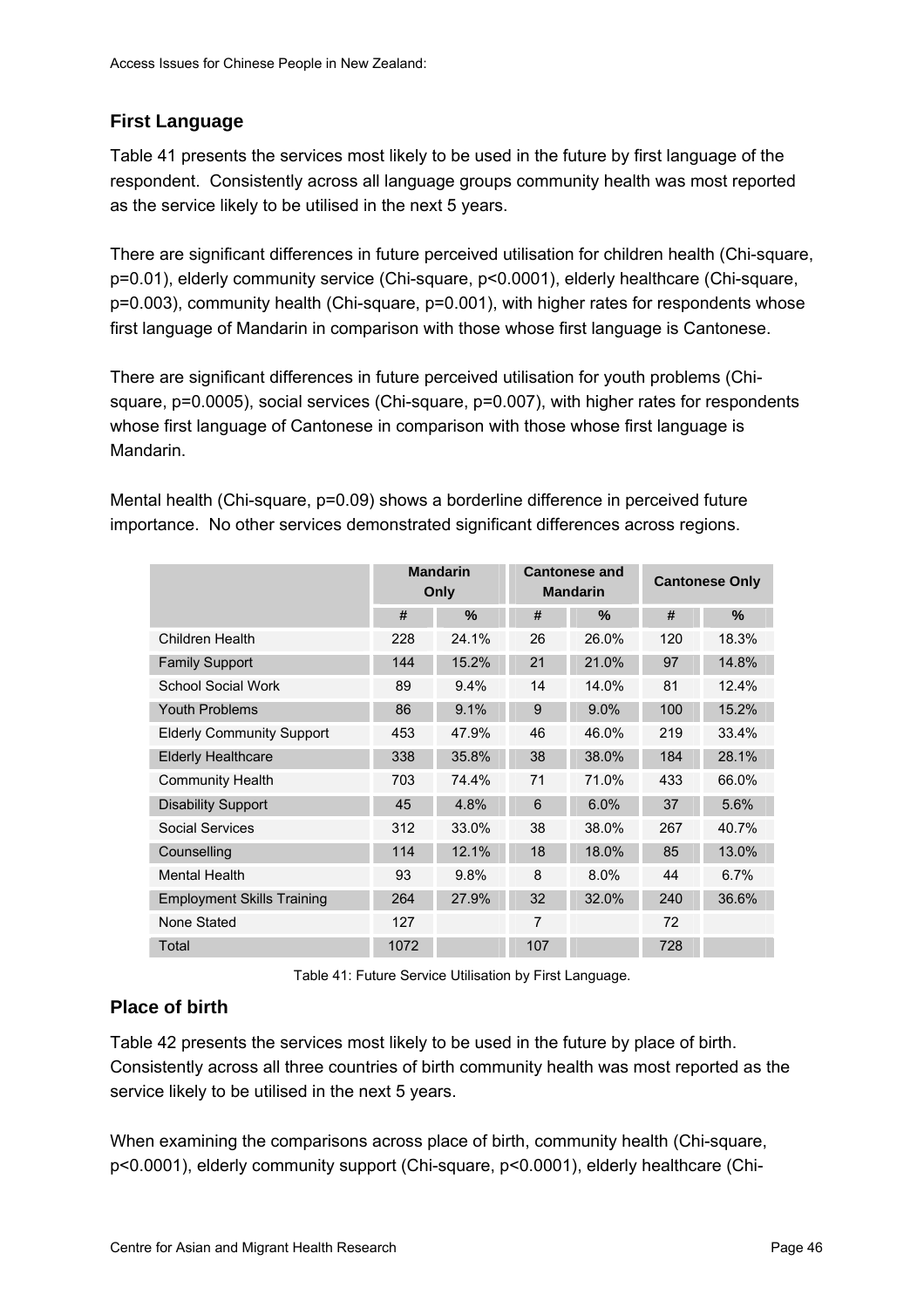## First Language

Table 41 presents the services most likely to be used in the future by first language of the respondent. Consistently across all language groups community health was most reported as the service likely to be utilised in the next 5 years.

There are significant differences in future perceived utilisation for children health (Chi-square, $p=0.01$), elderly community service (Chi-square, $p<0.0001$), elderly healthcare (Chi-square, $p=0.003$), community health (Chi-square, $p=0.001$), with higher rates for respondents whose first language of Mandarin in comparison with those whose first language is Cantonese.

There are significant differences in future perceived utilisation for youth problems (Chi-square, $p=0.0005$), social services (Chi-square, $p=0.007$), with higher rates for respondents whose first language of Cantonese in comparison with those whose first language is Mandarin.

Mental health (Chi-square, $p=0.09$) shows a borderline difference in perceived future importance. No other services demonstrated significant differences across regions.

| | Mandarin Only | | Cantonese and Mandarin | | Cantonese Only | |
|---|---|---|---|---|---|---|
| | # | % | # | % | # | % |
| Children Health | 228 | 24.1% | 26 | 26.0% | 120 | 18.3% |
| Family Support | 144 | 15.2% | 21 | 21.0% | 97 | 14.8% |
| School Social Work | 89 | 9.4% | 14 | 14.0% | 81 | 12.4% |
| Youth Problems | 86 | 9.1% | 9 | 9.0% | 100 | 15.2% |
| Elderly Community Support | 453 | 47.9% | 46 | 46.0% | 219 | 33.4% |
| Elderly Healthcare | 338 | 35.8% | 38 | 38.0% | 184 | 28.1% |
| Community Health | 703 | 74.4% | 71 | 71.0% | 433 | 66.0% |
| Disability Support | 45 | 4.8% | 6 | 6.0% | 37 | 5.6% |
| Social Services | 312 | 33.0% | 38 | 38.0% | 267 | 40.7% |
| Counselling | 114 | 12.1% | 18 | 18.0% | 85 | 13.0% |
| Mental Health | 93 | 9.8% | 8 | 8.0% | 44 | 6.7% |
| Employment Skills Training | 264 | 27.9% | 32 | 32.0% | 240 | 36.6% |
| None Stated | 127 | | 7 | | 72 | |
| Total | 1072 | | 107 | | 728 | |

Table 41: Future Service Utilisation by First Language.

## Place of birth

Table 42 presents the services most likely to be used in the future by place of birth. Consistently across all three countries of birth community health was most reported as the service likely to be utilised in the next 5 years.

When examining the comparisons across place of birth, community health (Chi-square, $p<0.0001$), elderly community support (Chi-square, $p<0.0001$), elderly healthcare (Chi-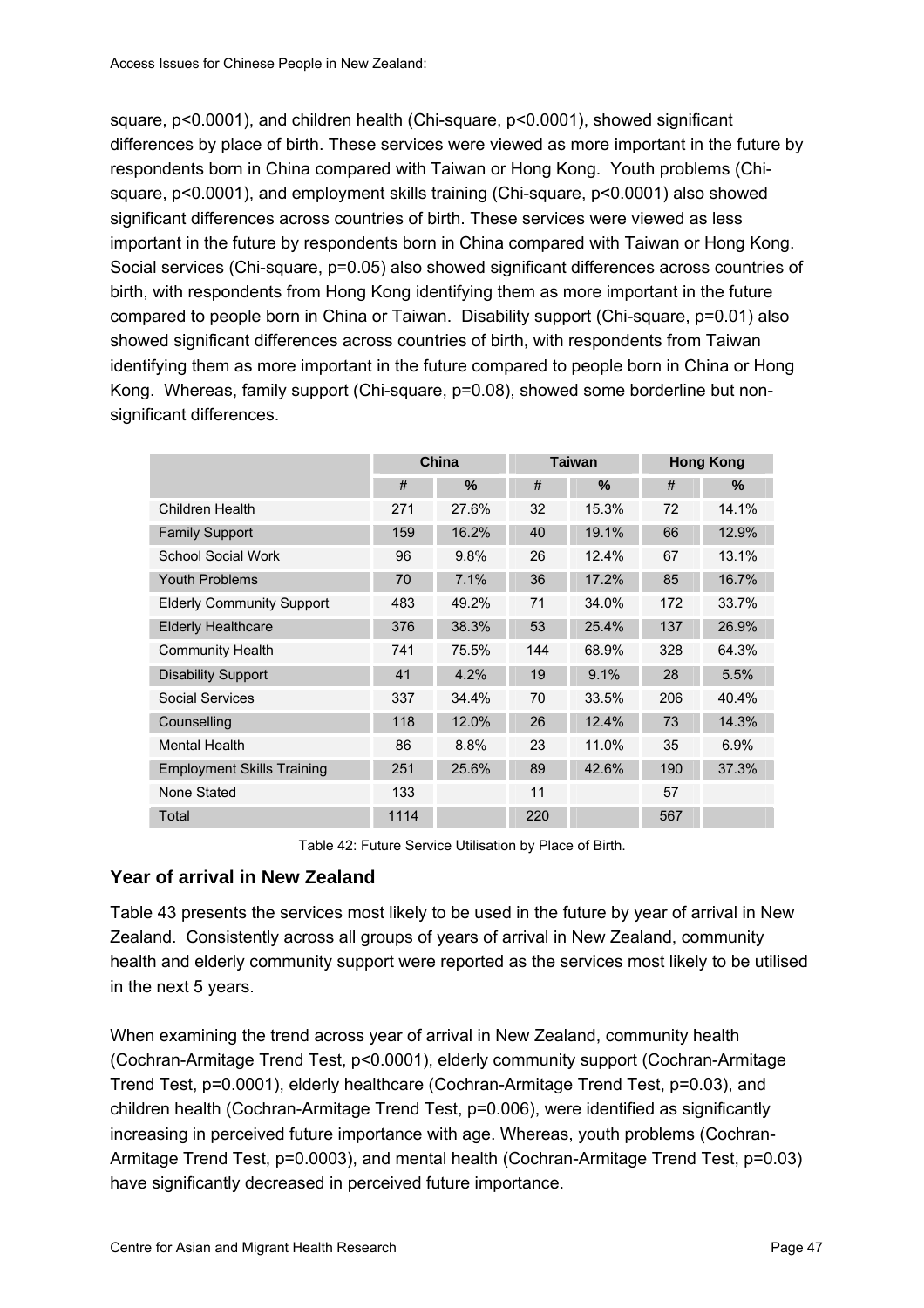square, $p<0.0001$), and children health (Chi-square, $p<0.0001$), showed significant differences by place of birth. These services were viewed as more important in the future by respondents born in China compared with Taiwan or Hong Kong. Youth problems (Chi-square, $p<0.0001$), and employment skills training (Chi-square, $p<0.0001$) also showed significant differences across countries of birth. These services were viewed as less important in the future by respondents born in China compared with Taiwan or Hong Kong. Social services (Chi-square, $p=0.05$) also showed significant differences across countries of birth, with respondents from Hong Kong identifying them as more important in the future compared to people born in China or Taiwan. Disability support (Chi-square, $p=0.01$) also showed significant differences across countries of birth, with respondents from Taiwan identifying them as more important in the future compared to people born in China or Hong Kong. Whereas, family support (Chi-square, $p=0.08$), showed some borderline but non-significant differences.

| | China | | Taiwan | | Hong Kong | |
|---|---|---|---|---|---|---|
| | # | % | # | % | # | % |
| Children Health | 271 | 27.6% | 32 | 15.3% | 72 | 14.1% |
| Family Support | 159 | 16.2% | 40 | 19.1% | 66 | 12.9% |
| School Social Work | 96 | 9.8% | 26 | 12.4% | 67 | 13.1% |
| Youth Problems | 70 | 7.1% | 36 | 17.2% | 85 | 16.7% |
| Elderly Community Support | 483 | 49.2% | 71 | 34.0% | 172 | 33.7% |
| Elderly Healthcare | 376 | 38.3% | 53 | 25.4% | 137 | 26.9% |
| Community Health | 741 | 75.5% | 144 | 68.9% | 328 | 64.3% |
| Disability Support | 41 | 4.2% | 19 | 9.1% | 28 | 5.5% |
| Social Services | 337 | 34.4% | 70 | 33.5% | 206 | 40.4% |
| Counselling | 118 | 12.0% | 26 | 12.4% | 73 | 14.3% |
| Mental Health | 86 | 8.8% | 23 | 11.0% | 35 | 6.9% |
| Employment Skills Training | 251 | 25.6% | 89 | 42.6% | 190 | 37.3% |
| None Stated | 133 | | 11 | | 57 | |
| Total | 1114 | | 220 | | 567 | |

Table 42: Future Service Utilisation by Place of Birth.

### Year of arrival in New Zealand

Table 43 presents the services most likely to be used in the future by year of arrival in New Zealand. Consistently across all groups of years of arrival in New Zealand, community health and elderly community support were reported as the services most likely to be utilised in the next 5 years.

When examining the trend across year of arrival in New Zealand, community health (Cochran-Armitage Trend Test, $p<0.0001$), elderly community support (Cochran-Armitage Trend Test, $p=0.0001$), elderly healthcare (Cochran-Armitage Trend Test, $p=0.03$), and children health (Cochran-Armitage Trend Test, $p=0.006$), were identified as significantly increasing in perceived future importance with age. Whereas, youth problems (Cochran-Armitage Trend Test, $p=0.0003$), and mental health (Cochran-Armitage Trend Test, $p=0.03$) have significantly decreased in perceived future importance.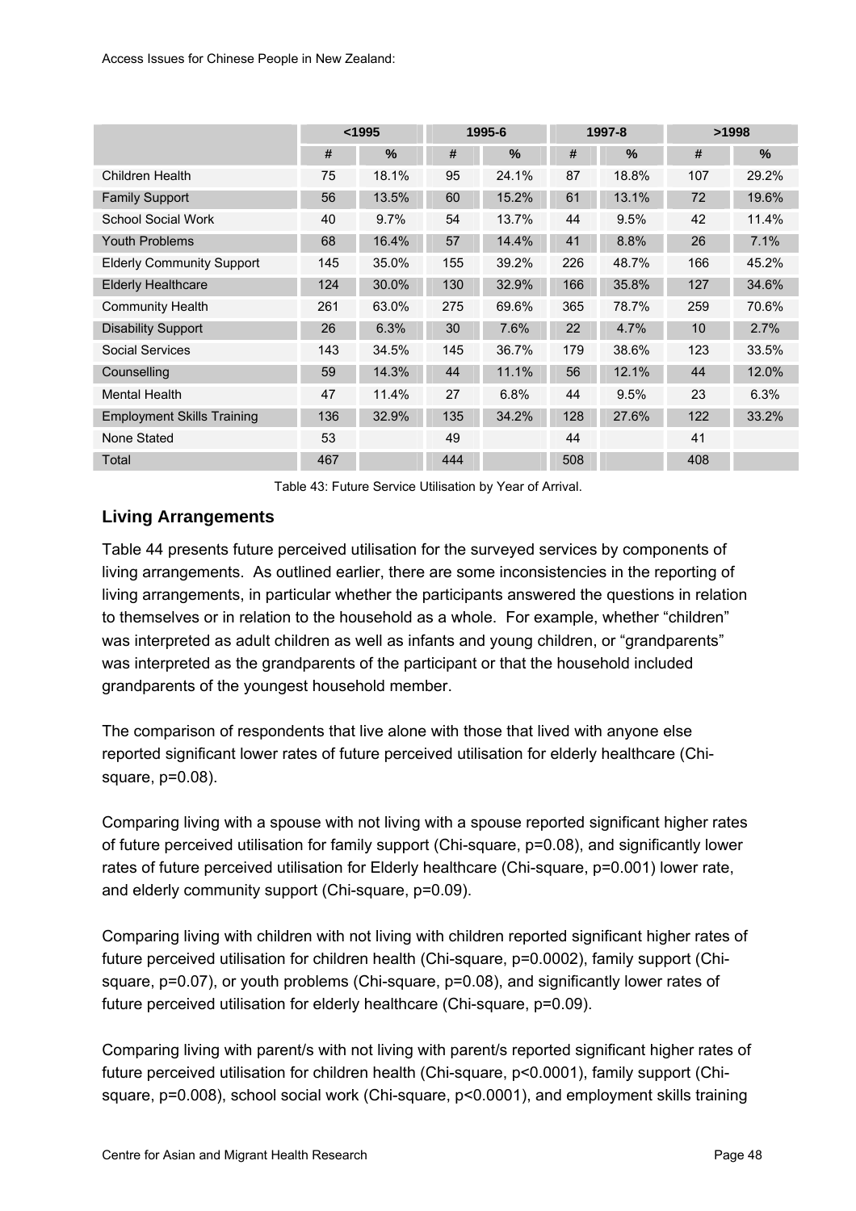| | <1995 | | 1995-6 | | 1997-8 | | >1998 | |
|---|---|---|---|---|---|---|---|---|
| | # | % | # | % | # | % | # | % |
| Children Health | 75 | 18.1% | 95 | 24.1% | 87 | 18.8% | 107 | 29.2% |
| Family Support | 56 | 13.5% | 60 | 15.2% | 61 | 13.1% | 72 | 19.6% |
| School Social Work | 40 | 9.7% | 54 | 13.7% | 44 | 9.5% | 42 | 11.4% |
| Youth Problems | 68 | 16.4% | 57 | 14.4% | 41 | 8.8% | 26 | 7.1% |
| Elderly Community Support | 145 | 35.0% | 155 | 39.2% | 226 | 48.7% | 166 | 45.2% |
| Elderly Healthcare | 124 | 30.0% | 130 | 32.9% | 166 | 35.8% | 127 | 34.6% |
| Community Health | 261 | 63.0% | 275 | 69.6% | 365 | 78.7% | 259 | 70.6% |
| Disability Support | 26 | 6.3% | 30 | 7.6% | 22 | 4.7% | 10 | 2.7% |
| Social Services | 143 | 34.5% | 145 | 36.7% | 179 | 38.6% | 123 | 33.5% |
| Counselling | 59 | 14.3% | 44 | 11.1% | 56 | 12.1% | 44 | 12.0% |
| Mental Health | 47 | 11.4% | 27 | 6.8% | 44 | 9.5% | 23 | 6.3% |
| Employment Skills Training | 136 | 32.9% | 135 | 34.2% | 128 | 27.6% | 122 | 33.2% |
| None Stated | 53 | | 49 | | 44 | | 41 | |
| Total | 467 | | 444 | | 508 | | 408 | |

Table 43: Future Service Utilisation by Year of Arrival.

## Living Arrangements

Table 44 presents future perceived utilisation for the surveyed services by components of living arrangements. As outlined earlier, there are some inconsistencies in the reporting of living arrangements, in particular whether the participants answered the questions in relation to themselves or in relation to the household as a whole. For example, whether "children" was interpreted as adult children as well as infants and young children, or "grandparents" was interpreted as the grandparents of the participant or that the household included grandparents of the youngest household member.

The comparison of respondents that live alone with those that lived with anyone else reported significant lower rates of future perceived utilisation for elderly healthcare (Chi-square, $p=0.08$).

Comparing living with a spouse with not living with a spouse reported significant higher rates of future perceived utilisation for family support (Chi-square, $p=0.08$), and significantly lower rates of future perceived utilisation for Elderly healthcare (Chi-square, $p=0.001$) lower rate, and elderly community support (Chi-square, $p=0.09$).

Comparing living with children with not living with children reported significant higher rates of future perceived utilisation for children health (Chi-square, $p=0.0002$), family support (Chi-square, $p=0.07$), or youth problems (Chi-square, $p=0.08$), and significantly lower rates of future perceived utilisation for elderly healthcare (Chi-square, $p=0.09$).

Comparing living with parent/s with not living with parent/s reported significant higher rates of future perceived utilisation for children health (Chi-square, $p<0.0001$), family support (Chi-square, $p=0.008$), school social work (Chi-square, $p<0.0001$), and employment skills training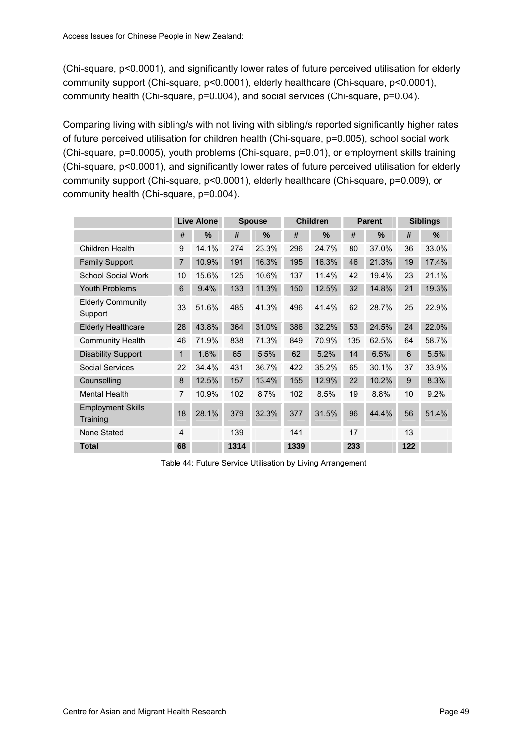(Chi-square, $p<0.0001$), and significantly lower rates of future perceived utilisation for elderly community support (Chi-square, $p<0.0001$), elderly healthcare (Chi-square, $p<0.0001$), community health (Chi-square, $p=0.004$), and social services (Chi-square, $p=0.04$).

Comparing living with sibling/s with not living with sibling/s reported significantly higher rates of future perceived utilisation for children health (Chi-square, $p=0.005$), school social work (Chi-square, $p=0.0005$), youth problems (Chi-square, $p=0.01$), or employment skills training (Chi-square, $p<0.0001$), and significantly lower rates of future perceived utilisation for elderly community support (Chi-square, $p<0.0001$), elderly healthcare (Chi-square, $p=0.009$), or community health (Chi-square, $p=0.004$).

| | Live Alone | | Spouse | | Children | | Parent | | Siblings | |
|---|---|---|---|---|---|---|---|---|---|---|
| | # | % | # | % | # | % | # | % | # | % |
| Children Health | 9 | 14.1% | 274 | 23.3% | 296 | 24.7% | 80 | 37.0% | 36 | 33.0% |
| Family Support | 7 | 10.9% | 191 | 16.3% | 195 | 16.3% | 46 | 21.3% | 19 | 17.4% |
| School Social Work | 10 | 15.6% | 125 | 10.6% | 137 | 11.4% | 42 | 19.4% | 23 | 21.1% |
| Youth Problems | 6 | 9.4% | 133 | 11.3% | 150 | 12.5% | 32 | 14.8% | 21 | 19.3% |
| Elderly Community Support | 33 | 51.6% | 485 | 41.3% | 496 | 41.4% | 62 | 28.7% | 25 | 22.9% |
| Elderly Healthcare | 28 | 43.8% | 364 | 31.0% | 386 | 32.2% | 53 | 24.5% | 24 | 22.0% |
| Community Health | 46 | 71.9% | 838 | 71.3% | 849 | 70.9% | 135 | 62.5% | 64 | 58.7% |
| Disability Support | 1 | 1.6% | 65 | 5.5% | 62 | 5.2% | 14 | 6.5% | 6 | 5.5% |
| Social Services | 22 | 34.4% | 431 | 36.7% | 422 | 35.2% | 65 | 30.1% | 37 | 33.9% |
| Counselling | 8 | 12.5% | 157 | 13.4% | 155 | 12.9% | 22 | 10.2% | 9 | 8.3% |
| Mental Health | 7 | 10.9% | 102 | 8.7% | 102 | 8.5% | 19 | 8.8% | 10 | 9.2% |
| Employment Skills Training | 18 | 28.1% | 379 | 32.3% | 377 | 31.5% | 96 | 44.4% | 56 | 51.4% |
| None Stated | 4 | | 139 | | 141 | | 17 | | 13 | |
| **Total** | **68** | | **1314** | | **1339** | | **233** | | **122** | |

Table 44: Future Service Utilisation by Living Arrangement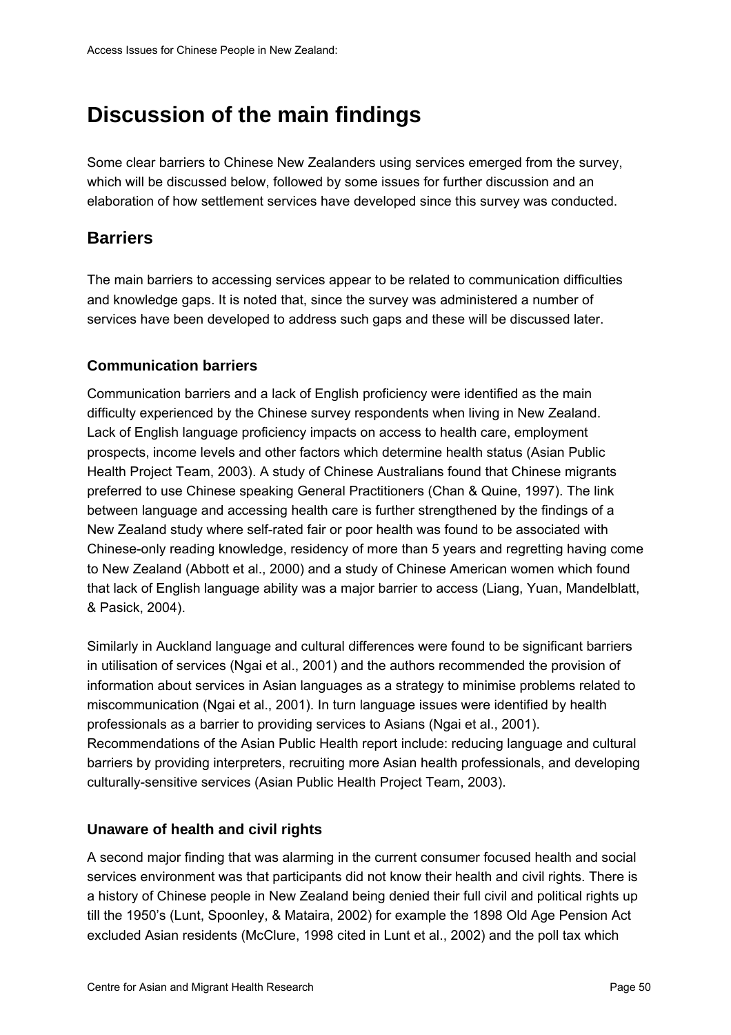# Discussion of the main findings

Some clear barriers to Chinese New Zealanders using services emerged from the survey, which will be discussed below, followed by some issues for further discussion and an elaboration of how settlement services have developed since this survey was conducted.

## Barriers

The main barriers to accessing services appear to be related to communication difficulties and knowledge gaps. It is noted that, since the survey was administered a number of services have been developed to address such gaps and these will be discussed later.

### Communication barriers

Communication barriers and a lack of English proficiency were identified as the main difficulty experienced by the Chinese survey respondents when living in New Zealand. Lack of English language proficiency impacts on access to health care, employment prospects, income levels and other factors which determine health status (Asian Public Health Project Team, 2003). A study of Chinese Australians found that Chinese migrants preferred to use Chinese speaking General Practitioners (Chan & Quine, 1997). The link between language and accessing health care is further strengthened by the findings of a New Zealand study where self-rated fair or poor health was found to be associated with Chinese-only reading knowledge, residency of more than 5 years and regretting having come to New Zealand (Abbott et al., 2000) and a study of Chinese American women which found that lack of English language ability was a major barrier to access (Liang, Yuan, Mandelblatt, & Pasick, 2004).

Similarly in Auckland language and cultural differences were found to be significant barriers in utilisation of services (Ngai et al., 2001) and the authors recommended the provision of information about services in Asian languages as a strategy to minimise problems related to miscommunication (Ngai et al., 2001). In turn language issues were identified by health professionals as a barrier to providing services to Asians (Ngai et al., 2001). Recommendations of the Asian Public Health report include: reducing language and cultural barriers by providing interpreters, recruiting more Asian health professionals, and developing culturally-sensitive services (Asian Public Health Project Team, 2003).

### Unaware of health and civil rights

A second major finding that was alarming in the current consumer focused health and social services environment was that participants did not know their health and civil rights. There is a history of Chinese people in New Zealand being denied their full civil and political rights up till the 1950's (Lunt, Spoonley, & Mataira, 2002) for example the 1898 Old Age Pension Act excluded Asian residents (McClure, 1998 cited in Lunt et al., 2002) and the poll tax which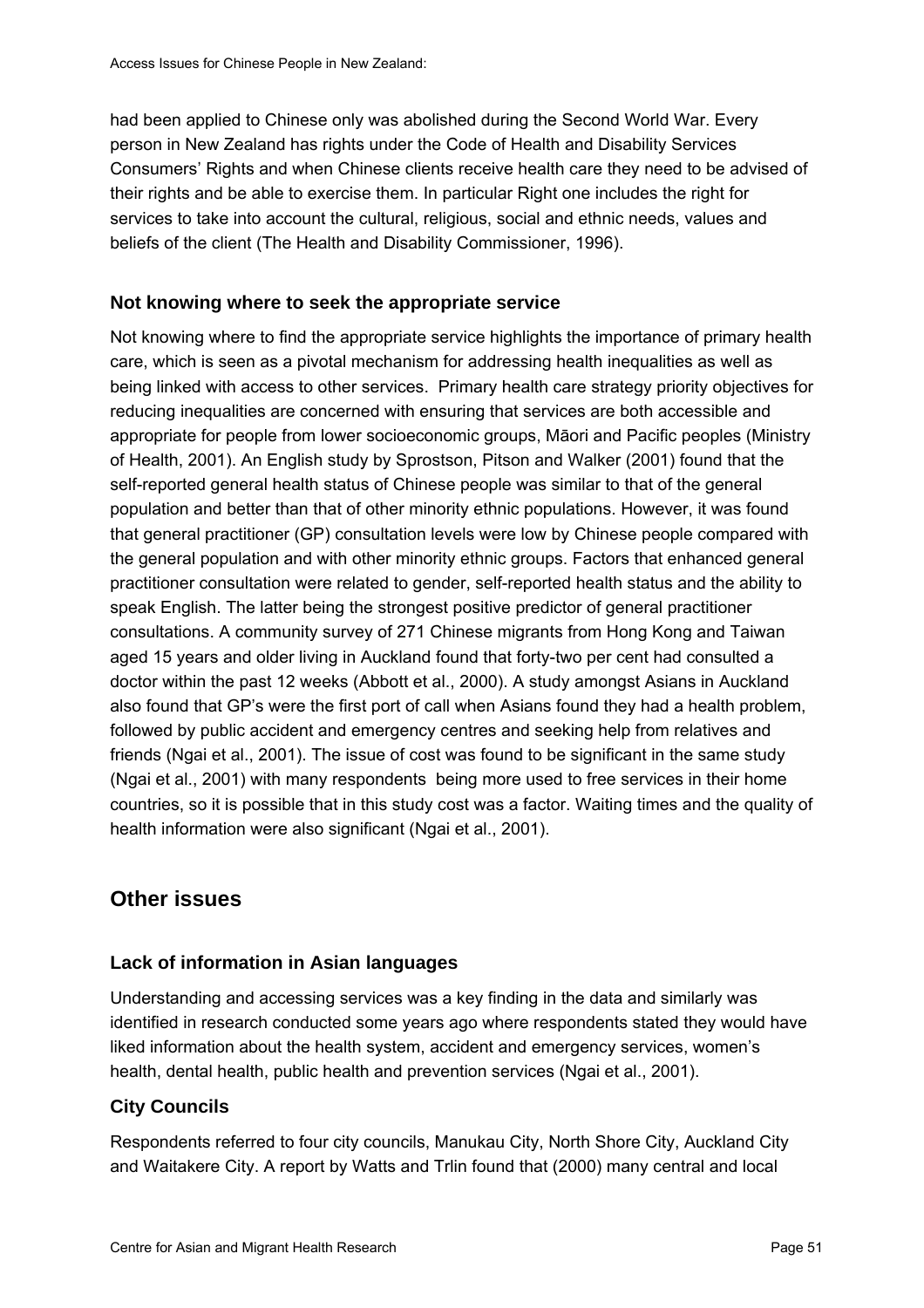had been applied to Chinese only was abolished during the Second World War. Every person in New Zealand has rights under the Code of Health and Disability Services Consumers' Rights and when Chinese clients receive health care they need to be advised of their rights and be able to exercise them. In particular Right one includes the right for services to take into account the cultural, religious, social and ethnic needs, values and beliefs of the client (The Health and Disability Commissioner, 1996).

### Not knowing where to seek the appropriate service

Not knowing where to find the appropriate service highlights the importance of primary health care, which is seen as a pivotal mechanism for addressing health inequalities as well as being linked with access to other services. Primary health care strategy priority objectives for reducing inequalities are concerned with ensuring that services are both accessible and appropriate for people from lower socioeconomic groups, Māori and Pacific peoples (Ministry of Health, 2001). An English study by Sprostson, Pitson and Walker (2001) found that the self-reported general health status of Chinese people was similar to that of the general population and better than that of other minority ethnic populations. However, it was found that general practitioner (GP) consultation levels were low by Chinese people compared with the general population and with other minority ethnic groups. Factors that enhanced general practitioner consultation were related to gender, self-reported health status and the ability to speak English. The latter being the strongest positive predictor of general practitioner consultations. A community survey of 271 Chinese migrants from Hong Kong and Taiwan aged 15 years and older living in Auckland found that forty-two per cent had consulted a doctor within the past 12 weeks (Abbott et al., 2000). A study amongst Asians in Auckland also found that GP's were the first port of call when Asians found they had a health problem, followed by public accident and emergency centres and seeking help from relatives and friends (Ngai et al., 2001). The issue of cost was found to be significant in the same study (Ngai et al., 2001) with many respondents being more used to free services in their home countries, so it is possible that in this study cost was a factor. Waiting times and the quality of health information were also significant (Ngai et al., 2001).

## Other issues

### Lack of information in Asian languages

Understanding and accessing services was a key finding in the data and similarly was identified in research conducted some years ago where respondents stated they would have liked information about the health system, accident and emergency services, women's health, dental health, public health and prevention services (Ngai et al., 2001).

### City Councils

Respondents referred to four city councils, Manukau City, North Shore City, Auckland City and Waitakere City. A report by Watts and Trlin found that (2000) many central and local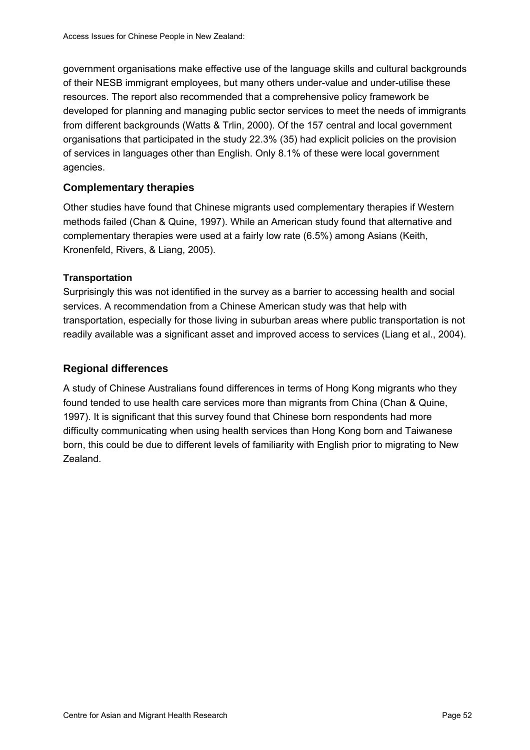government organisations make effective use of the language skills and cultural backgrounds of their NESB immigrant employees, but many others under-value and under-utilise these resources. The report also recommended that a comprehensive policy framework be developed for planning and managing public sector services to meet the needs of immigrants from different backgrounds (Watts & Trlin, 2000). Of the 157 central and local government organisations that participated in the study 22.3% (35) had explicit policies on the provision of services in languages other than English. Only 8.1% of these were local government agencies.

## Complementary therapies

Other studies have found that Chinese migrants used complementary therapies if Western methods failed (Chan & Quine, 1997). While an American study found that alternative and complementary therapies were used at a fairly low rate (6.5%) among Asians (Keith, Kronenfeld, Rivers, & Liang, 2005).

### Transportation

Surprisingly this was not identified in the survey as a barrier to accessing health and social services. A recommendation from a Chinese American study was that help with transportation, especially for those living in suburban areas where public transportation is not readily available was a significant asset and improved access to services (Liang et al., 2004).

## Regional differences

A study of Chinese Australians found differences in terms of Hong Kong migrants who they found tended to use health care services more than migrants from China (Chan & Quine, 1997). It is significant that this survey found that Chinese born respondents had more difficulty communicating when using health services than Hong Kong born and Taiwanese born, this could be due to different levels of familiarity with English prior to migrating to New Zealand.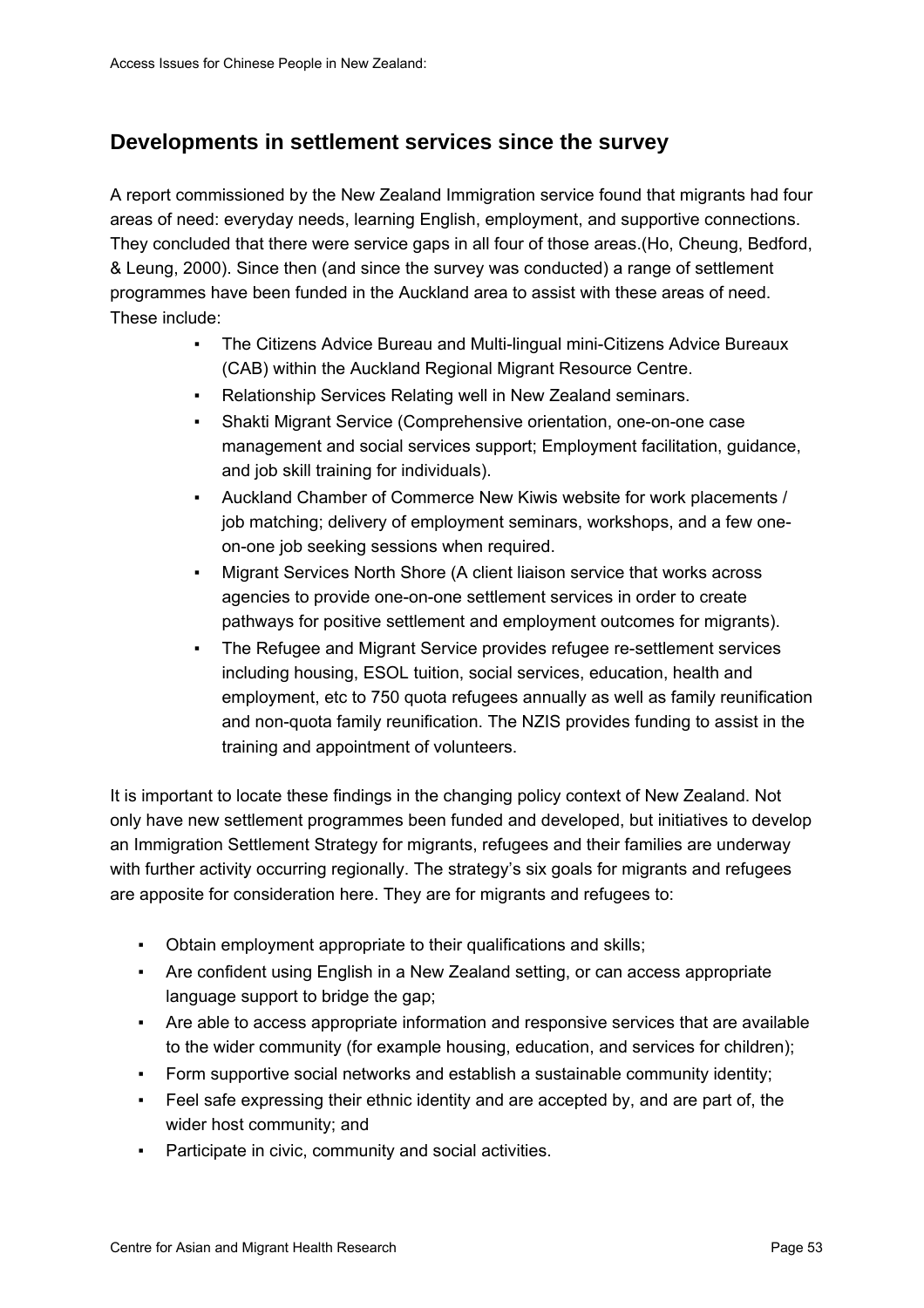## Developments in settlement services since the survey

A report commissioned by the New Zealand Immigration service found that migrants had four areas of need: everyday needs, learning English, employment, and supportive connections. They concluded that there were service gaps in all four of those areas.(Ho, Cheung, Bedford, & Leung, 2000). Since then (and since the survey was conducted) a range of settlement programmes have been funded in the Auckland area to assist with these areas of need. These include:

- The Citizens Advice Bureau and Multi-lingual mini-Citizens Advice Bureaux (CAB) within the Auckland Regional Migrant Resource Centre.
- Relationship Services Relating well in New Zealand seminars.
- Shakti Migrant Service (Comprehensive orientation, one-on-one case management and social services support; Employment facilitation, guidance, and job skill training for individuals).
- Auckland Chamber of Commerce New Kiwis website for work placements / job matching; delivery of employment seminars, workshops, and a few one-on-one job seeking sessions when required.
- Migrant Services North Shore (A client liaison service that works across agencies to provide one-on-one settlement services in order to create pathways for positive settlement and employment outcomes for migrants).
- The Refugee and Migrant Service provides refugee re-settlement services including housing, ESOL tuition, social services, education, health and employment, etc to 750 quota refugees annually as well as family reunification and non-quota family reunification. The NZIS provides funding to assist in the training and appointment of volunteers.

It is important to locate these findings in the changing policy context of New Zealand. Not only have new settlement programmes been funded and developed, but initiatives to develop an Immigration Settlement Strategy for migrants, refugees and their families are underway with further activity occurring regionally. The strategy's six goals for migrants and refugees are apposite for consideration here. They are for migrants and refugees to:

- Obtain employment appropriate to their qualifications and skills;
- Are confident using English in a New Zealand setting, or can access appropriate language support to bridge the gap;
- Are able to access appropriate information and responsive services that are available to the wider community (for example housing, education, and services for children);
- Form supportive social networks and establish a sustainable community identity;
- Feel safe expressing their ethnic identity and are accepted by, and are part of, the wider host community; and
- Participate in civic, community and social activities.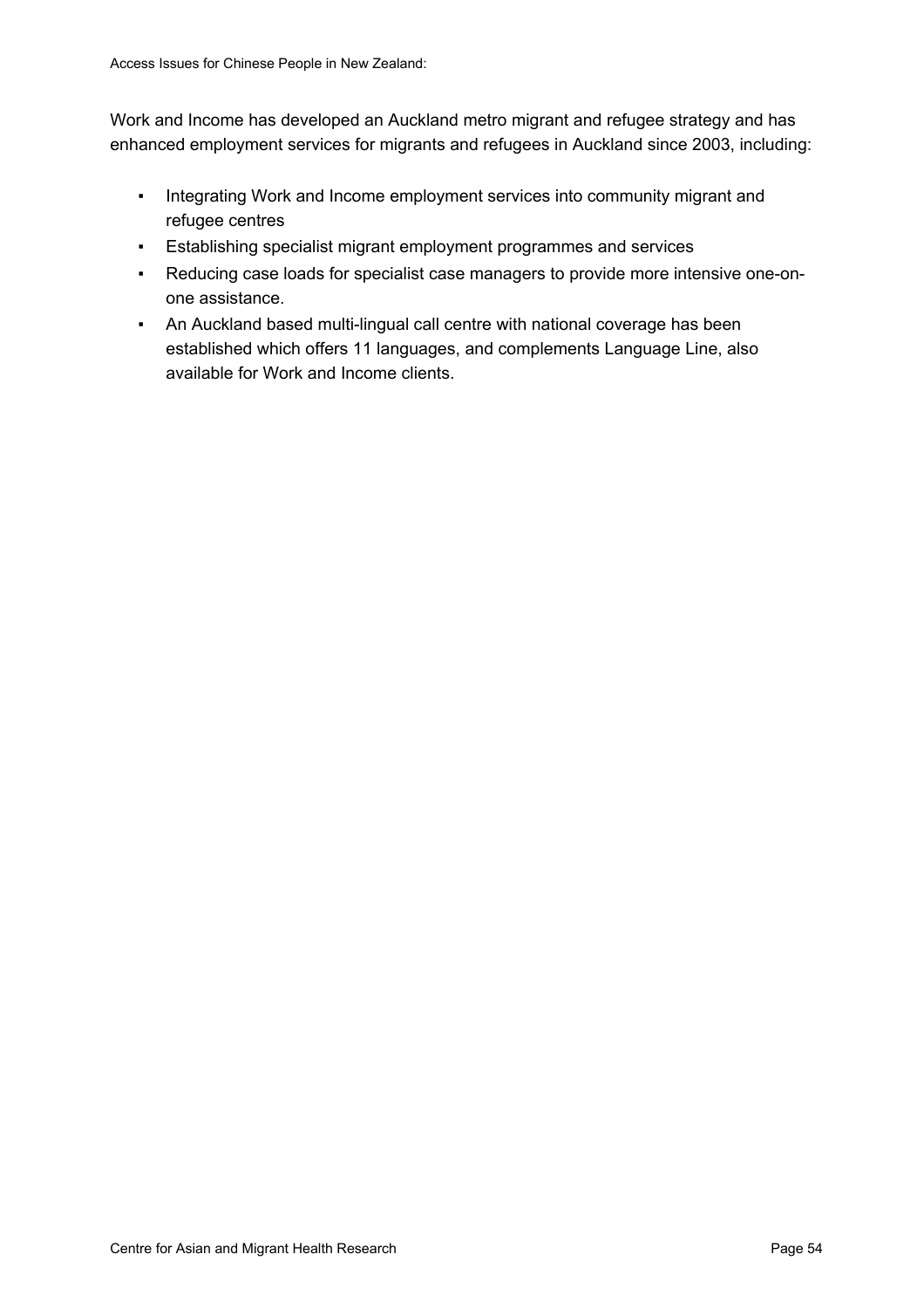Work and Income has developed an Auckland metro migrant and refugee strategy and has enhanced employment services for migrants and refugees in Auckland since 2003, including:

- Integrating Work and Income employment services into community migrant and refugee centres
- Establishing specialist migrant employment programmes and services
- Reducing case loads for specialist case managers to provide more intensive one-on-one assistance.
- An Auckland based multi-lingual call centre with national coverage has been established which offers 11 languages, and complements Language Line, also available for Work and Income clients.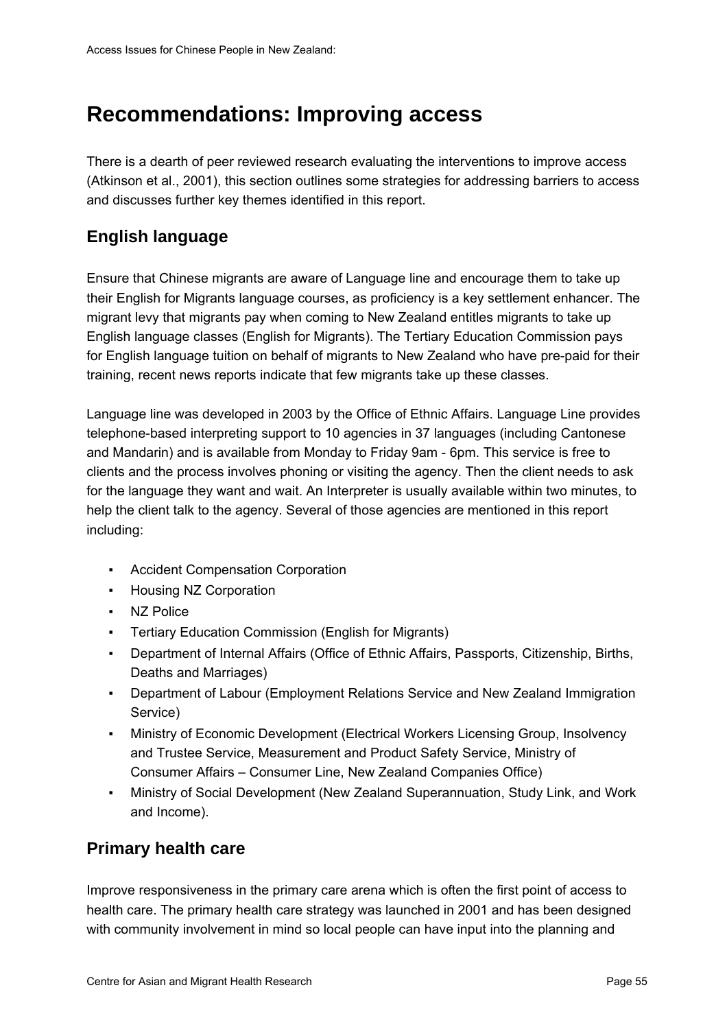# Recommendations: Improving access

There is a dearth of peer reviewed research evaluating the interventions to improve access (Atkinson et al., 2001), this section outlines some strategies for addressing barriers to access and discusses further key themes identified in this report.

## English language

Ensure that Chinese migrants are aware of Language line and encourage them to take up their English for Migrants language courses, as proficiency is a key settlement enhancer. The migrant levy that migrants pay when coming to New Zealand entitles migrants to take up English language classes (English for Migrants). The Tertiary Education Commission pays for English language tuition on behalf of migrants to New Zealand who have pre-paid for their training, recent news reports indicate that few migrants take up these classes.

Language line was developed in 2003 by the Office of Ethnic Affairs. Language Line provides telephone-based interpreting support to 10 agencies in 37 languages (including Cantonese and Mandarin) and is available from Monday to Friday 9am - 6pm. This service is free to clients and the process involves phoning or visiting the agency. Then the client needs to ask for the language they want and wait. An Interpreter is usually available within two minutes, to help the client talk to the agency. Several of those agencies are mentioned in this report including:

- Accident Compensation Corporation
- Housing NZ Corporation
- NZ Police
- Tertiary Education Commission (English for Migrants)
- Department of Internal Affairs (Office of Ethnic Affairs, Passports, Citizenship, Births, Deaths and Marriages)
- Department of Labour (Employment Relations Service and New Zealand Immigration Service)
- Ministry of Economic Development (Electrical Workers Licensing Group, Insolvency and Trustee Service, Measurement and Product Safety Service, Ministry of Consumer Affairs – Consumer Line, New Zealand Companies Office)
- Ministry of Social Development (New Zealand Superannuation, Study Link, and Work and Income).

## Primary health care

Improve responsiveness in the primary care arena which is often the first point of access to health care. The primary health care strategy was launched in 2001 and has been designed with community involvement in mind so local people can have input into the planning and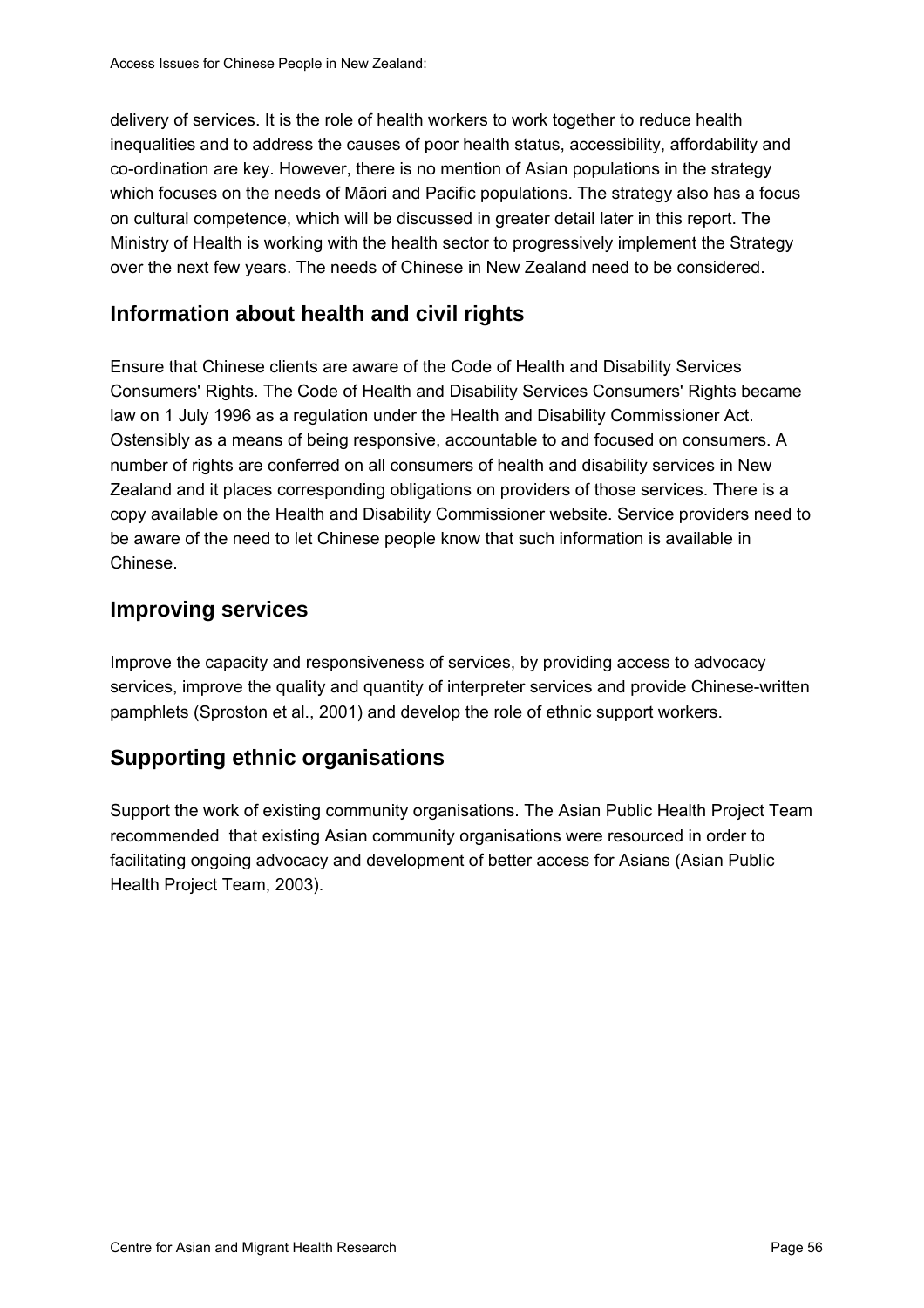delivery of services. It is the role of health workers to work together to reduce health inequalities and to address the causes of poor health status, accessibility, affordability and co-ordination are key. However, there is no mention of Asian populations in the strategy which focuses on the needs of Māori and Pacific populations. The strategy also has a focus on cultural competence, which will be discussed in greater detail later in this report. The Ministry of Health is working with the health sector to progressively implement the Strategy over the next few years. The needs of Chinese in New Zealand need to be considered.

## Information about health and civil rights

Ensure that Chinese clients are aware of the Code of Health and Disability Services Consumers' Rights. The Code of Health and Disability Services Consumers' Rights became law on 1 July 1996 as a regulation under the Health and Disability Commissioner Act. Ostensibly as a means of being responsive, accountable to and focused on consumers. A number of rights are conferred on all consumers of health and disability services in New Zealand and it places corresponding obligations on providers of those services. There is a copy available on the Health and Disability Commissioner website. Service providers need to be aware of the need to let Chinese people know that such information is available in Chinese.

## Improving services

Improve the capacity and responsiveness of services, by providing access to advocacy services, improve the quality and quantity of interpreter services and provide Chinese-written pamphlets (Sproston et al., 2001) and develop the role of ethnic support workers.

## Supporting ethnic organisations

Support the work of existing community organisations. The Asian Public Health Project Team recommended that existing Asian community organisations were resourced in order to facilitating ongoing advocacy and development of better access for Asians (Asian Public Health Project Team, 2003).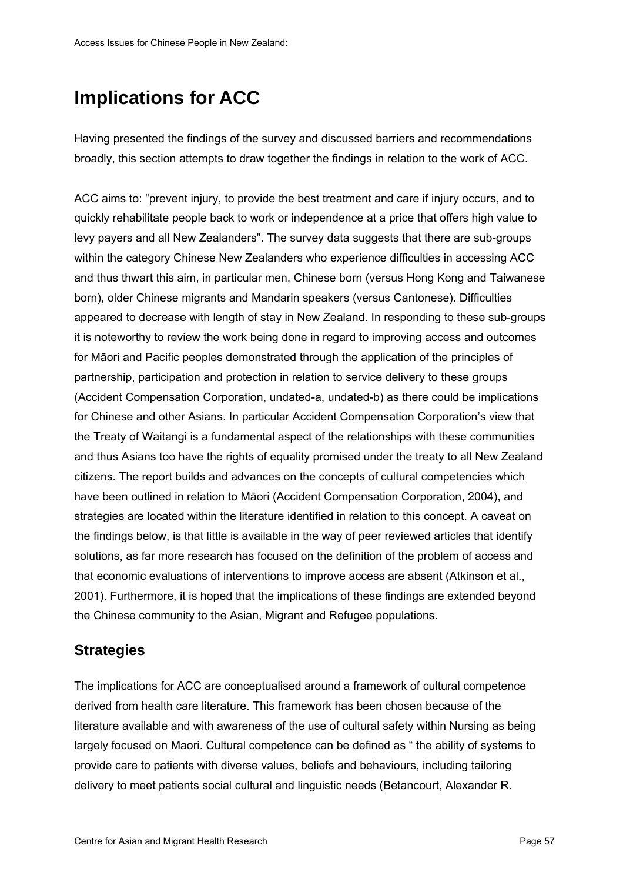# Implications for ACC

Having presented the findings of the survey and discussed barriers and recommendations broadly, this section attempts to draw together the findings in relation to the work of ACC.

ACC aims to: "prevent injury, to provide the best treatment and care if injury occurs, and to quickly rehabilitate people back to work or independence at a price that offers high value to levy payers and all New Zealanders". The survey data suggests that there are sub-groups within the category Chinese New Zealanders who experience difficulties in accessing ACC and thus thwart this aim, in particular men, Chinese born (versus Hong Kong and Taiwanese born), older Chinese migrants and Mandarin speakers (versus Cantonese). Difficulties appeared to decrease with length of stay in New Zealand. In responding to these sub-groups it is noteworthy to review the work being done in regard to improving access and outcomes for Māori and Pacific peoples demonstrated through the application of the principles of partnership, participation and protection in relation to service delivery to these groups (Accident Compensation Corporation, undated-a, undated-b) as there could be implications for Chinese and other Asians. In particular Accident Compensation Corporation's view that the Treaty of Waitangi is a fundamental aspect of the relationships with these communities and thus Asians too have the rights of equality promised under the treaty to all New Zealand citizens. The report builds and advances on the concepts of cultural competencies which have been outlined in relation to Māori (Accident Compensation Corporation, 2004), and strategies are located within the literature identified in relation to this concept. A caveat on the findings below, is that little is available in the way of peer reviewed articles that identify solutions, as far more research has focused on the definition of the problem of access and that economic evaluations of interventions to improve access are absent (Atkinson et al., 2001). Furthermore, it is hoped that the implications of these findings are extended beyond the Chinese community to the Asian, Migrant and Refugee populations.

## Strategies

The implications for ACC are conceptualised around a framework of cultural competence derived from health care literature. This framework has been chosen because of the literature available and with awareness of the use of cultural safety within Nursing as being largely focused on Maori. Cultural competence can be defined as " the ability of systems to provide care to patients with diverse values, beliefs and behaviours, including tailoring delivery to meet patients social cultural and linguistic needs (Betancourt, Alexander R.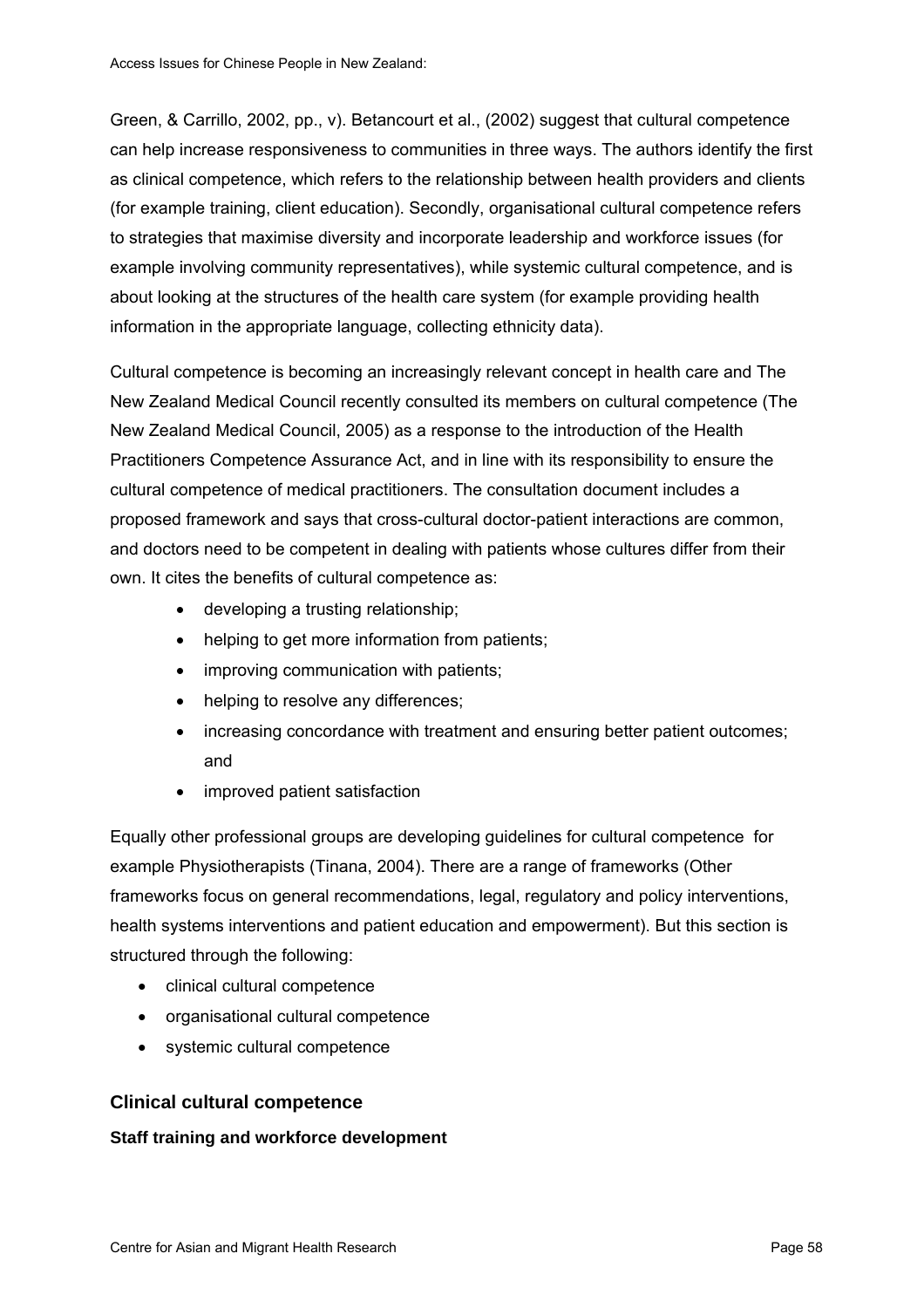Green, & Carrillo, 2002, pp., v). Betancourt et al., (2002) suggest that cultural competence can help increase responsiveness to communities in three ways. The authors identify the first as clinical competence, which refers to the relationship between health providers and clients (for example training, client education). Secondly, organisational cultural competence refers to strategies that maximise diversity and incorporate leadership and workforce issues (for example involving community representatives), while systemic cultural competence, and is about looking at the structures of the health care system (for example providing health information in the appropriate language, collecting ethnicity data).

Cultural competence is becoming an increasingly relevant concept in health care and The New Zealand Medical Council recently consulted its members on cultural competence (The New Zealand Medical Council, 2005) as a response to the introduction of the Health Practitioners Competence Assurance Act, and in line with its responsibility to ensure the cultural competence of medical practitioners. The consultation document includes a proposed framework and says that cross-cultural doctor-patient interactions are common, and doctors need to be competent in dealing with patients whose cultures differ from their own. It cites the benefits of cultural competence as:

- developing a trusting relationship;
- helping to get more information from patients;
- improving communication with patients;
- helping to resolve any differences;
- increasing concordance with treatment and ensuring better patient outcomes; and
- improved patient satisfaction

Equally other professional groups are developing guidelines for cultural competence for example Physiotherapists (Tinana, 2004). There are a range of frameworks (Other frameworks focus on general recommendations, legal, regulatory and policy interventions, health systems interventions and patient education and empowerment). But this section is structured through the following:

- clinical cultural competence
- organisational cultural competence
- systemic cultural competence

## Clinical cultural competence

### Staff training and workforce development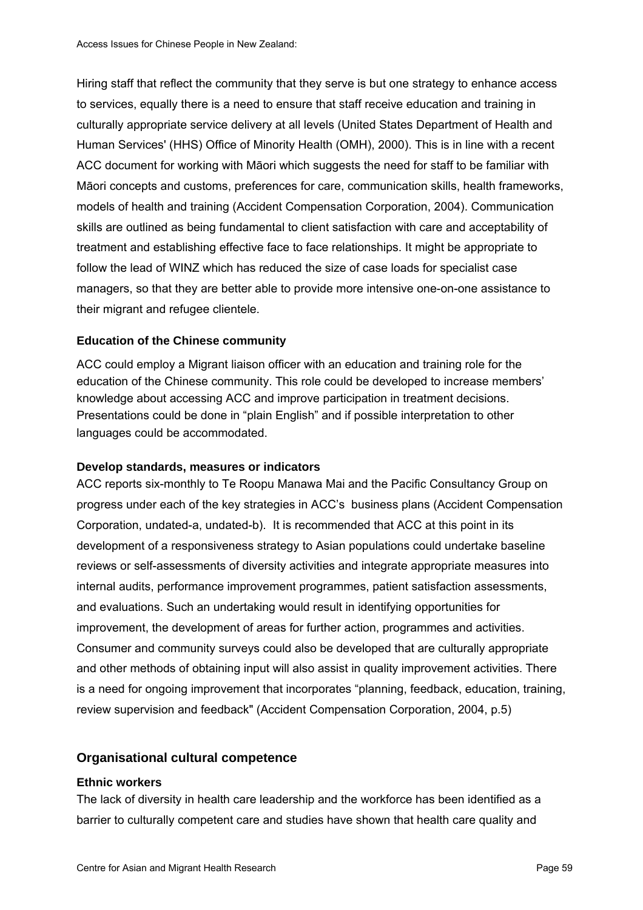Hiring staff that reflect the community that they serve is but one strategy to enhance access to services, equally there is a need to ensure that staff receive education and training in culturally appropriate service delivery at all levels (United States Department of Health and Human Services' (HHS) Office of Minority Health (OMH), 2000). This is in line with a recent ACC document for working with Māori which suggests the need for staff to be familiar with Māori concepts and customs, preferences for care, communication skills, health frameworks, models of health and training (Accident Compensation Corporation, 2004). Communication skills are outlined as being fundamental to client satisfaction with care and acceptability of treatment and establishing effective face to face relationships. It might be appropriate to follow the lead of WINZ which has reduced the size of case loads for specialist case managers, so that they are better able to provide more intensive one-on-one assistance to their migrant and refugee clientele.

**Education of the Chinese community**

ACC could employ a Migrant liaison officer with an education and training role for the education of the Chinese community. This role could be developed to increase members' knowledge about accessing ACC and improve participation in treatment decisions. Presentations could be done in "plain English" and if possible interpretation to other languages could be accommodated.

**Develop standards, measures or indicators**

ACC reports six-monthly to Te Roopu Manawa Mai and the Pacific Consultancy Group on progress under each of the key strategies in ACC's business plans (Accident Compensation Corporation, undated-a, undated-b). It is recommended that ACC at this point in its development of a responsiveness strategy to Asian populations could undertake baseline reviews or self-assessments of diversity activities and integrate appropriate measures into internal audits, performance improvement programmes, patient satisfaction assessments, and evaluations. Such an undertaking would result in identifying opportunities for improvement, the development of areas for further action, programmes and activities. Consumer and community surveys could also be developed that are culturally appropriate and other methods of obtaining input will also assist in quality improvement activities. There is a need for ongoing improvement that incorporates "planning, feedback, education, training, review supervision and feedback" (Accident Compensation Corporation, 2004, p.5)

## Organisational cultural competence

**Ethnic workers**

The lack of diversity in health care leadership and the workforce has been identified as a barrier to culturally competent care and studies have shown that health care quality and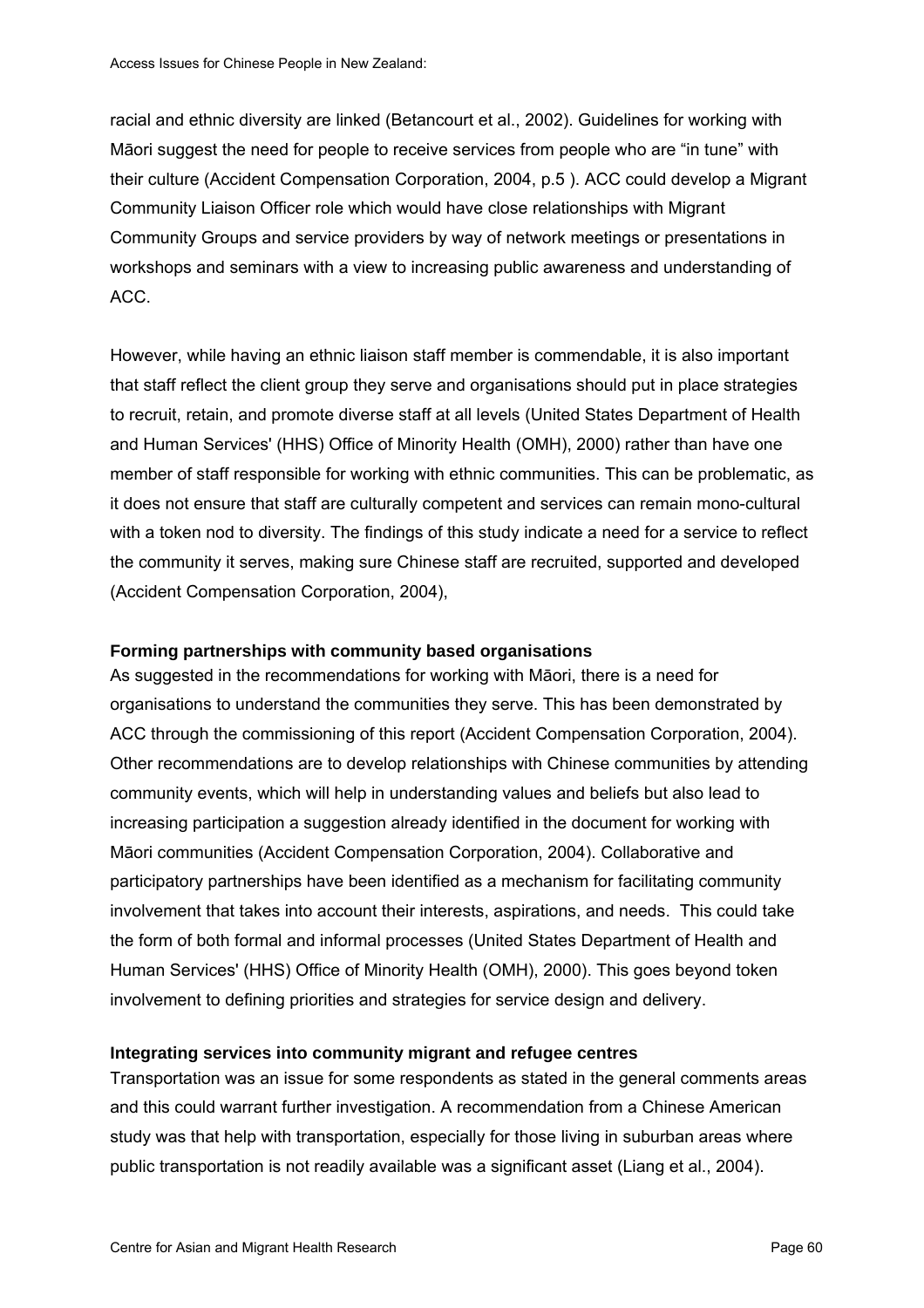racial and ethnic diversity are linked (Betancourt et al., 2002). Guidelines for working with Māori suggest the need for people to receive services from people who are "in tune" with their culture (Accident Compensation Corporation, 2004, p.5 ). ACC could develop a Migrant Community Liaison Officer role which would have close relationships with Migrant Community Groups and service providers by way of network meetings or presentations in workshops and seminars with a view to increasing public awareness and understanding of ACC.

However, while having an ethnic liaison staff member is commendable, it is also important that staff reflect the client group they serve and organisations should put in place strategies to recruit, retain, and promote diverse staff at all levels (United States Department of Health and Human Services' (HHS) Office of Minority Health (OMH), 2000) rather than have one member of staff responsible for working with ethnic communities. This can be problematic, as it does not ensure that staff are culturally competent and services can remain mono-cultural with a token nod to diversity. The findings of this study indicate a need for a service to reflect the community it serves, making sure Chinese staff are recruited, supported and developed (Accident Compensation Corporation, 2004),

**Forming partnerships with community based organisations**

As suggested in the recommendations for working with Māori, there is a need for organisations to understand the communities they serve. This has been demonstrated by ACC through the commissioning of this report (Accident Compensation Corporation, 2004). Other recommendations are to develop relationships with Chinese communities by attending community events, which will help in understanding values and beliefs but also lead to increasing participation a suggestion already identified in the document for working with Māori communities (Accident Compensation Corporation, 2004). Collaborative and participatory partnerships have been identified as a mechanism for facilitating community involvement that takes into account their interests, aspirations, and needs.  This could take the form of both formal and informal processes (United States Department of Health and Human Services' (HHS) Office of Minority Health (OMH), 2000). This goes beyond token involvement to defining priorities and strategies for service design and delivery.

**Integrating services into community migrant and refugee centres**

Transportation was an issue for some respondents as stated in the general comments areas and this could warrant further investigation. A recommendation from a Chinese American study was that help with transportation, especially for those living in suburban areas where public transportation is not readily available was a significant asset (Liang et al., 2004).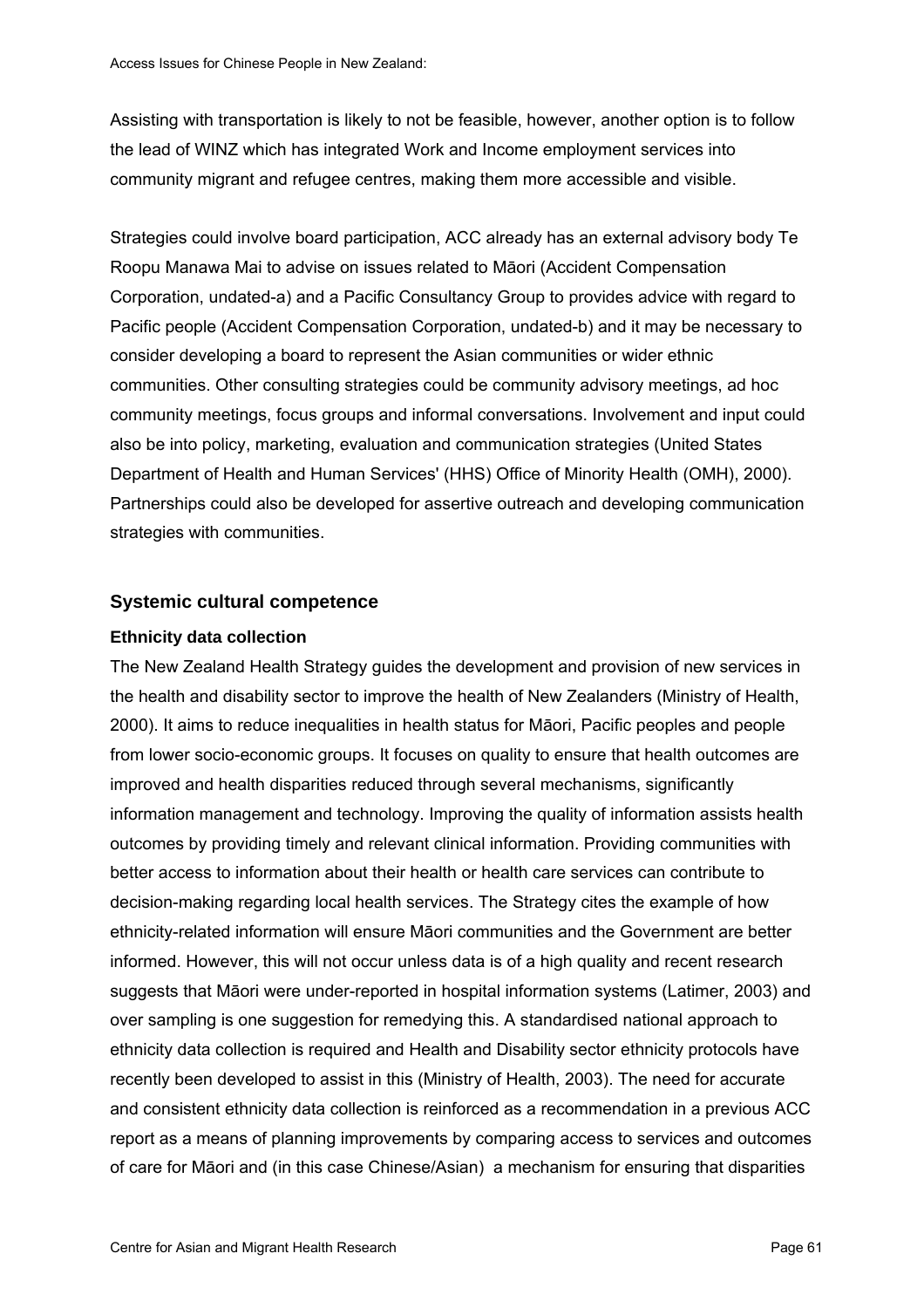Assisting with transportation is likely to not be feasible, however, another option is to follow the lead of WINZ which has integrated Work and Income employment services into community migrant and refugee centres, making them more accessible and visible.

Strategies could involve board participation, ACC already has an external advisory body Te Roopu Manawa Mai to advise on issues related to Māori (Accident Compensation Corporation, undated-a) and a Pacific Consultancy Group to provides advice with regard to Pacific people (Accident Compensation Corporation, undated-b) and it may be necessary to consider developing a board to represent the Asian communities or wider ethnic communities. Other consulting strategies could be community advisory meetings, ad hoc community meetings, focus groups and informal conversations. Involvement and input could also be into policy, marketing, evaluation and communication strategies (United States Department of Health and Human Services' (HHS) Office of Minority Health (OMH), 2000). Partnerships could also be developed for assertive outreach and developing communication strategies with communities.

## Systemic cultural competence

### Ethnicity data collection

The New Zealand Health Strategy guides the development and provision of new services in the health and disability sector to improve the health of New Zealanders (Ministry of Health, 2000). It aims to reduce inequalities in health status for Māori, Pacific peoples and people from lower socio-economic groups. It focuses on quality to ensure that health outcomes are improved and health disparities reduced through several mechanisms, significantly information management and technology. Improving the quality of information assists health outcomes by providing timely and relevant clinical information. Providing communities with better access to information about their health or health care services can contribute to decision-making regarding local health services. The Strategy cites the example of how ethnicity-related information will ensure Māori communities and the Government are better informed. However, this will not occur unless data is of a high quality and recent research suggests that Māori were under-reported in hospital information systems (Latimer, 2003) and over sampling is one suggestion for remedying this. A standardised national approach to ethnicity data collection is required and Health and Disability sector ethnicity protocols have recently been developed to assist in this (Ministry of Health, 2003). The need for accurate and consistent ethnicity data collection is reinforced as a recommendation in a previous ACC report as a means of planning improvements by comparing access to services and outcomes of care for Māori and (in this case Chinese/Asian) a mechanism for ensuring that disparities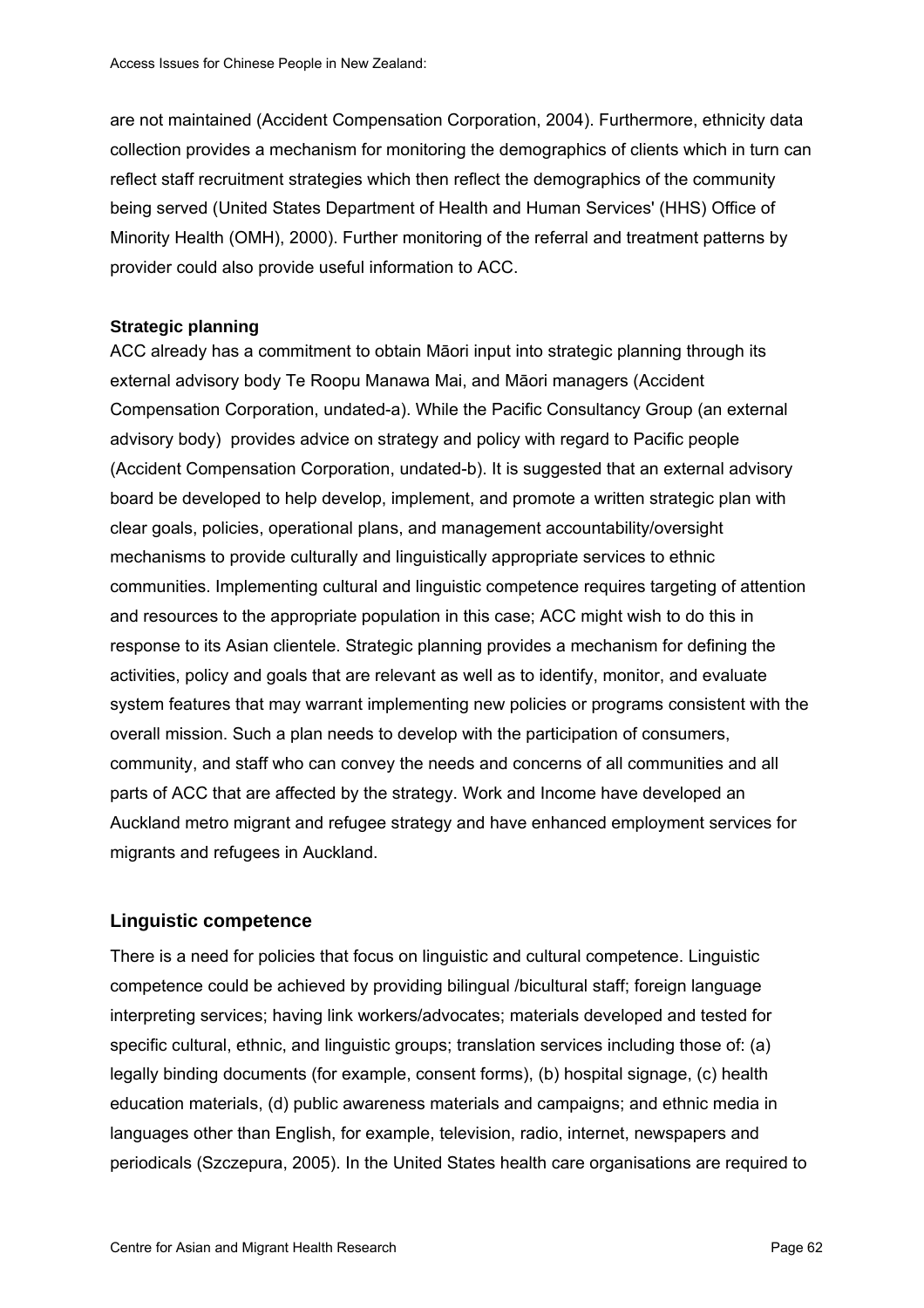are not maintained (Accident Compensation Corporation, 2004). Furthermore, ethnicity data collection provides a mechanism for monitoring the demographics of clients which in turn can reflect staff recruitment strategies which then reflect the demographics of the community being served (United States Department of Health and Human Services' (HHS) Office of Minority Health (OMH), 2000). Further monitoring of the referral and treatment patterns by provider could also provide useful information to ACC.

**Strategic planning**

ACC already has a commitment to obtain Māori input into strategic planning through its external advisory body Te Roopu Manawa Mai, and Māori managers (Accident Compensation Corporation, undated-a). While the Pacific Consultancy Group (an external advisory body) provides advice on strategy and policy with regard to Pacific people (Accident Compensation Corporation, undated-b). It is suggested that an external advisory board be developed to help develop, implement, and promote a written strategic plan with clear goals, policies, operational plans, and management accountability/oversight mechanisms to provide culturally and linguistically appropriate services to ethnic communities. Implementing cultural and linguistic competence requires targeting of attention and resources to the appropriate population in this case; ACC might wish to do this in response to its Asian clientele. Strategic planning provides a mechanism for defining the activities, policy and goals that are relevant as well as to identify, monitor, and evaluate system features that may warrant implementing new policies or programs consistent with the overall mission. Such a plan needs to develop with the participation of consumers, community, and staff who can convey the needs and concerns of all communities and all parts of ACC that are affected by the strategy. Work and Income have developed an Auckland metro migrant and refugee strategy and have enhanced employment services for migrants and refugees in Auckland.

## Linguistic competence

There is a need for policies that focus on linguistic and cultural competence. Linguistic competence could be achieved by providing bilingual /bicultural staff; foreign language interpreting services; having link workers/advocates; materials developed and tested for specific cultural, ethnic, and linguistic groups; translation services including those of: (a) legally binding documents (for example, consent forms), (b) hospital signage, (c) health education materials, (d) public awareness materials and campaigns; and ethnic media in languages other than English, for example, television, radio, internet, newspapers and periodicals (Szczepura, 2005). In the United States health care organisations are required to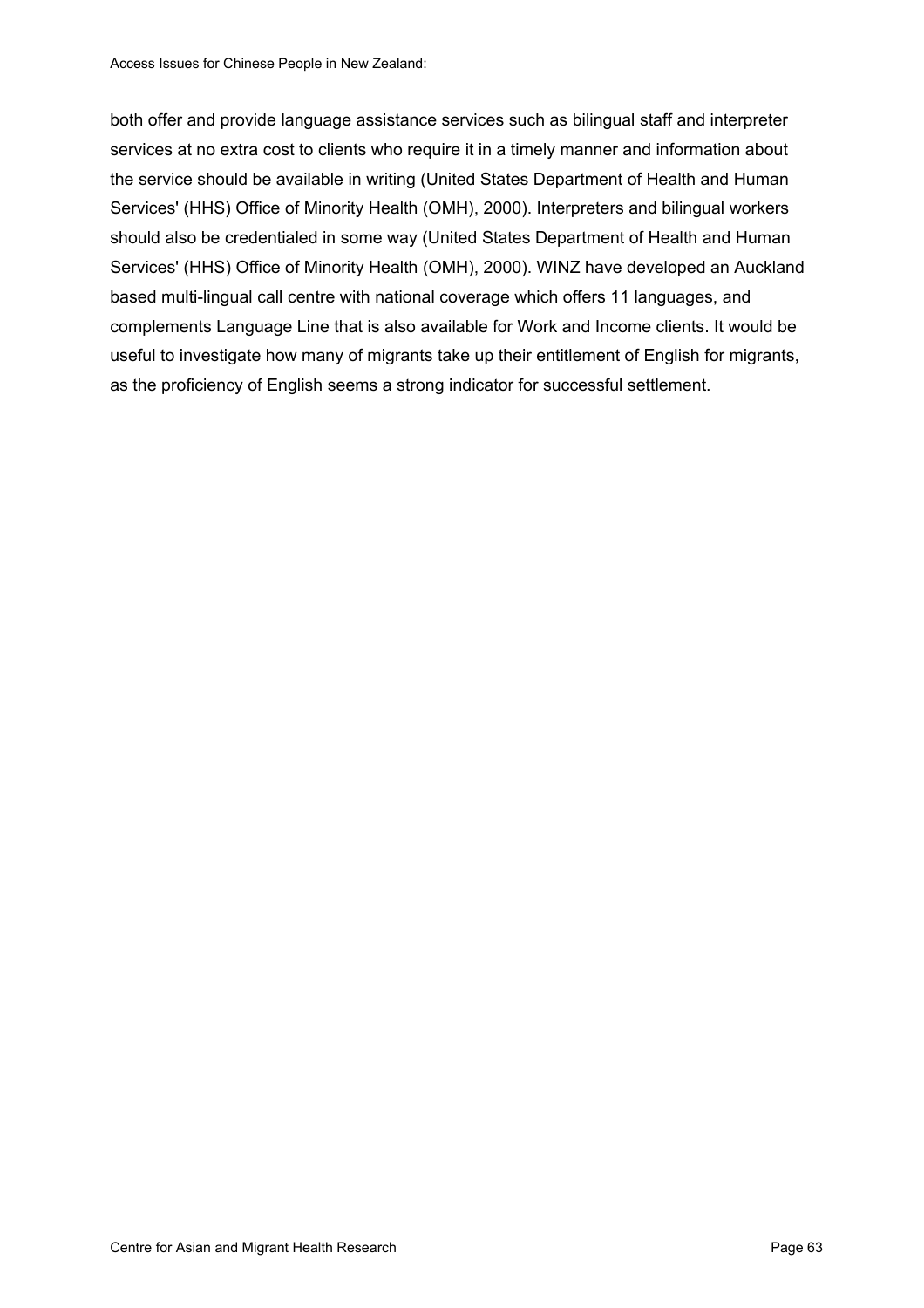both offer and provide language assistance services such as bilingual staff and interpreter services at no extra cost to clients who require it in a timely manner and information about the service should be available in writing (United States Department of Health and Human Services' (HHS) Office of Minority Health (OMH), 2000). Interpreters and bilingual workers should also be credentialed in some way (United States Department of Health and Human Services' (HHS) Office of Minority Health (OMH), 2000). WINZ have developed an Auckland based multi-lingual call centre with national coverage which offers 11 languages, and complements Language Line that is also available for Work and Income clients. It would be useful to investigate how many of migrants take up their entitlement of English for migrants, as the proficiency of English seems a strong indicator for successful settlement.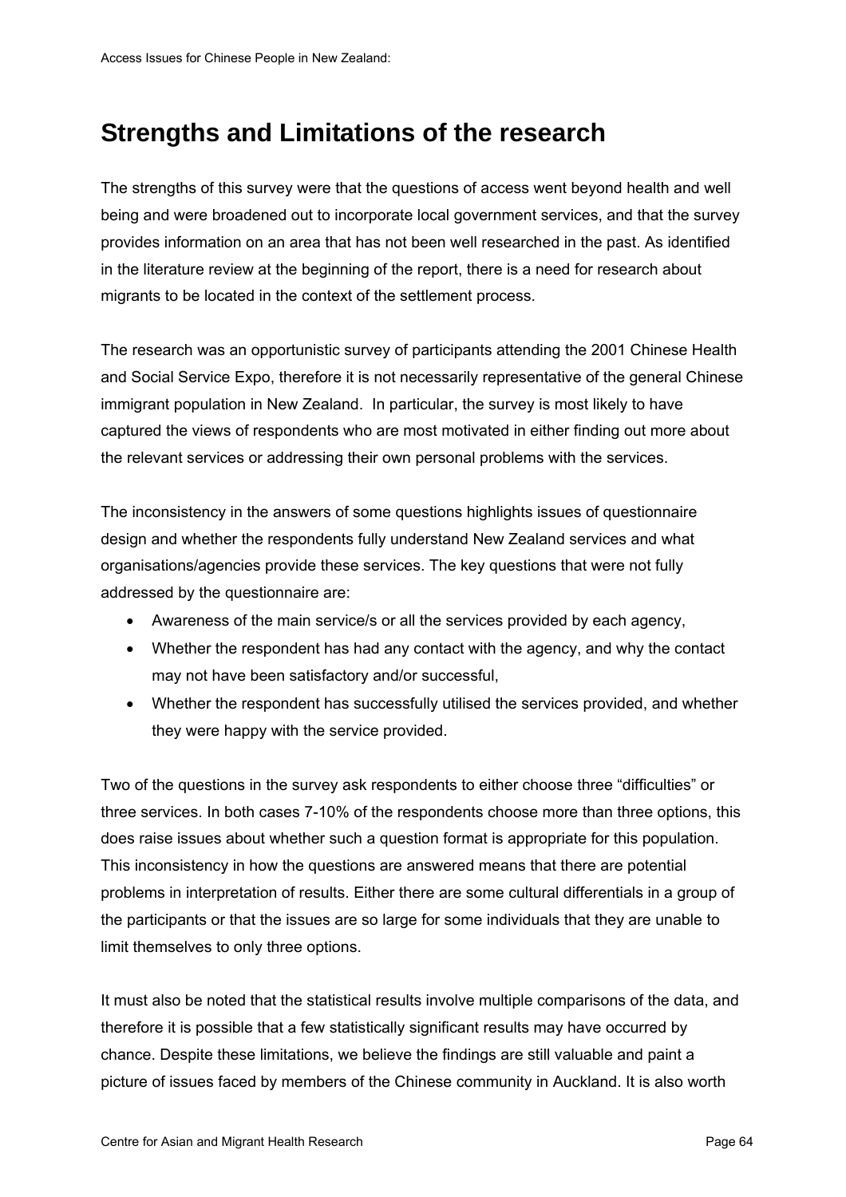# Strengths and Limitations of the research

The strengths of this survey were that the questions of access went beyond health and well being and were broadened out to incorporate local government services, and that the survey provides information on an area that has not been well researched in the past. As identified in the literature review at the beginning of the report, there is a need for research about migrants to be located in the context of the settlement process.

The research was an opportunistic survey of participants attending the 2001 Chinese Health and Social Service Expo, therefore it is not necessarily representative of the general Chinese immigrant population in New Zealand. In particular, the survey is most likely to have captured the views of respondents who are most motivated in either finding out more about the relevant services or addressing their own personal problems with the services.

The inconsistency in the answers of some questions highlights issues of questionnaire design and whether the respondents fully understand New Zealand services and what organisations/agencies provide these services. The key questions that were not fully addressed by the questionnaire are:

- Awareness of the main service/s or all the services provided by each agency,
- Whether the respondent has had any contact with the agency, and why the contact may not have been satisfactory and/or successful,
- Whether the respondent has successfully utilised the services provided, and whether they were happy with the service provided.

Two of the questions in the survey ask respondents to either choose three "difficulties" or three services. In both cases 7-10% of the respondents choose more than three options, this does raise issues about whether such a question format is appropriate for this population. This inconsistency in how the questions are answered means that there are potential problems in interpretation of results. Either there are some cultural differentials in a group of the participants or that the issues are so large for some individuals that they are unable to limit themselves to only three options.

It must also be noted that the statistical results involve multiple comparisons of the data, and therefore it is possible that a few statistically significant results may have occurred by chance. Despite these limitations, we believe the findings are still valuable and paint a picture of issues faced by members of the Chinese community in Auckland. It is also worth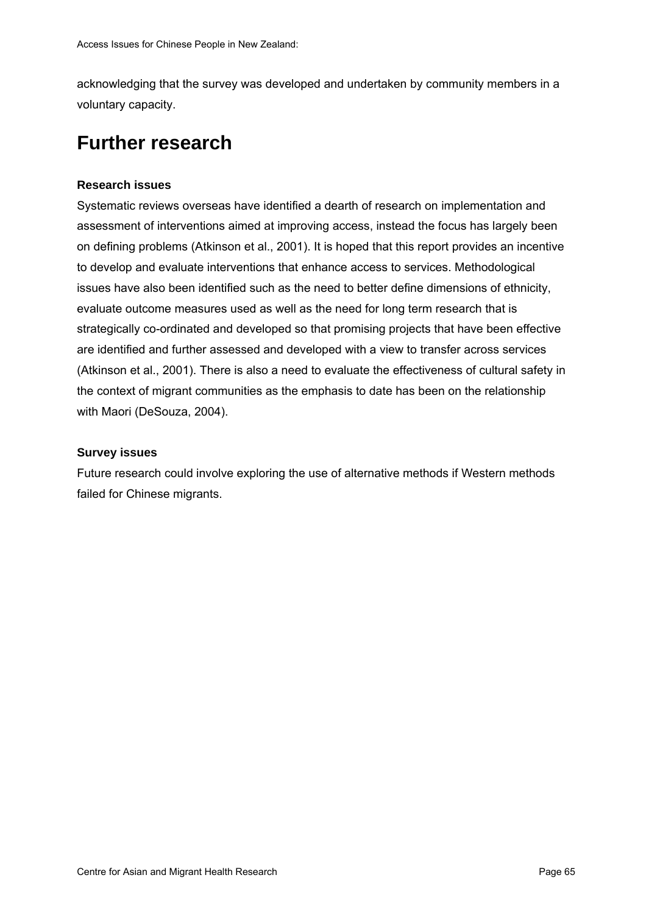acknowledging that the survey was developed and undertaken by community members in a voluntary capacity.

# Further research

**Research issues**

Systematic reviews overseas have identified a dearth of research on implementation and assessment of interventions aimed at improving access, instead the focus has largely been on defining problems (Atkinson et al., 2001). It is hoped that this report provides an incentive to develop and evaluate interventions that enhance access to services. Methodological issues have also been identified such as the need to better define dimensions of ethnicity, evaluate outcome measures used as well as the need for long term research that is strategically co-ordinated and developed so that promising projects that have been effective are identified and further assessed and developed with a view to transfer across services (Atkinson et al., 2001). There is also a need to evaluate the effectiveness of cultural safety in the context of migrant communities as the emphasis to date has been on the relationship with Maori (DeSouza, 2004).

**Survey issues**

Future research could involve exploring the use of alternative methods if Western methods failed for Chinese migrants.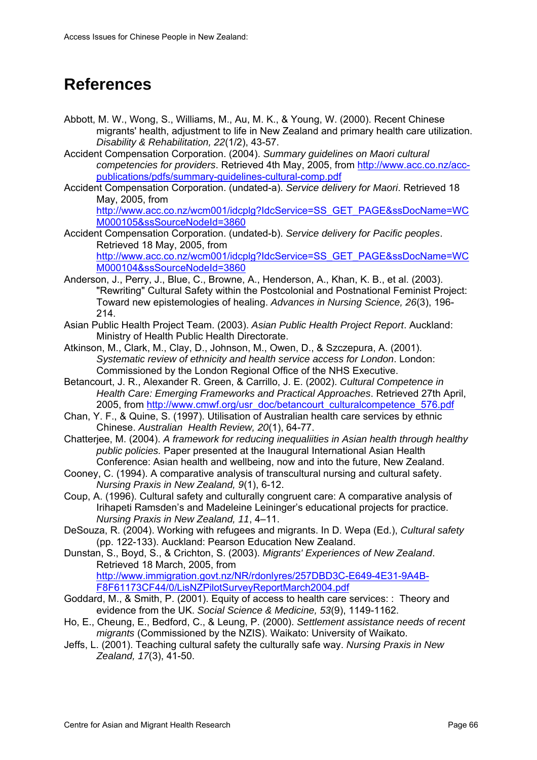# References

Abbott, M. W., Wong, S., Williams, M., Au, M. K., & Young, W. (2000). Recent Chinese migrants' health, adjustment to life in New Zealand and primary health care utilization. *Disability & Rehabilitation, 22*(1/2), 43-57.

Accident Compensation Corporation. (2004). *Summary guidelines on Maori cultural competencies for providers*. Retrieved 4th May, 2005, from http://www.acc.co.nz/acc-publications/pdfs/summary-guidelines-cultural-comp.pdf

Accident Compensation Corporation. (undated-a). *Service delivery for Maori*. Retrieved 18 May, 2005, from http://www.acc.co.nz/wcm001/idcplg?IdcService=SS_GET_PAGE&ssDocName=WCM000105&ssSourceNodeId=3860

Accident Compensation Corporation. (undated-b). *Service delivery for Pacific peoples*. Retrieved 18 May, 2005, from http://www.acc.co.nz/wcm001/idcplg?IdcService=SS_GET_PAGE&ssDocName=WCM000104&ssSourceNodeId=3860

Anderson, J., Perry, J., Blue, C., Browne, A., Henderson, A., Khan, K. B., et al. (2003). "Rewriting" Cultural Safety within the Postcolonial and Postnational Feminist Project: Toward new epistemologies of healing. *Advances in Nursing Science, 26*(3), 196-214.

Asian Public Health Project Team. (2003). *Asian Public Health Project Report*. Auckland: Ministry of Health Public Health Directorate.

Atkinson, M., Clark, M., Clay, D., Johnson, M., Owen, D., & Szczepura, A. (2001). *Systematic review of ethnicity and health service access for London*. London: Commissioned by the London Regional Office of the NHS Executive.

Betancourt, J. R., Alexander R. Green, & Carrillo, J. E. (2002). *Cultural Competence in Health Care: Emerging Frameworks and Practical Approaches*. Retrieved 27th April, 2005, from http://www.cmwf.org/usr_doc/betancourt_culturalcompetence_576.pdf

Chan, Y. F., & Quine, S. (1997). Utilisation of Australian health care services by ethnic Chinese. *Australian Health Review, 20*(1), 64-77.

Chatterjee, M. (2004). *A framework for reducing inequaliities in Asian health through healthy public policies.* Paper presented at the Inaugural International Asian Health Conference: Asian health and wellbeing, now and into the future, New Zealand.

Cooney, C. (1994). A comparative analysis of transcultural nursing and cultural safety. *Nursing Praxis in New Zealand, 9*(1), 6-12.

Coup, A. (1996). Cultural safety and culturally congruent care: A comparative analysis of Irihapeti Ramsden's and Madeleine Leininger's educational projects for practice. *Nursing Praxis in New Zealand, 11*, 4–11.

DeSouza, R. (2004). Working with refugees and migrants. In D. Wepa (Ed.), *Cultural safety* (pp. 122-133). Auckland: Pearson Education New Zealand.

Dunstan, S., Boyd, S., & Crichton, S. (2003). *Migrants' Experiences of New Zealand*. Retrieved 18 March, 2005, from http://www.immigration.govt.nz/NR/rdonlyres/257DBD3C-E649-4E31-9A4B-F8F61173CF44/0/LisNZPilotSurveyReportMarch2004.pdf

Goddard, M., & Smith, P. (2001). Equity of access to health care services: : Theory and evidence from the UK. *Social Science & Medicine, 53*(9), 1149-1162.

Ho, E., Cheung, E., Bedford, C., & Leung, P. (2000). *Settlement assistance needs of recent migrants* (Commissioned by the NZIS). Waikato: University of Waikato.

Jeffs, L. (2001). Teaching cultural safety the culturally safe way. *Nursing Praxis in New Zealand, 17*(3), 41-50.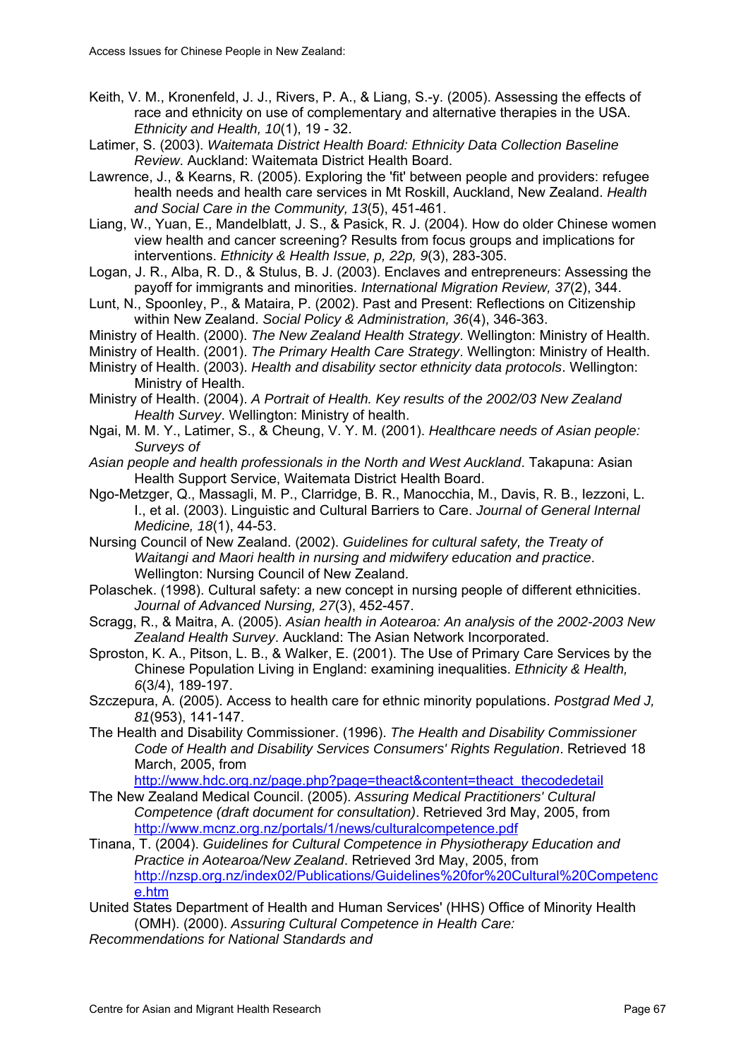Keith, V. M., Kronenfeld, J. J., Rivers, P. A., & Liang, S.-y. (2005). Assessing the effects of race and ethnicity on use of complementary and alternative therapies in the USA. *Ethnicity and Health, 10*(1), 19 - 32.

Latimer, S. (2003). *Waitemata District Health Board: Ethnicity Data Collection Baseline Review*. Auckland: Waitemata District Health Board.

Lawrence, J., & Kearns, R. (2005). Exploring the 'fit' between people and providers: refugee health needs and health care services in Mt Roskill, Auckland, New Zealand. *Health and Social Care in the Community, 13*(5), 451-461.

Liang, W., Yuan, E., Mandelblatt, J. S., & Pasick, R. J. (2004). How do older Chinese women view health and cancer screening? Results from focus groups and implications for interventions. *Ethnicity & Health Issue, p, 22p, 9*(3), 283-305.

Logan, J. R., Alba, R. D., & Stulus, B. J. (2003). Enclaves and entrepreneurs: Assessing the payoff for immigrants and minorities. *International Migration Review, 37*(2), 344.

Lunt, N., Spoonley, P., & Mataira, P. (2002). Past and Present: Reflections on Citizenship within New Zealand. *Social Policy & Administration, 36*(4), 346-363.

Ministry of Health. (2000). *The New Zealand Health Strategy*. Wellington: Ministry of Health.

Ministry of Health. (2001). *The Primary Health Care Strategy*. Wellington: Ministry of Health.

Ministry of Health. (2003). *Health and disability sector ethnicity data protocols*. Wellington: Ministry of Health.

Ministry of Health. (2004). *A Portrait of Health. Key results of the 2002/03 New Zealand Health Survey*. Wellington: Ministry of health.

Ngai, M. M. Y., Latimer, S., & Cheung, V. Y. M. (2001). *Healthcare needs of Asian people: Surveys of Asian people and health professionals in the North and West Auckland*. Takapuna: Asian Health Support Service, Waitemata District Health Board.

Ngo-Metzger, Q., Massagli, M. P., Clarridge, B. R., Manocchia, M., Davis, R. B., Iezzoni, L. I., et al. (2003). Linguistic and Cultural Barriers to Care. *Journal of General Internal Medicine, 18*(1), 44-53.

Nursing Council of New Zealand. (2002). *Guidelines for cultural safety, the Treaty of Waitangi and Maori health in nursing and midwifery education and practice*. Wellington: Nursing Council of New Zealand.

Polaschek. (1998). Cultural safety: a new concept in nursing people of different ethnicities. *Journal of Advanced Nursing, 27*(3), 452-457.

Scragg, R., & Maitra, A. (2005). *Asian health in Aotearoa: An analysis of the 2002-2003 New Zealand Health Survey*. Auckland: The Asian Network Incorporated.

Sproston, K. A., Pitson, L. B., & Walker, E. (2001). The Use of Primary Care Services by the Chinese Population Living in England: examining inequalities. *Ethnicity & Health, 6*(3/4), 189-197.

Szczepura, A. (2005). Access to health care for ethnic minority populations. *Postgrad Med J, 81*(953), 141-147.

The Health and Disability Commissioner. (1996). *The Health and Disability Commissioner Code of Health and Disability Services Consumers' Rights Regulation*. Retrieved 18 March, 2005, from http://www.hdc.org.nz/page.php?page=theact&content=theact_thecodedetail

The New Zealand Medical Council. (2005). *Assuring Medical Practitioners' Cultural Competence (draft document for consultation)*. Retrieved 3rd May, 2005, from http://www.mcnz.org.nz/portals/1/news/culturalcompetence.pdf

Tinana, T. (2004). *Guidelines for Cultural Competence in Physiotherapy Education and Practice in Aotearoa/New Zealand*. Retrieved 3rd May, 2005, from http://nzsp.org.nz/index02/Publications/Guidelines%20for%20Cultural%20Competence.htm

United States Department of Health and Human Services' (HHS) Office of Minority Health (OMH). (2000). *Assuring Cultural Competence in Health Care: Recommendations for National Standards and*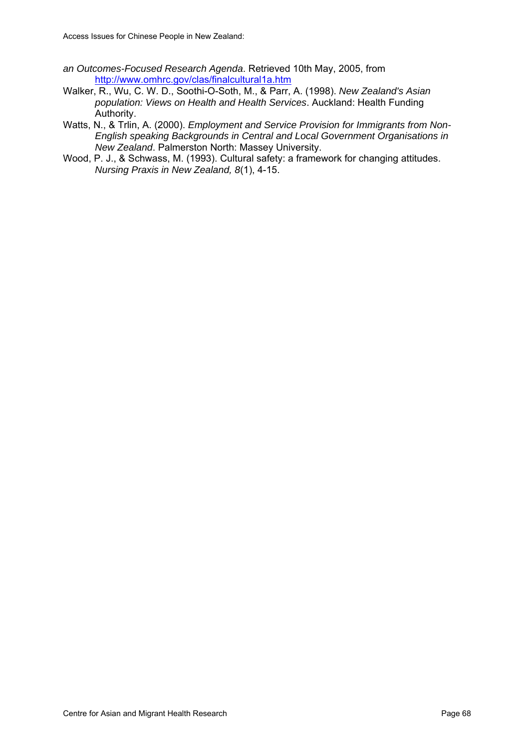*an Outcomes-Focused Research Agenda*. Retrieved 10th May, 2005, from http://www.omhrc.gov/clas/finalcultural1a.htm

Walker, R., Wu, C. W. D., Soothi-O-Soth, M., & Parr, A. (1998). *New Zealand's Asian population: Views on Health and Health Services*. Auckland: Health Funding Authority.

Watts, N., & Trlin, A. (2000). *Employment and Service Provision for Immigrants from Non-English speaking Backgrounds in Central and Local Government Organisations in New Zealand*. Palmerston North: Massey University.

Wood, P. J., & Schwass, M. (1993). Cultural safety: a framework for changing attitudes. *Nursing Praxis in New Zealand, 8*(1), 4-15.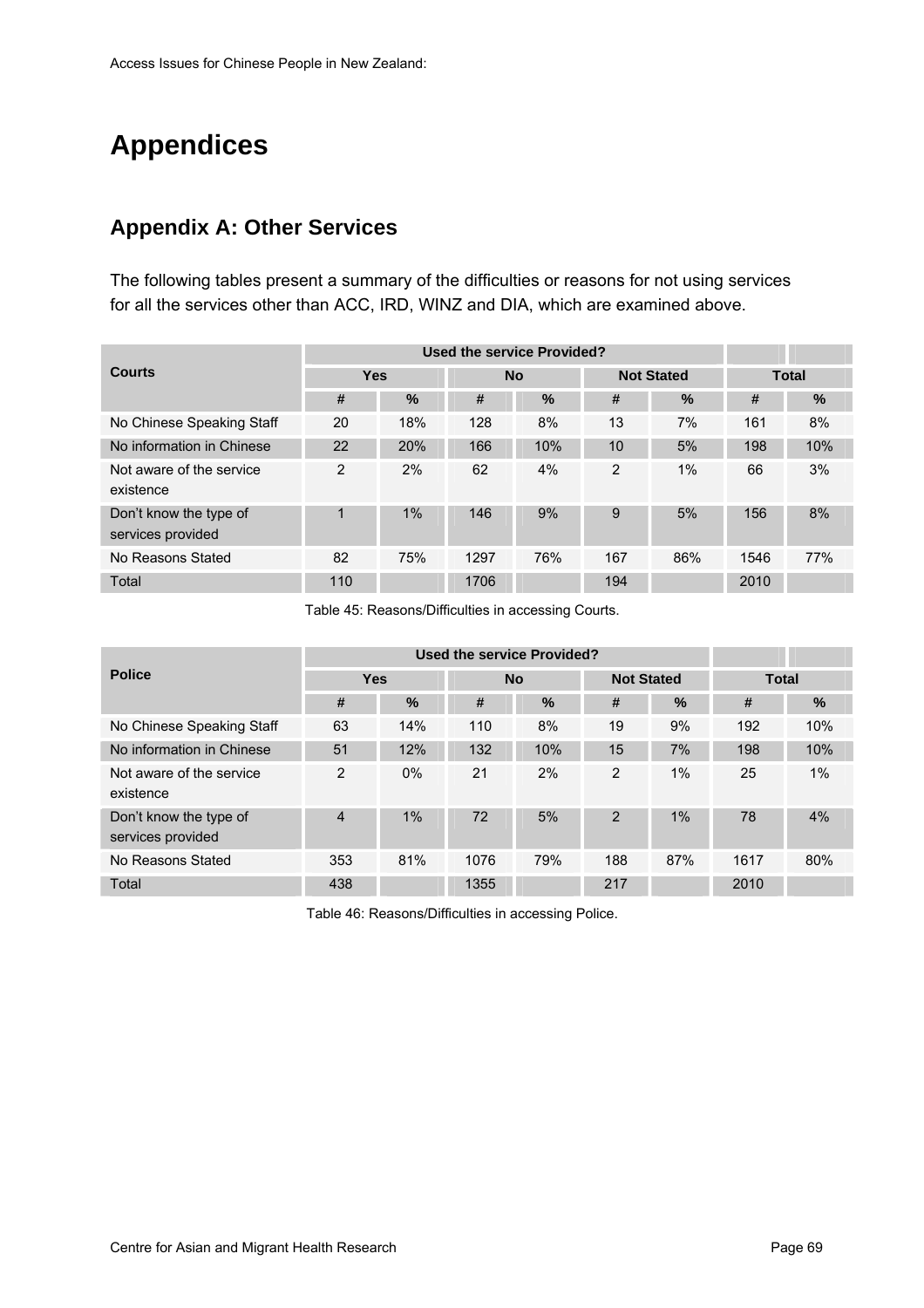# Appendices

## Appendix A: Other Services

The following tables present a summary of the difficulties or reasons for not using services for all the services other than ACC, IRD, WINZ and DIA, which are examined above.

| Courts | Used the service Provided? | | | | | | | |
|---|---|---|---|---|---|---|---|---|
| | Yes | | No | | Not Stated | | Total | |
| | # | % | # | % | # | % | # | % |
| No Chinese Speaking Staff | 20 | 18% | 128 | 8% | 13 | 7% | 161 | 8% |
| No information in Chinese | 22 | 20% | 166 | 10% | 10 | 5% | 198 | 10% |
| Not aware of the service existence | 2 | 2% | 62 | 4% | 2 | 1% | 66 | 3% |
| Don't know the type of services provided | 1 | 1% | 146 | 9% | 9 | 5% | 156 | 8% |
| No Reasons Stated | 82 | 75% | 1297 | 76% | 167 | 86% | 1546 | 77% |
| Total | 110 | | 1706 | | 194 | | 2010 | |

Table 45: Reasons/Difficulties in accessing Courts.

| Police | Used the service Provided? | | | | | | | |
|---|---|---|---|---|---|---|---|---|
| | Yes | | No | | Not Stated | | Total | |
| | # | % | # | % | # | % | # | % |
| No Chinese Speaking Staff | 63 | 14% | 110 | 8% | 19 | 9% | 192 | 10% |
| No information in Chinese | 51 | 12% | 132 | 10% | 15 | 7% | 198 | 10% |
| Not aware of the service existence | 2 | 0% | 21 | 2% | 2 | 1% | 25 | 1% |
| Don't know the type of services provided | 4 | 1% | 72 | 5% | 2 | 1% | 78 | 4% |
| No Reasons Stated | 353 | 81% | 1076 | 79% | 188 | 87% | 1617 | 80% |
| Total | 438 | | 1355 | | 217 | | 2010 | |

Table 46: Reasons/Difficulties in accessing Police.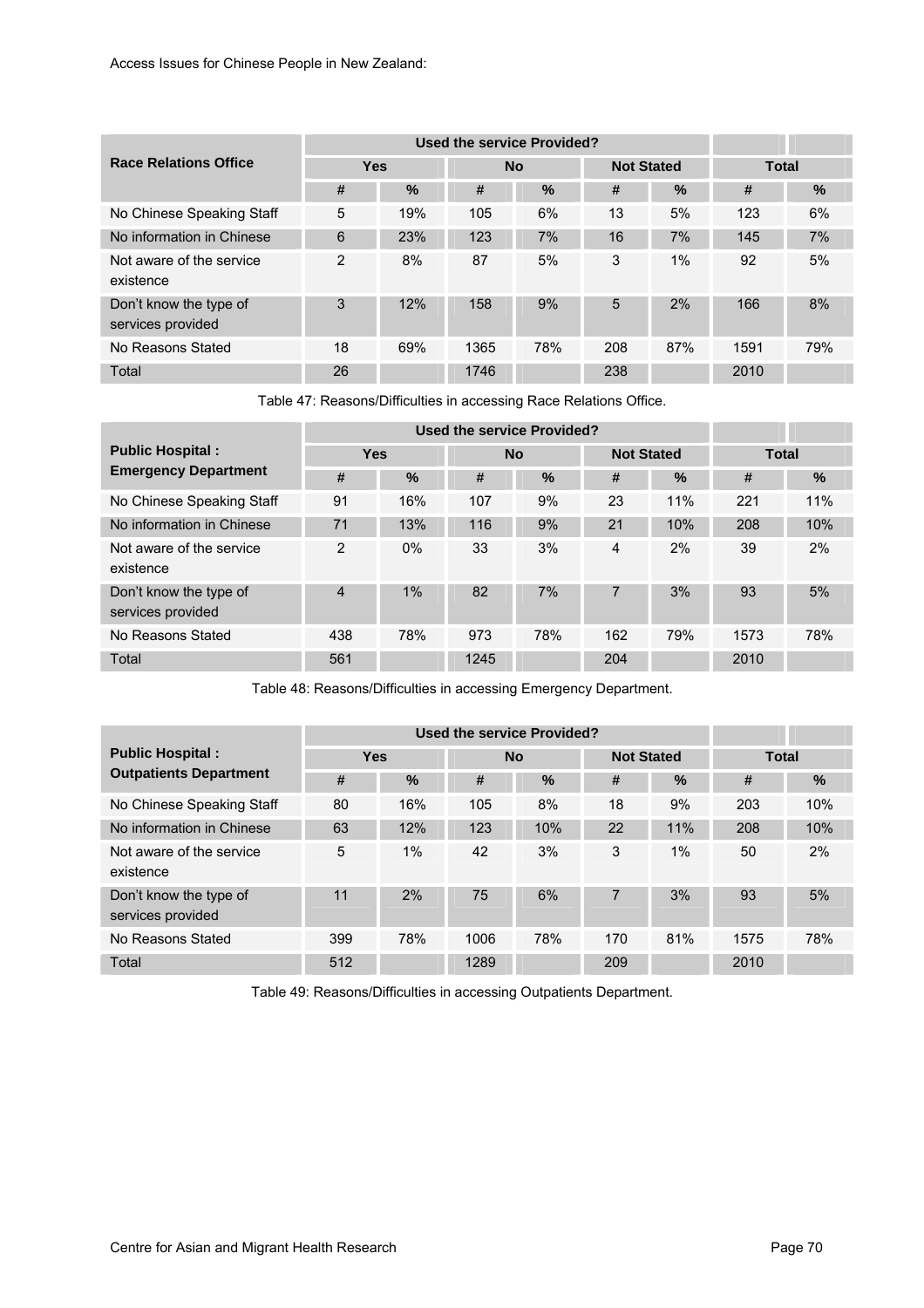| Race Relations Office | Used the service Provided? | | | | | | | |
|---|---|---|---|---|---|---|---|---|
| | Yes | | No | | Not Stated | | Total | |
| | # | % | # | % | # | % | # | % |
| No Chinese Speaking Staff | 5 | 19% | 105 | 6% | 13 | 5% | 123 | 6% |
| No information in Chinese | 6 | 23% | 123 | 7% | 16 | 7% | 145 | 7% |
| Not aware of the service existence | 2 | 8% | 87 | 5% | 3 | 1% | 92 | 5% |
| Don't know the type of services provided | 3 | 12% | 158 | 9% | 5 | 2% | 166 | 8% |
| No Reasons Stated | 18 | 69% | 1365 | 78% | 208 | 87% | 1591 | 79% |
| Total | 26 | | 1746 | | 238 | | 2010 | |

Table 47: Reasons/Difficulties in accessing Race Relations Office.

| Public Hospital : Emergency Department | Used the service Provided? | | | | | | | |
|---|---|---|---|---|---|---|---|---|
| | Yes | | No | | Not Stated | | Total | |
| | # | % | # | % | # | % | # | % |
| No Chinese Speaking Staff | 91 | 16% | 107 | 9% | 23 | 11% | 221 | 11% |
| No information in Chinese | 71 | 13% | 116 | 9% | 21 | 10% | 208 | 10% |
| Not aware of the service existence | 2 | 0% | 33 | 3% | 4 | 2% | 39 | 2% |
| Don't know the type of services provided | 4 | 1% | 82 | 7% | 7 | 3% | 93 | 5% |
| No Reasons Stated | 438 | 78% | 973 | 78% | 162 | 79% | 1573 | 78% |
| Total | 561 | | 1245 | | 204 | | 2010 | |

Table 48: Reasons/Difficulties in accessing Emergency Department.

| Public Hospital : Outpatients Department | Used the service Provided? | | | | | | | |
|---|---|---|---|---|---|---|---|---|
| | Yes | | No | | Not Stated | | Total | |
| | # | % | # | % | # | % | # | % |
| No Chinese Speaking Staff | 80 | 16% | 105 | 8% | 18 | 9% | 203 | 10% |
| No information in Chinese | 63 | 12% | 123 | 10% | 22 | 11% | 208 | 10% |
| Not aware of the service existence | 5 | 1% | 42 | 3% | 3 | 1% | 50 | 2% |
| Don't know the type of services provided | 11 | 2% | 75 | 6% | 7 | 3% | 93 | 5% |
| No Reasons Stated | 399 | 78% | 1006 | 78% | 170 | 81% | 1575 | 78% |
| Total | 512 | | 1289 | | 209 | | 2010 | |

Table 49: Reasons/Difficulties in accessing Outpatients Department.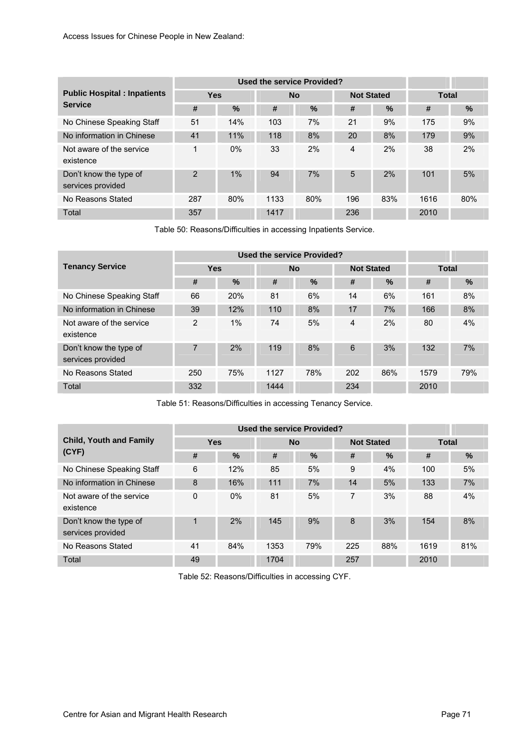| Public Hospital : Inpatients Service | Used the service Provided? | | | | | | | |
|---|---|---|---|---|---|---|---|---|
| | Yes | | No | | Not Stated | | Total | |
| | # | % | # | % | # | % | # | % |
| No Chinese Speaking Staff | 51 | 14% | 103 | 7% | 21 | 9% | 175 | 9% |
| No information in Chinese | 41 | 11% | 118 | 8% | 20 | 8% | 179 | 9% |
| Not aware of the service existence | 1 | 0% | 33 | 2% | 4 | 2% | 38 | 2% |
| Don't know the type of services provided | 2 | 1% | 94 | 7% | 5 | 2% | 101 | 5% |
| No Reasons Stated | 287 | 80% | 1133 | 80% | 196 | 83% | 1616 | 80% |
| Total | 357 | | 1417 | | 236 | | 2010 | |

Table 50: Reasons/Difficulties in accessing Inpatients Service.

| Tenancy Service | Used the service Provided? | | | | | | | |
|---|---|---|---|---|---|---|---|---|
| | Yes | | No | | Not Stated | | Total | |
| | # | % | # | % | # | % | # | % |
| No Chinese Speaking Staff | 66 | 20% | 81 | 6% | 14 | 6% | 161 | 8% |
| No information in Chinese | 39 | 12% | 110 | 8% | 17 | 7% | 166 | 8% |
| Not aware of the service existence | 2 | 1% | 74 | 5% | 4 | 2% | 80 | 4% |
| Don't know the type of services provided | 7 | 2% | 119 | 8% | 6 | 3% | 132 | 7% |
| No Reasons Stated | 250 | 75% | 1127 | 78% | 202 | 86% | 1579 | 79% |
| Total | 332 | | 1444 | | 234 | | 2010 | |

Table 51: Reasons/Difficulties in accessing Tenancy Service.

| Child, Youth and Family (CYF) | Used the service Provided? | | | | | | | |
|---|---|---|---|---|---|---|---|---|
| | Yes | | No | | Not Stated | | Total | |
| | # | % | # | % | # | % | # | % |
| No Chinese Speaking Staff | 6 | 12% | 85 | 5% | 9 | 4% | 100 | 5% |
| No information in Chinese | 8 | 16% | 111 | 7% | 14 | 5% | 133 | 7% |
| Not aware of the service existence | 0 | 0% | 81 | 5% | 7 | 3% | 88 | 4% |
| Don't know the type of services provided | 1 | 2% | 145 | 9% | 8 | 3% | 154 | 8% |
| No Reasons Stated | 41 | 84% | 1353 | 79% | 225 | 88% | 1619 | 81% |
| Total | 49 | | 1704 | | 257 | | 2010 | |

Table 52: Reasons/Difficulties in accessing CYF.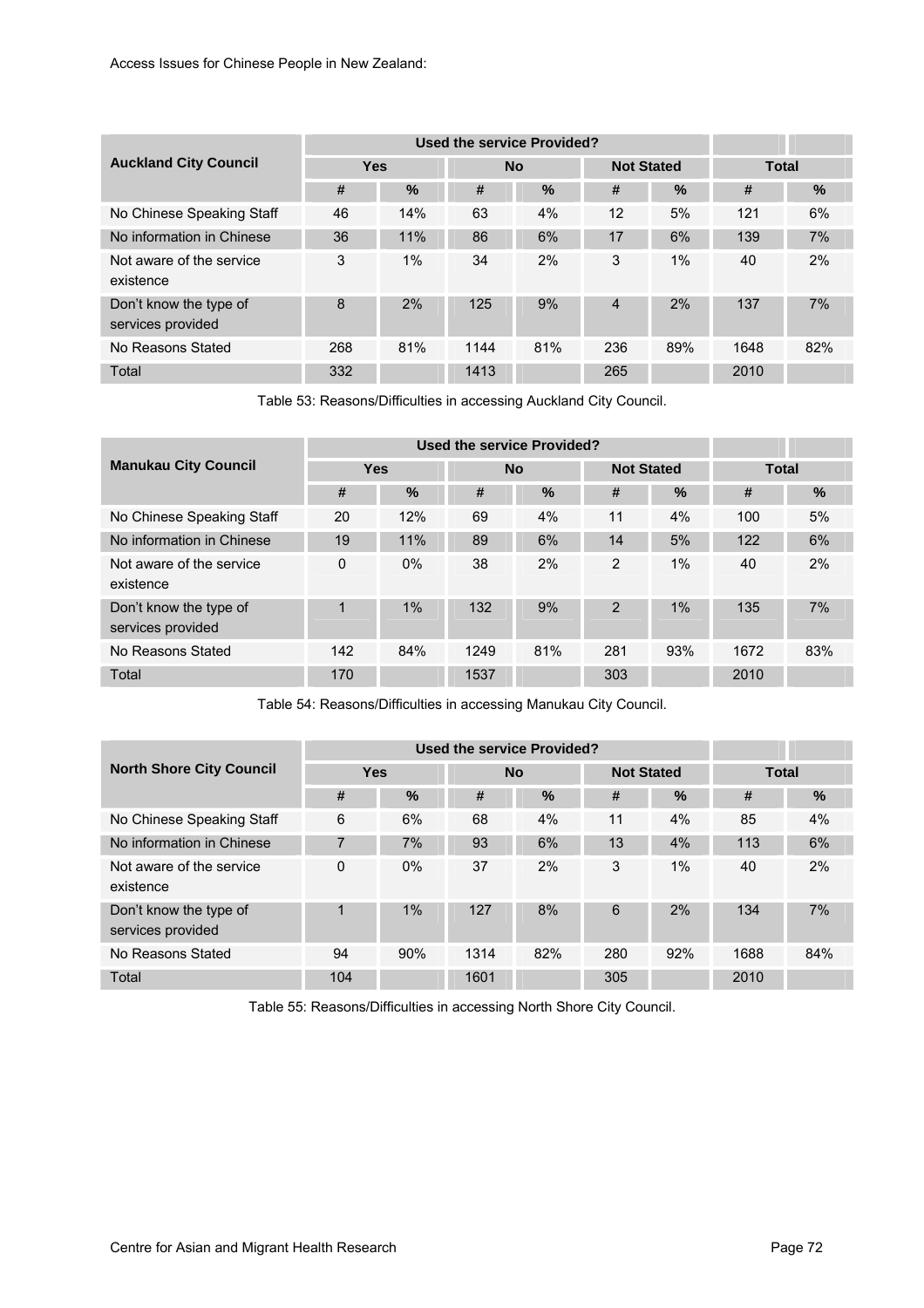| Auckland City Council | Used the service Provided? | | | | | | | |
|---|---|---|---|---|---|---|---|---|
| | Yes | | No | | Not Stated | | Total | |
| | # | % | # | % | # | % | # | % |
| No Chinese Speaking Staff | 46 | 14% | 63 | 4% | 12 | 5% | 121 | 6% |
| No information in Chinese | 36 | 11% | 86 | 6% | 17 | 6% | 139 | 7% |
| Not aware of the service existence | 3 | 1% | 34 | 2% | 3 | 1% | 40 | 2% |
| Don't know the type of services provided | 8 | 2% | 125 | 9% | 4 | 2% | 137 | 7% |
| No Reasons Stated | 268 | 81% | 1144 | 81% | 236 | 89% | 1648 | 82% |
| Total | 332 | | 1413 | | 265 | | 2010 | |

Table 53: Reasons/Difficulties in accessing Auckland City Council.

| Manukau City Council | Used the service Provided? | | | | | | | |
|---|---|---|---|---|---|---|---|---|
| | Yes | | No | | Not Stated | | Total | |
| | # | % | # | % | # | % | # | % |
| No Chinese Speaking Staff | 20 | 12% | 69 | 4% | 11 | 4% | 100 | 5% |
| No information in Chinese | 19 | 11% | 89 | 6% | 14 | 5% | 122 | 6% |
| Not aware of the service existence | 0 | 0% | 38 | 2% | 2 | 1% | 40 | 2% |
| Don't know the type of services provided | 1 | 1% | 132 | 9% | 2 | 1% | 135 | 7% |
| No Reasons Stated | 142 | 84% | 1249 | 81% | 281 | 93% | 1672 | 83% |
| Total | 170 | | 1537 | | 303 | | 2010 | |

Table 54: Reasons/Difficulties in accessing Manukau City Council.

| North Shore City Council | Used the service Provided? | | | | | | | |
|---|---|---|---|---|---|---|---|---|
| | Yes | | No | | Not Stated | | Total | |
| | # | % | # | % | # | % | # | % |
| No Chinese Speaking Staff | 6 | 6% | 68 | 4% | 11 | 4% | 85 | 4% |
| No information in Chinese | 7 | 7% | 93 | 6% | 13 | 4% | 113 | 6% |
| Not aware of the service existence | 0 | 0% | 37 | 2% | 3 | 1% | 40 | 2% |
| Don't know the type of services provided | 1 | 1% | 127 | 8% | 6 | 2% | 134 | 7% |
| No Reasons Stated | 94 | 90% | 1314 | 82% | 280 | 92% | 1688 | 84% |
| Total | 104 | | 1601 | | 305 | | 2010 | |

Table 55: Reasons/Difficulties in accessing North Shore City Council.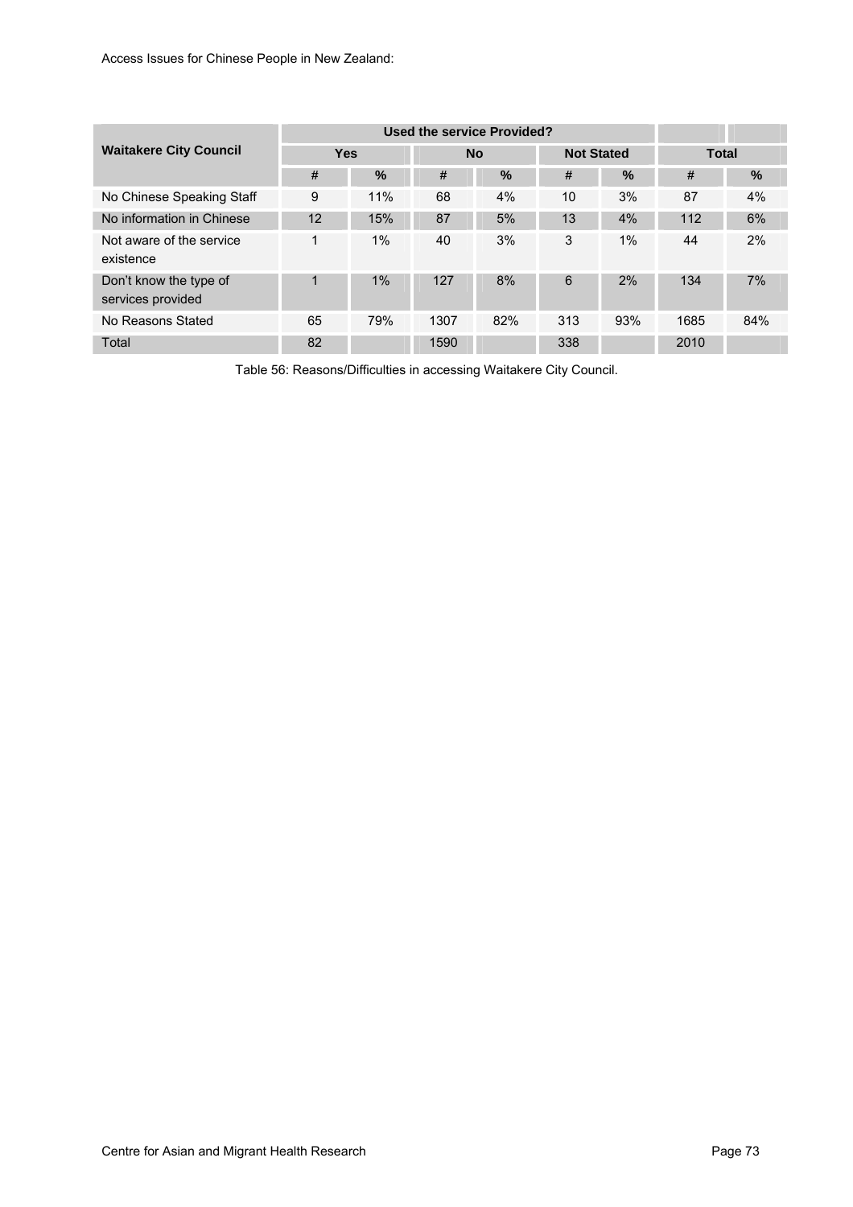| Waitakere City Council | Used the service Provided? | | | | | | | |
|---|---|---|---|---|---|---|---|---|
| | Yes | | No | | Not Stated | | Total | |
| | # | % | # | % | # | % | # | % |
| No Chinese Speaking Staff | 9 | 11% | 68 | 4% | 10 | 3% | 87 | 4% |
| No information in Chinese | 12 | 15% | 87 | 5% | 13 | 4% | 112 | 6% |
| Not aware of the service existence | 1 | 1% | 40 | 3% | 3 | 1% | 44 | 2% |
| Don't know the type of services provided | 1 | 1% | 127 | 8% | 6 | 2% | 134 | 7% |
| No Reasons Stated | 65 | 79% | 1307 | 82% | 313 | 93% | 1685 | 84% |
| Total | 82 | | 1590 | | 338 | | 2010 | |

Table 56: Reasons/Difficulties in accessing Waitakere City Council.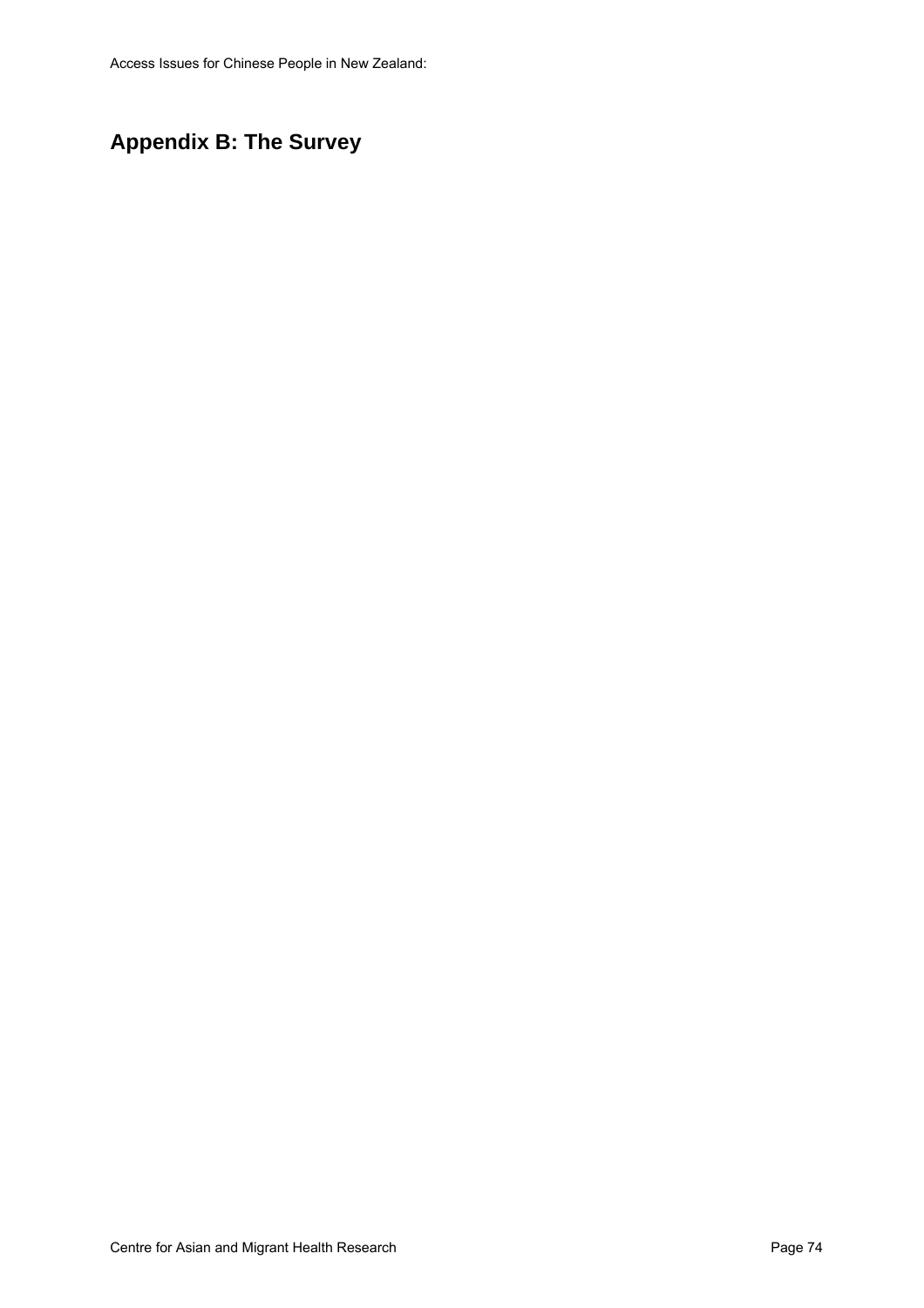## Appendix B: The Survey